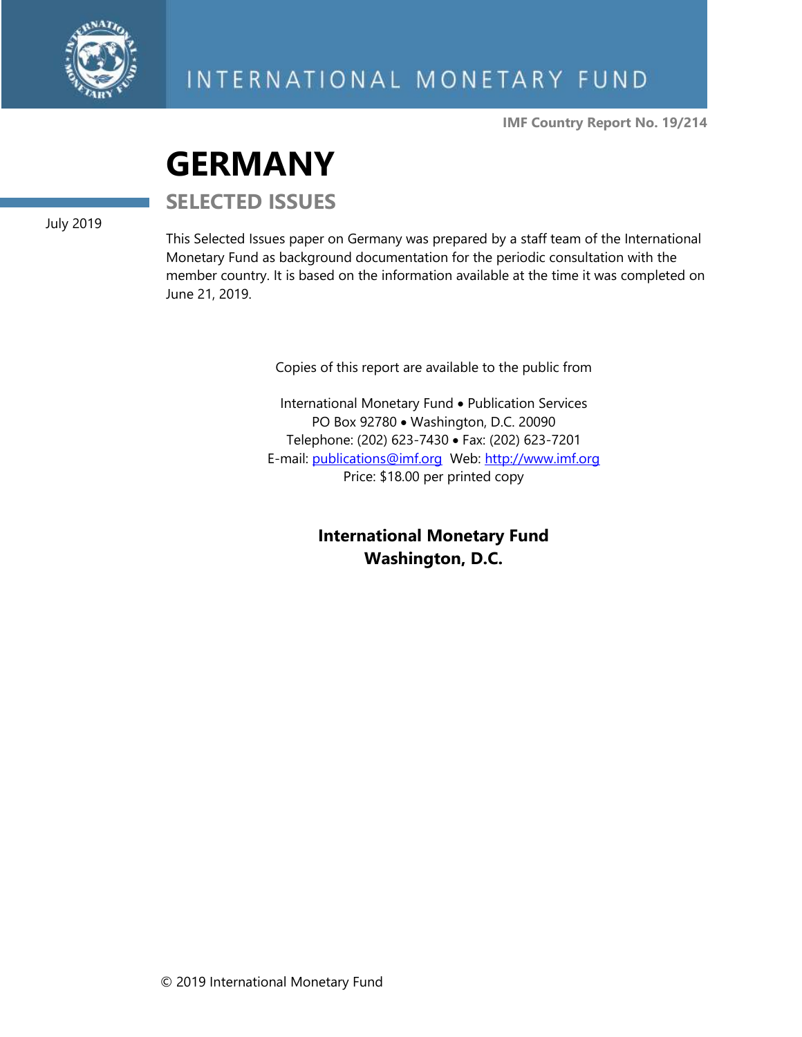INTERNATIONAL MONETARY FUND

**IMF Country Report No. 19/214**

# GERMANY

## SELECTED ISSUES

July 2019

This Selected Issues paper on Germany was prepared by a staff team of the International Monetary Fund as background documentation for the periodic consultation with the member country. It is based on the information available at the time it was completed on June 21, 2019.

Copies of this report are available to the public from

International Monetary Fund • Publication Services
PO Box 92780 • Washington, D.C. 20090
Telephone: (202) 623-7430 • Fax: (202) 623-7201
E-mail: publications@imf.org Web: http://www.imf.org
Price: $18.00 per printed copy

**International Monetary Fund**
**Washington, D.C.**

© 2019 International Monetary Fund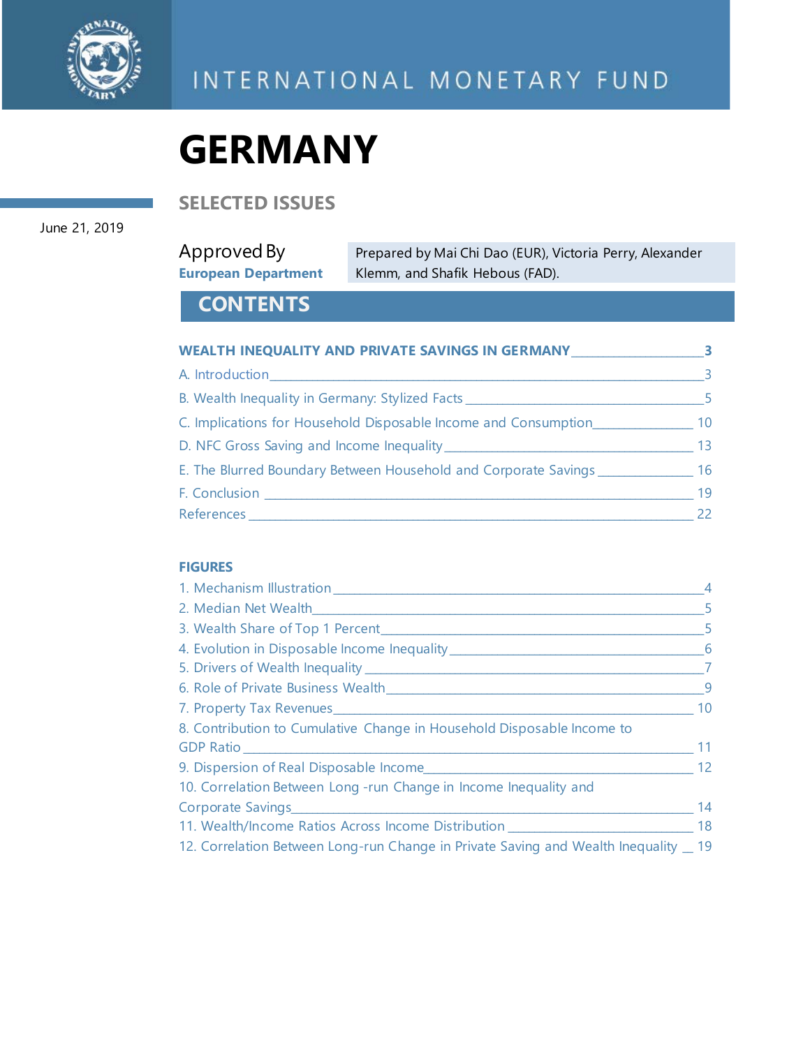INTERNATIONAL MONETARY FUND

# GERMANY

## SELECTED ISSUES

June 21, 2019

Approved By
**European Department**

Prepared by Mai Chi Dao (EUR), Victoria Perry, Alexander Klemm, and Shafik Hebous (FAD).

## CONTENTS

**WEALTH INEQUALITY AND PRIVATE SAVINGS IN GERMANY** ___ 3

A. Introduction ___ 3

B. Wealth Inequality in Germany: Stylized Facts ___ 5

C. Implications for Household Disposable Income and Consumption ___ 10

D. NFC Gross Saving and Income Inequality ___ 13

E. The Blurred Boundary Between Household and Corporate Savings ___ 16

F. Conclusion ___ 19

References ___ 22

**FIGURES**

1. Mechanism Illustration ___ 4
2. Median Net Wealth ___ 5
3. Wealth Share of Top 1 Percent ___ 5
4. Evolution in Disposable Income Inequality ___ 6
5. Drivers of Wealth Inequality ___ 7
6. Role of Private Business Wealth ___ 9
7. Property Tax Revenues ___ 10
8. Contribution to Cumulative Change in Household Disposable Income to GDP Ratio ___ 11
9. Dispersion of Real Disposable Income ___ 12
10. Correlation Between Long-run Change in Income Inequality and Corporate Savings ___ 14
11. Wealth/Income Ratios Across Income Distribution ___ 18
12. Correlation Between Long-run Change in Private Saving and Wealth Inequality ___ 19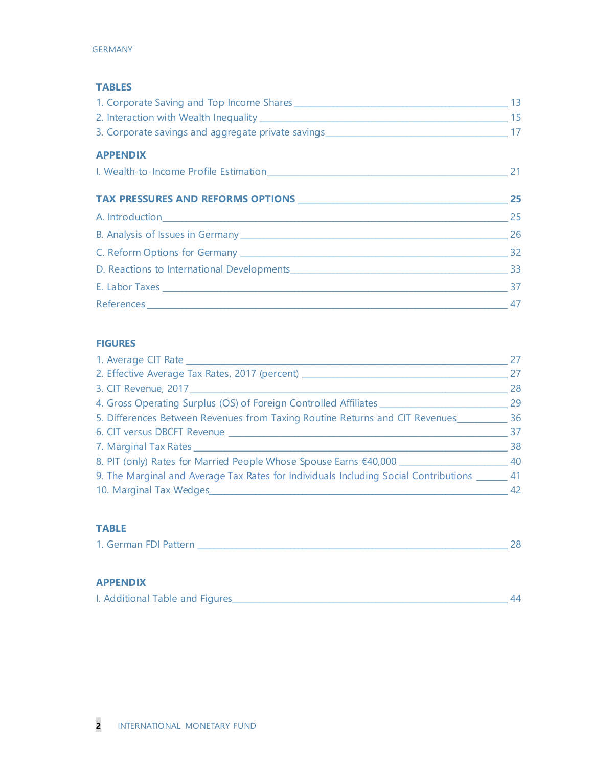**TABLES**

1. Corporate Saving and Top Income Shares ____ 13
2. Interaction with Wealth Inequality ____ 15
3. Corporate savings and aggregate private savings ____ 17

**APPENDIX**

I. Wealth-to-Income Profile Estimation ____ 21

**TAX PRESSURES AND REFORMS OPTIONS ____ 25**

A. Introduction ____ 25

B. Analysis of Issues in Germany ____ 26

C. Reform Options for Germany ____ 32

D. Reactions to International Developments ____ 33

E. Labor Taxes ____ 37

References ____ 47

**FIGURES**

1. Average CIT Rate ____ 27
2. Effective Average Tax Rates, 2017 (percent) ____ 27
3. CIT Revenue, 2017 ____ 28
4. Gross Operating Surplus (OS) of Foreign Controlled Affiliates ____ 29
5. Differences Between Revenues from Taxing Routine Returns and CIT Revenues ____ 36
6. CIT versus DBCFT Revenue ____ 37
7. Marginal Tax Rates ____ 38
8. PIT (only) Rates for Married People Whose Spouse Earns €40,000 ____ 40
9. The Marginal and Average Tax Rates for Individuals Including Social Contributions ____ 41
10. Marginal Tax Wedges ____ 42

**TABLE**

1. German FDI Pattern ____ 28

**APPENDIX**

I. Additional Table and Figures ____ 44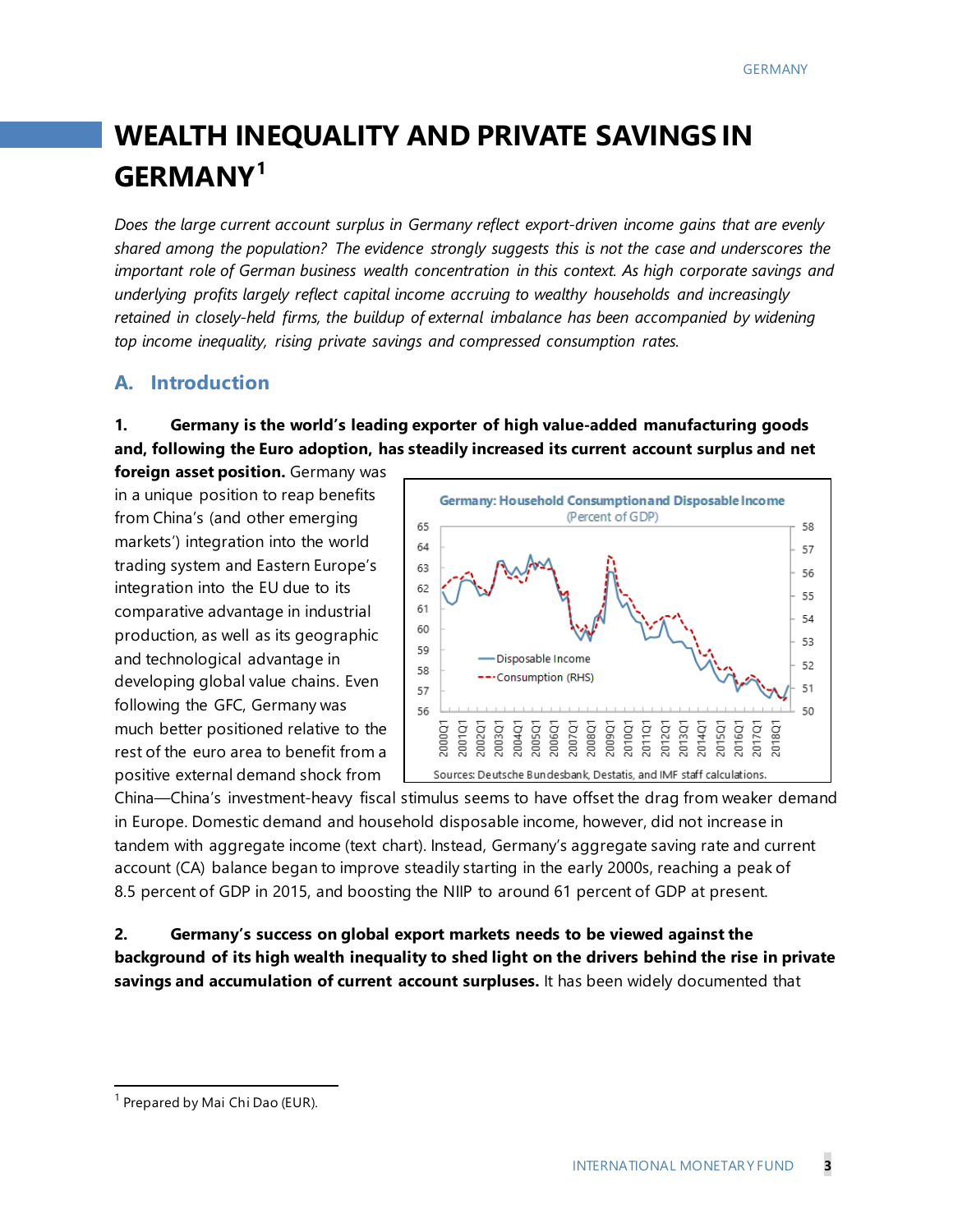# WEALTH INEQUALITY AND PRIVATE SAVINGS IN GERMANY[1]

*Does the large current account surplus in Germany reflect export-driven income gains that are evenly shared among the population? The evidence strongly suggests this is not the case and underscores the important role of German business wealth concentration in this context. As high corporate savings and underlying profits largely reflect capital income accruing to wealthy households and increasingly retained in closely-held firms, the buildup of external imbalance has been accompanied by widening top income inequality, rising private savings and compressed consumption rates.*

## A. Introduction

**1. Germany is the world's leading exporter of high value-added manufacturing goods and, following the Euro adoption, has steadily increased its current account surplus and net foreign asset position.** Germany was in a unique position to reap benefits from China's (and other emerging markets') integration into the world trading system and Eastern Europe's integration into the EU due to its comparative advantage in industrial production, as well as its geographic and technological advantage in developing global value chains. Even following the GFC, Germany was much better positioned relative to the rest of the euro area to benefit from a positive external demand shock from China—China's investment-heavy fiscal stimulus seems to have offset the drag from weaker demand in Europe. Domestic demand and household disposable income, however, did not increase in tandem with aggregate income (text chart). Instead, Germany's aggregate saving rate and current account (CA) balance began to improve steadily starting in the early 2000s, reaching a peak of 8.5 percent of GDP in 2015, and boosting the NIIP to around 61 percent of GDP at present.

**Germany: Household Consumption and Disposable Income**
(Percent of GDP)

Sources: Deutsche Bundesbank, Destatis, and IMF staff calculations.

**2. Germany's success on global export markets needs to be viewed against the background of its high wealth inequality to shed light on the drivers behind the rise in private savings and accumulation of current account surpluses.** It has been widely documented that

[1] Prepared by Mai Chi Dao (EUR).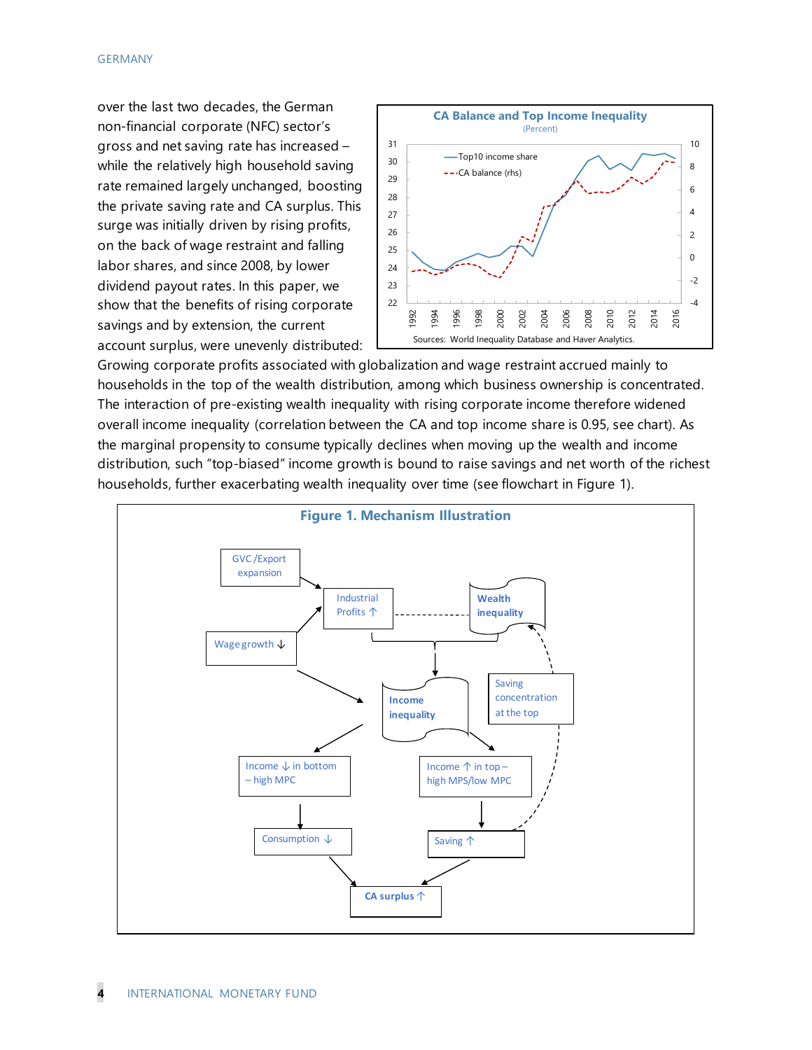over the last two decades, the German non-financial corporate (NFC) sector's gross and net saving rate has increased – while the relatively high household saving rate remained largely unchanged, boosting the private saving rate and CA surplus. This surge was initially driven by rising profits, on the back of wage restraint and falling labor shares, and since 2008, by lower dividend payout rates. In this paper, we show that the benefits of rising corporate savings and by extension, the current account surplus, were unevenly distributed: Growing corporate profits associated with globalization and wage restraint accrued mainly to households in the top of the wealth distribution, among which business ownership is concentrated. The interaction of pre-existing wealth inequality with rising corporate income therefore widened overall income inequality (correlation between the CA and top income share is 0.95, see chart). As the marginal propensity to consume typically declines when moving up the wealth and income distribution, such "top-biased" income growth is bound to raise savings and net worth of the richest households, further exacerbating wealth inequality over time (see flowchart in Figure 1).

**CA Balance and Top Income Inequality**
(Percent)

Sources: World Inequality Database and Haver Analytics.

**Figure 1. Mechanism Illustration**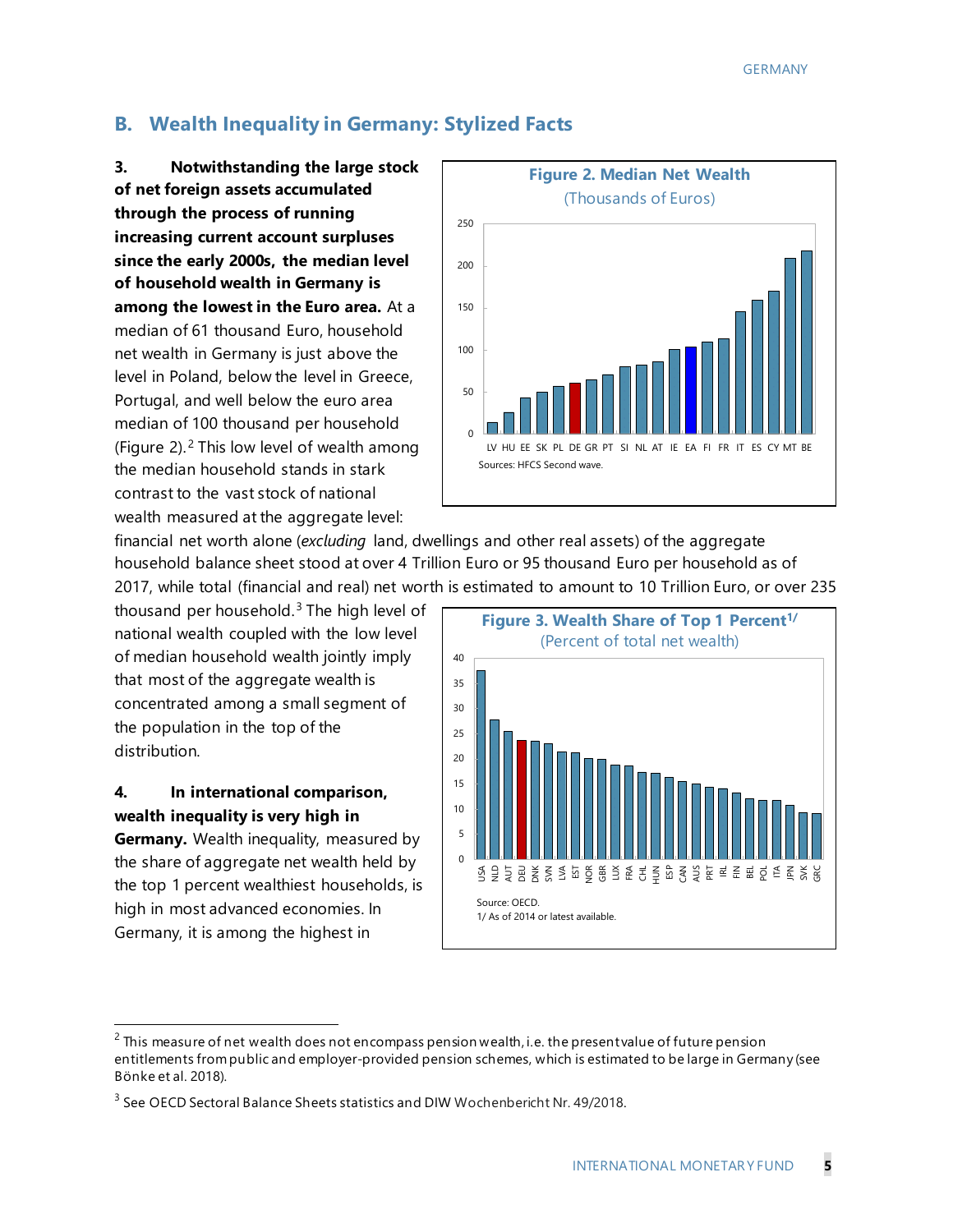## B. Wealth Inequality in Germany: Stylized Facts

**3. Notwithstanding the large stock of net foreign assets accumulated through the process of running increasing current account surpluses since the early 2000s, the median level of household wealth in Germany is among the lowest in the Euro area.** At a median of 61 thousand Euro, household net wealth in Germany is just above the level in Poland, below the level in Greece, Portugal, and well below the euro area median of 100 thousand per household (Figure 2).[2] This low level of wealth among the median household stands in stark contrast to the vast stock of national wealth measured at the aggregate level: financial net worth alone (*excluding* land, dwellings and other real assets) of the aggregate household balance sheet stood at over 4 Trillion Euro or 95 thousand Euro per household as of 2017, while total (financial and real) net worth is estimated to amount to 10 Trillion Euro, or over 235 thousand per household.[3] The high level of national wealth coupled with the low level of median household wealth jointly imply that most of the aggregate wealth is concentrated among a small segment of the population in the top of the distribution.

**Figure 2. Median Net Wealth**
(Thousands of Euros)

Sources: HFCS Second wave.

**Figure 3. Wealth Share of Top 1 Percent**[1/]
(Percent of total net wealth)

Source: OECD.
1/ As of 2014 or latest available.

**4. In international comparison, wealth inequality is very high in Germany.** Wealth inequality, measured by the share of aggregate net wealth held by the top 1 percent wealthiest households, is high in most advanced economies. In Germany, it is among the highest in

---

[2] This measure of net wealth does not encompass pension wealth, i.e. the present value of future pension entitlements from public and employer-provided pension schemes, which is estimated to be large in Germany (see Bönke et al. 2018).

[3] See OECD Sectoral Balance Sheets statistics and DIW Wochenbericht Nr. 49/2018.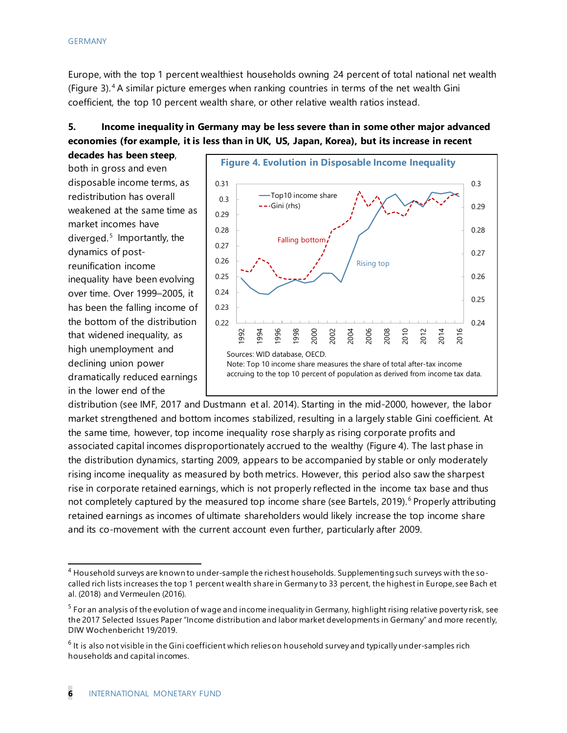Europe, with the top 1 percent wealthiest households owning 24 percent of total national net wealth (Figure 3).[4] A similar picture emerges when ranking countries in terms of the net wealth Gini coefficient, the top 10 percent wealth share, or other relative wealth ratios instead.

**5. Income inequality in Germany may be less severe than in some other major advanced economies (for example, it is less than in UK, US, Japan, Korea), but its increase in recent decades has been steep**, both in gross and even disposable income terms, as redistribution has overall weakened at the same time as market incomes have diverged.[5] Importantly, the dynamics of post-reunification income inequality have been evolving over time. Over 1999–2005, it has been the falling income of the bottom of the distribution that widened inequality, as high unemployment and declining union power dramatically reduced earnings in the lower end of the distribution (see IMF, 2017 and Dustmann et al. 2014). Starting in the mid-2000, however, the labor market strengthened and bottom incomes stabilized, resulting in a largely stable Gini coefficient. At the same time, however, top income inequality rose sharply as rising corporate profits and associated capital incomes disproportionately accrued to the wealthy (Figure 4). The last phase in the distribution dynamics, starting 2009, appears to be accompanied by stable or only moderately rising income inequality as measured by both metrics. However, this period also saw the sharpest rise in corporate retained earnings, which is not properly reflected in the income tax base and thus not completely captured by the measured top income share (see Bartels, 2019).[6] Properly attributing retained earnings as incomes of ultimate shareholders would likely increase the top income share and its co-movement with the current account even further, particularly after 2009.

**Figure 4. Evolution in Disposable Income Inequality**

Sources: WID database, OECD.
Note: Top 10 income share measures the share of total after-tax income accruing to the top 10 percent of population as derived from income tax data.

---

[4] Household surveys are known to under-sample the richest households. Supplementing such surveys with the so-called rich lists increases the top 1 percent wealth share in Germany to 33 percent, the highest in Europe, see Bach et al. (2018) and Vermeulen (2016).

[5] For an analysis of the evolution of wage and income inequality in Germany, highlight rising relative poverty risk, see the 2017 Selected Issues Paper "Income distribution and labor market developments in Germany" and more recently, DIW Wochenbericht 19/2019.

[6] It is also not visible in the Gini coefficient which relies on household survey and typically under-samples rich households and capital incomes.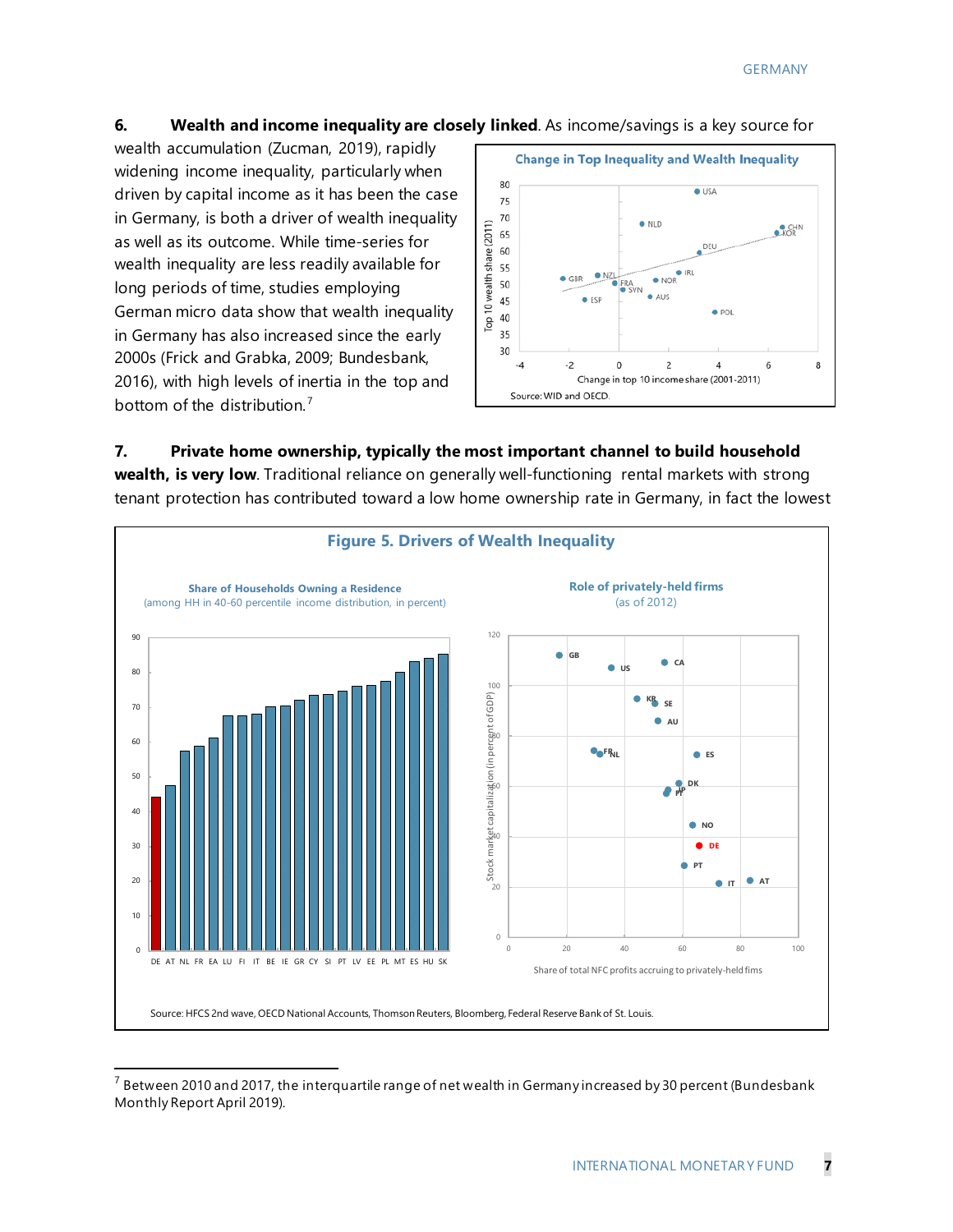6. **Wealth and income inequality are closely linked**. As income/savings is a key source for wealth accumulation (Zucman, 2019), rapidly widening income inequality, particularly when driven by capital income as it has been the case in Germany, is both a driver of wealth inequality as well as its outcome. While time-series for wealth inequality are less readily available for long periods of time, studies employing German micro data show that wealth inequality in Germany has also increased since the early 2000s (Frick and Grabka, 2009; Bundesbank, 2016), with high levels of inertia in the top and bottom of the distribution.[7]

**Change in Top Inequality and Wealth Inequality**

Source: WID and OECD.

7. **Private home ownership, typically the most important channel to build household wealth, is very low**. Traditional reliance on generally well-functioning rental markets with strong tenant protection has contributed toward a low home ownership rate in Germany, in fact the lowest

**Figure 5. Drivers of Wealth Inequality**

**Share of Households Owning a Residence** (among HH in 40-60 percentile income distribution, in percent)

**Role of privately-held firms** (as of 2012)

Source: HFCS 2nd wave, OECD National Accounts, Thomson Reuters, Bloomberg, Federal Reserve Bank of St. Louis.

---

[7] Between 2010 and 2017, the interquartile range of net wealth in Germany increased by 30 percent (Bundesbank Monthly Report April 2019).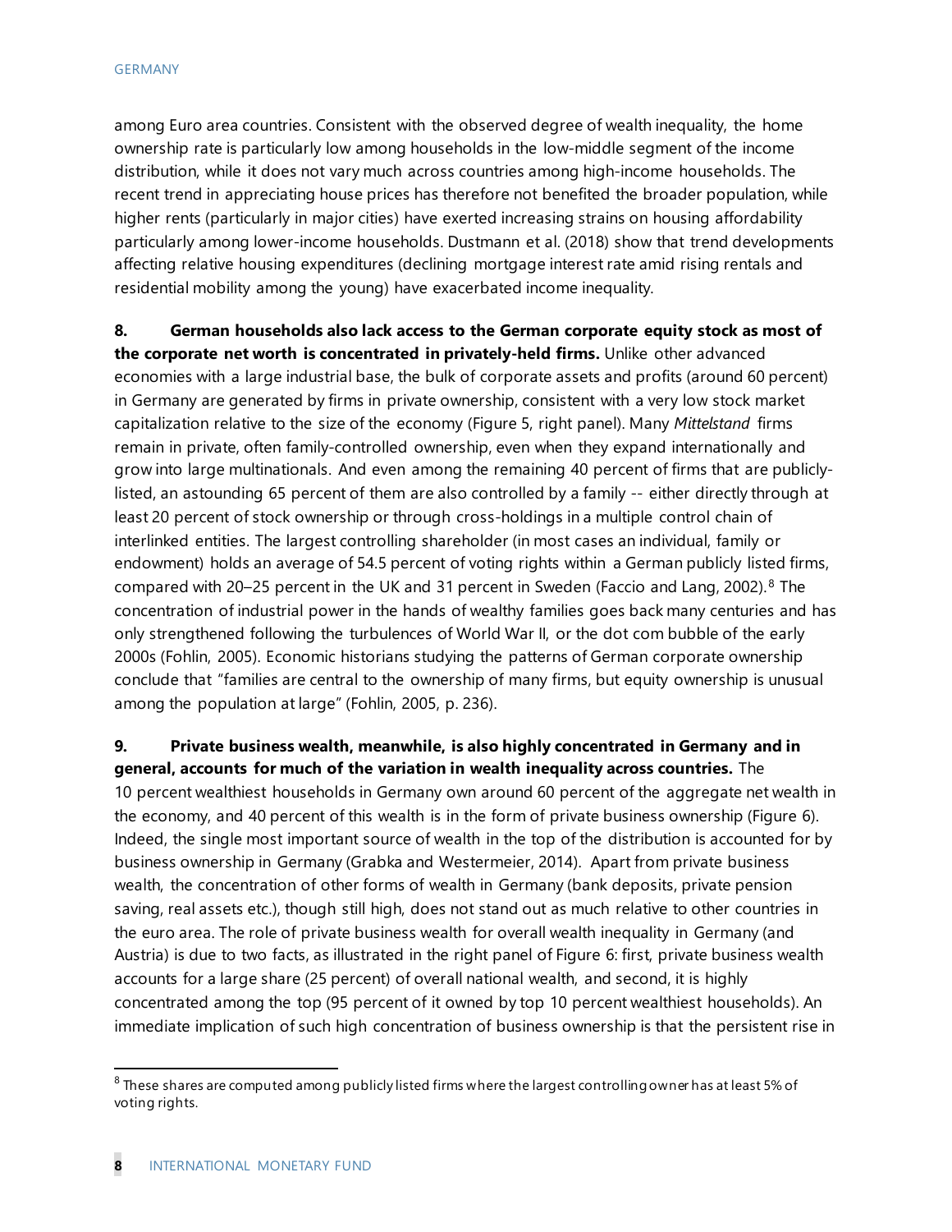among Euro area countries. Consistent with the observed degree of wealth inequality, the home ownership rate is particularly low among households in the low-middle segment of the income distribution, while it does not vary much across countries among high-income households. The recent trend in appreciating house prices has therefore not benefited the broader population, while higher rents (particularly in major cities) have exerted increasing strains on housing affordability particularly among lower-income households. Dustmann et al. (2018) show that trend developments affecting relative housing expenditures (declining mortgage interest rate amid rising rentals and residential mobility among the young) have exacerbated income inequality.

**8. German households also lack access to the German corporate equity stock as most of the corporate net worth is concentrated in privately-held firms.** Unlike other advanced economies with a large industrial base, the bulk of corporate assets and profits (around 60 percent) in Germany are generated by firms in private ownership, consistent with a very low stock market capitalization relative to the size of the economy (Figure 5, right panel). Many *Mittelstand* firms remain in private, often family-controlled ownership, even when they expand internationally and grow into large multinationals. And even among the remaining 40 percent of firms that are publicly-listed, an astounding 65 percent of them are also controlled by a family -- either directly through at least 20 percent of stock ownership or through cross-holdings in a multiple control chain of interlinked entities. The largest controlling shareholder (in most cases an individual, family or endowment) holds an average of 54.5 percent of voting rights within a German publicly listed firms, compared with 20–25 percent in the UK and 31 percent in Sweden (Faccio and Lang, 2002).[8] The concentration of industrial power in the hands of wealthy families goes back many centuries and has only strengthened following the turbulences of World War II, or the dot com bubble of the early 2000s (Fohlin, 2005). Economic historians studying the patterns of German corporate ownership conclude that "families are central to the ownership of many firms, but equity ownership is unusual among the population at large" (Fohlin, 2005, p. 236).

**9. Private business wealth, meanwhile, is also highly concentrated in Germany and in general, accounts for much of the variation in wealth inequality across countries.** The 10 percent wealthiest households in Germany own around 60 percent of the aggregate net wealth in the economy, and 40 percent of this wealth is in the form of private business ownership (Figure 6). Indeed, the single most important source of wealth in the top of the distribution is accounted for by business ownership in Germany (Grabka and Westermeier, 2014). Apart from private business wealth, the concentration of other forms of wealth in Germany (bank deposits, private pension saving, real assets etc.), though still high, does not stand out as much relative to other countries in the euro area. The role of private business wealth for overall wealth inequality in Germany (and Austria) is due to two facts, as illustrated in the right panel of Figure 6: first, private business wealth accounts for a large share (25 percent) of overall national wealth, and second, it is highly concentrated among the top (95 percent of it owned by top 10 percent wealthiest households). An immediate implication of such high concentration of business ownership is that the persistent rise in

[8] These shares are computed among publicly listed firms where the largest controlling owner has at least 5% of voting rights.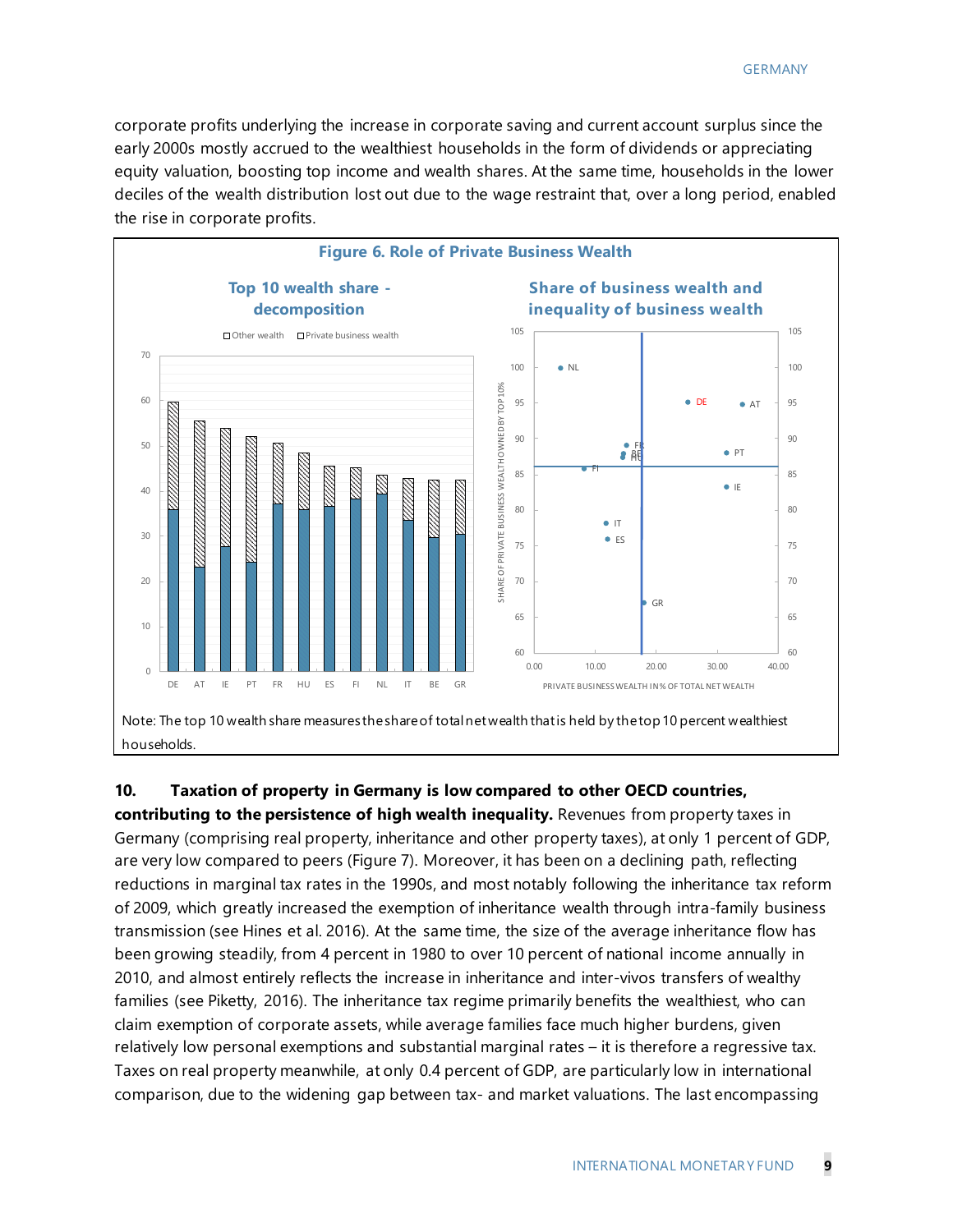corporate profits underlying the increase in corporate saving and current account surplus since the early 2000s mostly accrued to the wealthiest households in the form of dividends or appreciating equity valuation, boosting top income and wealth shares. At the same time, households in the lower deciles of the wealth distribution lost out due to the wage restraint that, over a long period, enabled the rise in corporate profits.

**Figure 6. Role of Private Business Wealth**

Note: The top 10 wealth share measures the share of total net wealth that is held by the top 10 percent wealthiest households.

**10. Taxation of property in Germany is low compared to other OECD countries, contributing to the persistence of high wealth inequality.** Revenues from property taxes in Germany (comprising real property, inheritance and other property taxes), at only 1 percent of GDP, are very low compared to peers (Figure 7). Moreover, it has been on a declining path, reflecting reductions in marginal tax rates in the 1990s, and most notably following the inheritance tax reform of 2009, which greatly increased the exemption of inheritance wealth through intra-family business transmission (see Hines et al. 2016). At the same time, the size of the average inheritance flow has been growing steadily, from 4 percent in 1980 to over 10 percent of national income annually in 2010, and almost entirely reflects the increase in inheritance and inter-vivos transfers of wealthy families (see Piketty, 2016). The inheritance tax regime primarily benefits the wealthiest, who can claim exemption of corporate assets, while average families face much higher burdens, given relatively low personal exemptions and substantial marginal rates – it is therefore a regressive tax. Taxes on real property meanwhile, at only 0.4 percent of GDP, are particularly low in international comparison, due to the widening gap between tax- and market valuations. The last encompassing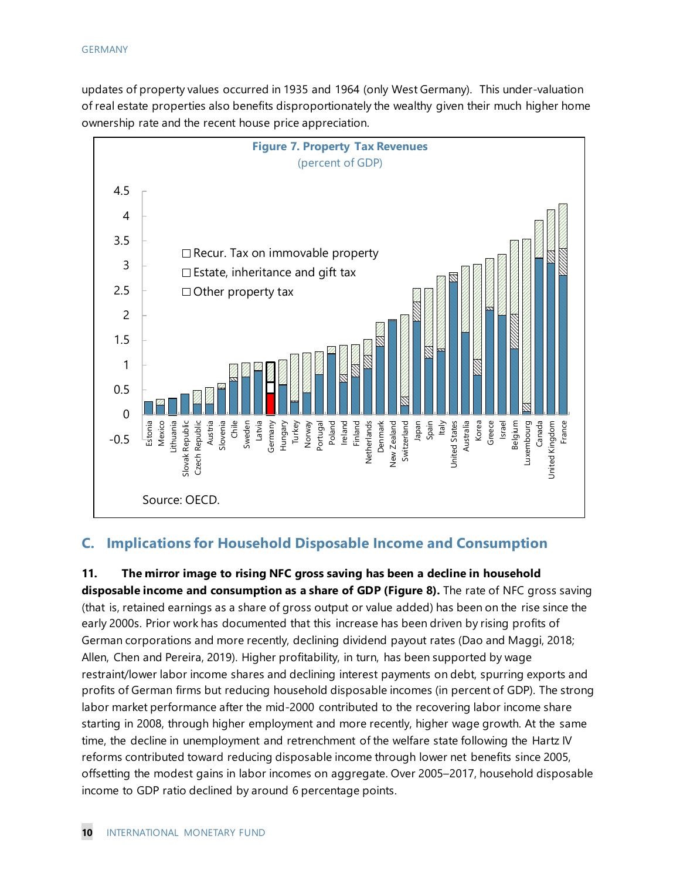updates of property values occurred in 1935 and 1964 (only West Germany). This under-valuation of real estate properties also benefits disproportionately the wealthy given their much higher home ownership rate and the recent house price appreciation.

**Figure 7. Property Tax Revenues**
(percent of GDP)

Source: OECD.

## C. Implications for Household Disposable Income and Consumption

**11. The mirror image to rising NFC gross saving has been a decline in household disposable income and consumption as a share of GDP (Figure 8).** The rate of NFC gross saving (that is, retained earnings as a share of gross output or value added) has been on the rise since the early 2000s. Prior work has documented that this increase has been driven by rising profits of German corporations and more recently, declining dividend payout rates (Dao and Maggi, 2018; Allen, Chen and Pereira, 2019). Higher profitability, in turn, has been supported by wage restraint/lower labor income shares and declining interest payments on debt, spurring exports and profits of German firms but reducing household disposable incomes (in percent of GDP). The strong labor market performance after the mid-2000 contributed to the recovering labor income share starting in 2008, through higher employment and more recently, higher wage growth. At the same time, the decline in unemployment and retrenchment of the welfare state following the Hartz IV reforms contributed toward reducing disposable income through lower net benefits since 2005, offsetting the modest gains in labor incomes on aggregate. Over 2005–2017, household disposable income to GDP ratio declined by around 6 percentage points.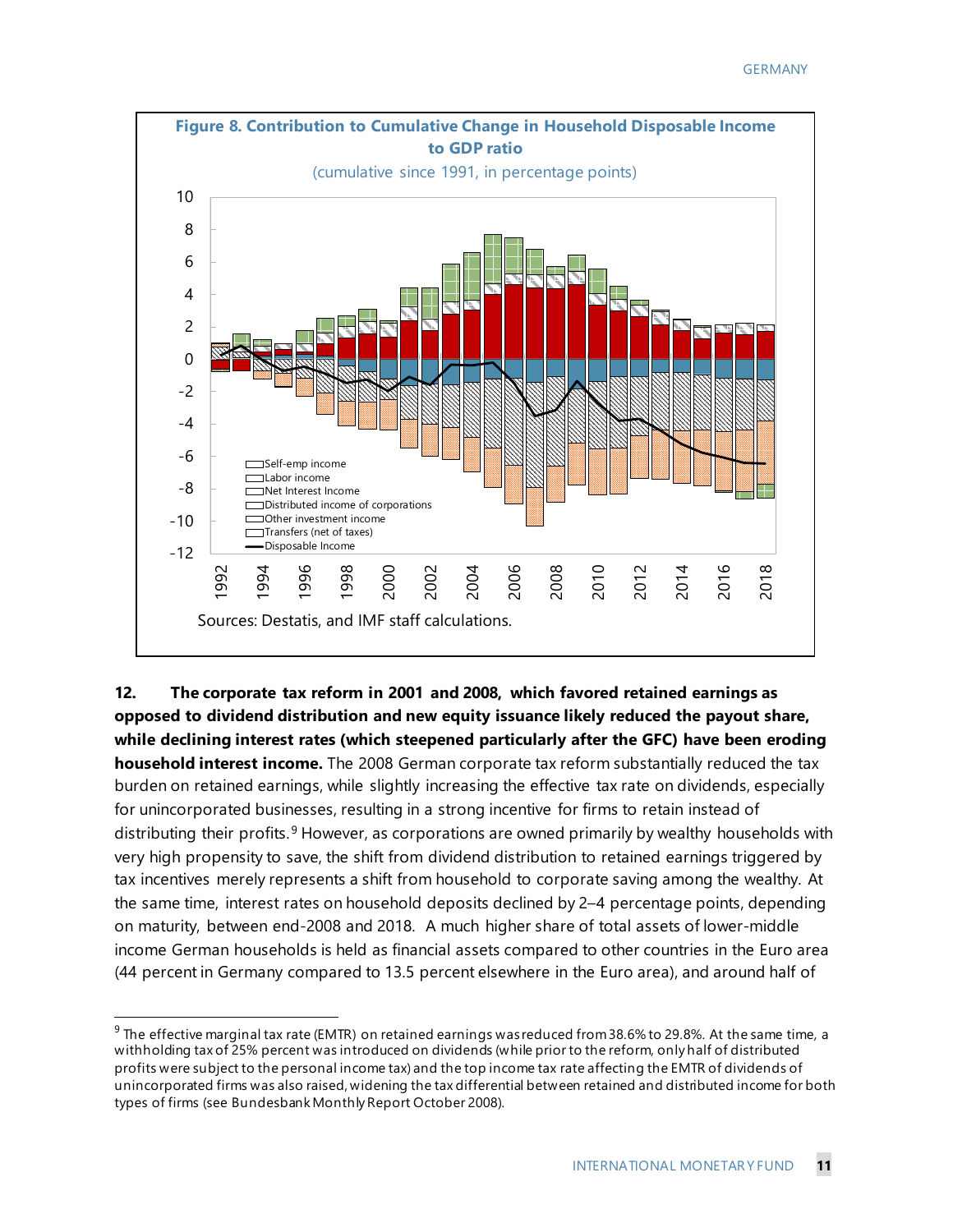**Figure 8. Contribution to Cumulative Change in Household Disposable Income to GDP ratio**

(cumulative since 1991, in percentage points)

Sources: Destatis, and IMF staff calculations.

**12. The corporate tax reform in 2001 and 2008, which favored retained earnings as opposed to dividend distribution and new equity issuance likely reduced the payout share, while declining interest rates (which steepened particularly after the GFC) have been eroding household interest income.** The 2008 German corporate tax reform substantially reduced the tax burden on retained earnings, while slightly increasing the effective tax rate on dividends, especially for unincorporated businesses, resulting in a strong incentive for firms to retain instead of distributing their profits.[9] However, as corporations are owned primarily by wealthy households with very high propensity to save, the shift from dividend distribution to retained earnings triggered by tax incentives merely represents a shift from household to corporate saving among the wealthy. At the same time, interest rates on household deposits declined by 2–4 percentage points, depending on maturity, between end-2008 and 2018. A much higher share of total assets of lower-middle income German households is held as financial assets compared to other countries in the Euro area (44 percent in Germany compared to 13.5 percent elsewhere in the Euro area), and around half of

---

[9] The effective marginal tax rate (EMTR) on retained earnings was reduced from 38.6% to 29.8%. At the same time, a withholding tax of 25% percent was introduced on dividends (while prior to the reform, only half of distributed profits were subject to the personal income tax) and the top income tax rate affecting the EMTR of dividends of unincorporated firms was also raised, widening the tax differential between retained and distributed income for both types of firms (see Bundesbank Monthly Report October 2008).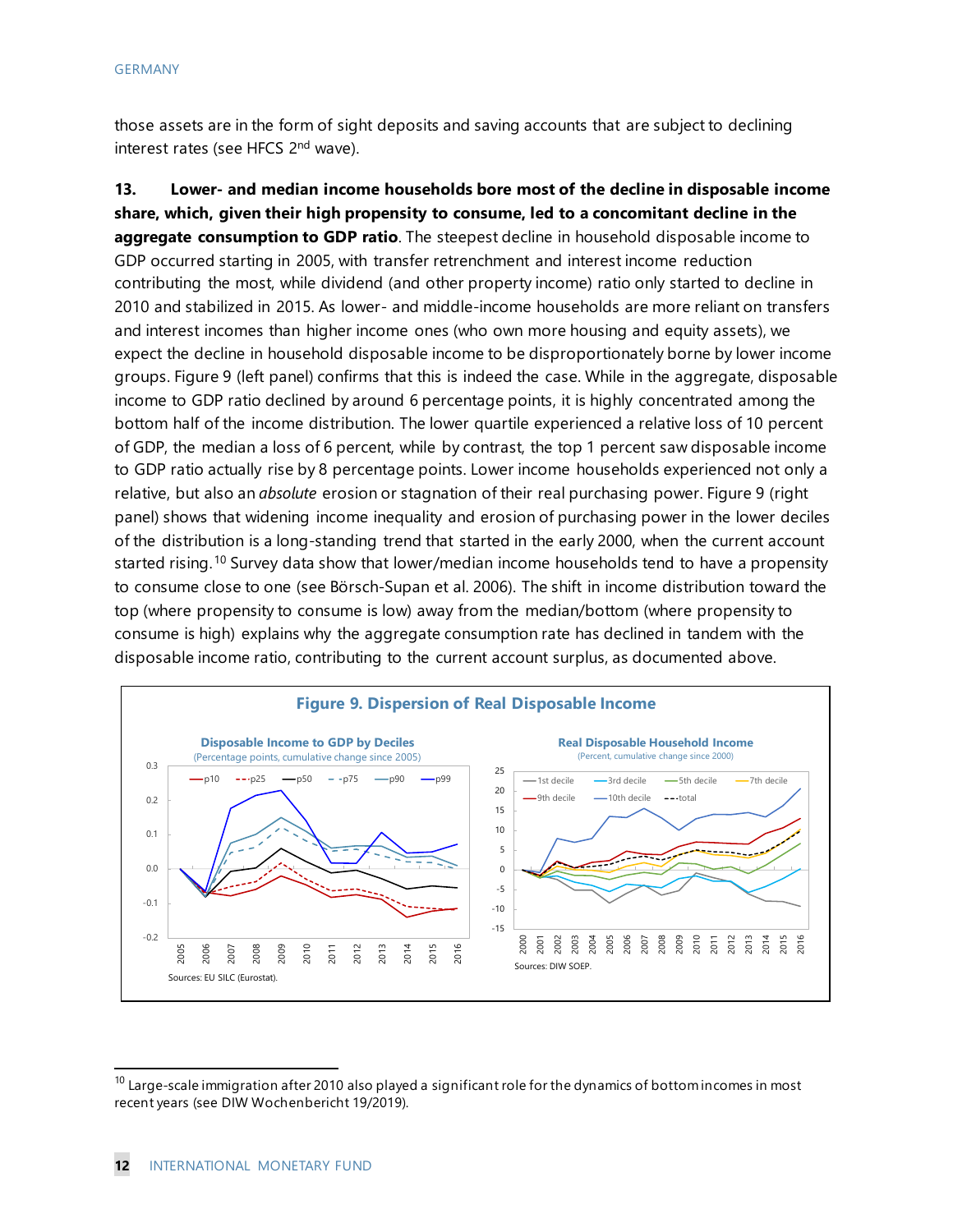those assets are in the form of sight deposits and saving accounts that are subject to declining interest rates (see HFCS 2nd wave).

**13. Lower- and median income households bore most of the decline in disposable income share, which, given their high propensity to consume, led to a concomitant decline in the aggregate consumption to GDP ratio**. The steepest decline in household disposable income to GDP occurred starting in 2005, with transfer retrenchment and interest income reduction contributing the most, while dividend (and other property income) ratio only started to decline in 2010 and stabilized in 2015. As lower- and middle-income households are more reliant on transfers and interest incomes than higher income ones (who own more housing and equity assets), we expect the decline in household disposable income to be disproportionately borne by lower income groups. Figure 9 (left panel) confirms that this is indeed the case. While in the aggregate, disposable income to GDP ratio declined by around 6 percentage points, it is highly concentrated among the bottom half of the income distribution. The lower quartile experienced a relative loss of 10 percent of GDP, the median a loss of 6 percent, while by contrast, the top 1 percent saw disposable income to GDP ratio actually rise by 8 percentage points. Lower income households experienced not only a relative, but also an *absolute* erosion or stagnation of their real purchasing power. Figure 9 (right panel) shows that widening income inequality and erosion of purchasing power in the lower deciles of the distribution is a long-standing trend that started in the early 2000, when the current account started rising.[10] Survey data show that lower/median income households tend to have a propensity to consume close to one (see Börsch-Supan et al. 2006). The shift in income distribution toward the top (where propensity to consume is low) away from the median/bottom (where propensity to consume is high) explains why the aggregate consumption rate has declined in tandem with the disposable income ratio, contributing to the current account surplus, as documented above.

**Figure 9. Dispersion of Real Disposable Income**

Disposable Income to GDP by Deciles (Percentage points, cumulative change since 2005)

Sources: EU SILC (Eurostat).

Real Disposable Household Income (Percent, cumulative change since 2000)

Sources: DIW SOEP.

[10] Large-scale immigration after 2010 also played a significant role for the dynamics of bottom incomes in most recent years (see DIW Wochenbericht 19/2019).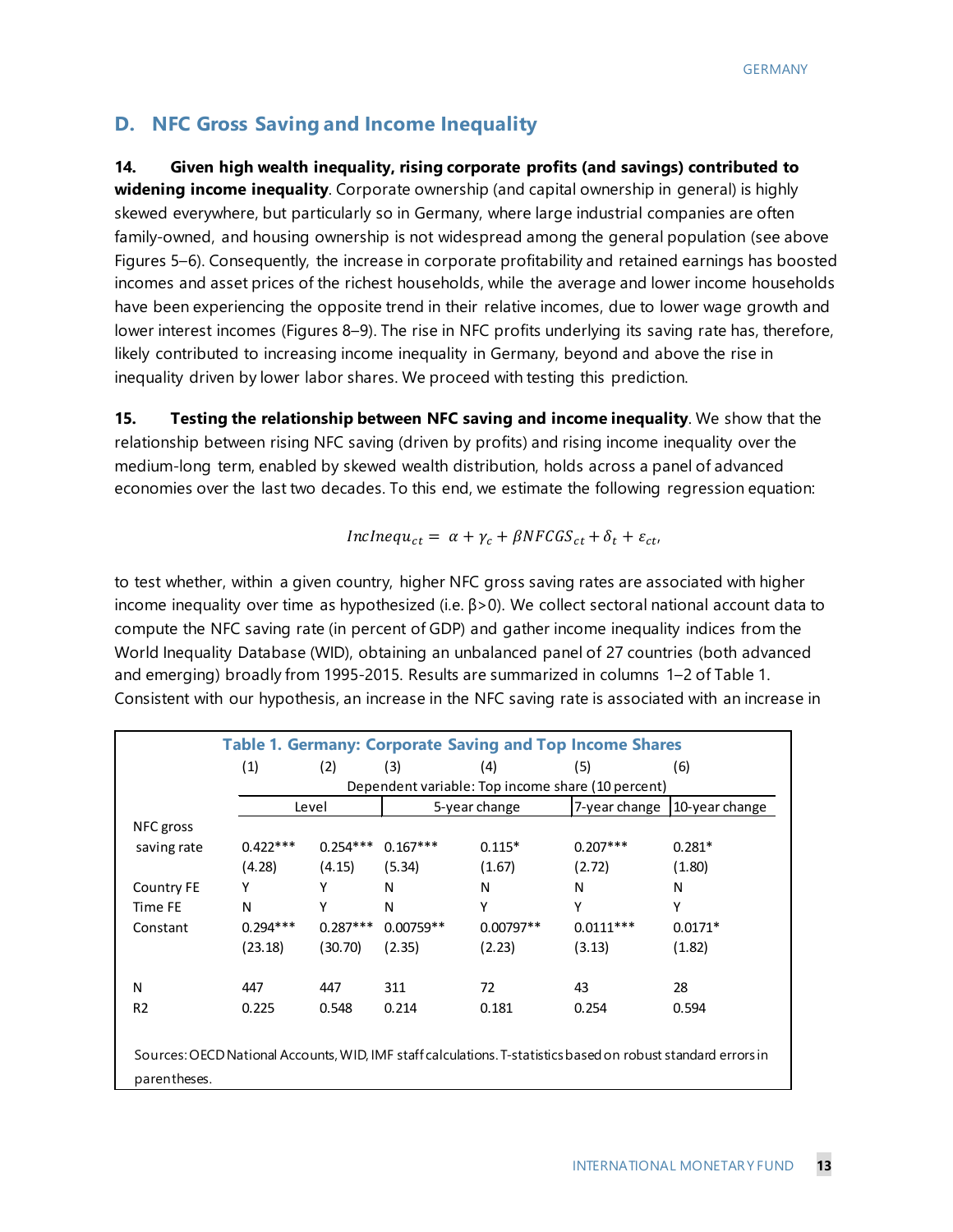## D. NFC Gross Saving and Income Inequality

**14. Given high wealth inequality, rising corporate profits (and savings) contributed to widening income inequality**. Corporate ownership (and capital ownership in general) is highly skewed everywhere, but particularly so in Germany, where large industrial companies are often family-owned, and housing ownership is not widespread among the general population (see above Figures 5–6). Consequently, the increase in corporate profitability and retained earnings has boosted incomes and asset prices of the richest households, while the average and lower income households have been experiencing the opposite trend in their relative incomes, due to lower wage growth and lower interest incomes (Figures 8–9). The rise in NFC profits underlying its saving rate has, therefore, likely contributed to increasing income inequality in Germany, beyond and above the rise in inequality driven by lower labor shares. We proceed with testing this prediction.

**15. Testing the relationship between NFC saving and income inequality**. We show that the relationship between rising NFC saving (driven by profits) and rising income inequality over the medium-long term, enabled by skewed wealth distribution, holds across a panel of advanced economies over the last two decades. To this end, we estimate the following regression equation:

$$IncInequ_{ct} = \alpha + \gamma_c + \beta NFCGS_{ct} + \delta_t + \varepsilon_{ct},$$

to test whether, within a given country, higher NFC gross saving rates are associated with higher income inequality over time as hypothesized (i.e. $\beta > 0$). We collect sectoral national account data to compute the NFC saving rate (in percent of GDP) and gather income inequality indices from the World Inequality Database (WID), obtaining an unbalanced panel of 27 countries (both advanced and emerging) broadly from 1995-2015. Results are summarized in columns 1–2 of Table 1. Consistent with our hypothesis, an increase in the NFC saving rate is associated with an increase in

**Table 1. Germany: Corporate Saving and Top Income Shares**

| | (1) | (2) | (3) | (4) | (5) | (6) |
|---|---|---|---|---|---|---|
| | Dependent variable: Top income share (10 percent) | | | | | |
| | Level | | 5-year change | | 7-year change | 10-year change |
| NFC gross saving rate | 0.422*** | 0.254*** | 0.167*** | 0.115* | 0.207*** | 0.281* |
| | (4.28) | (4.15) | (5.34) | (1.67) | (2.72) | (1.80) |
| Country FE | Y | Y | N | N | N | N |
| Time FE | N | Y | N | Y | Y | Y |
| Constant | 0.294*** | 0.287*** | 0.00759** | 0.00797** | 0.0111*** | 0.0171* |
| | (23.18) | (30.70) | (2.35) | (2.23) | (3.13) | (1.82) |
| N | 447 | 447 | 311 | 72 | 43 | 28 |
| R2 | 0.225 | 0.548 | 0.214 | 0.181 | 0.254 | 0.594 |

Sources: OECD National Accounts, WID, IMF staff calculations. T-statistics based on robust standard errors in parentheses.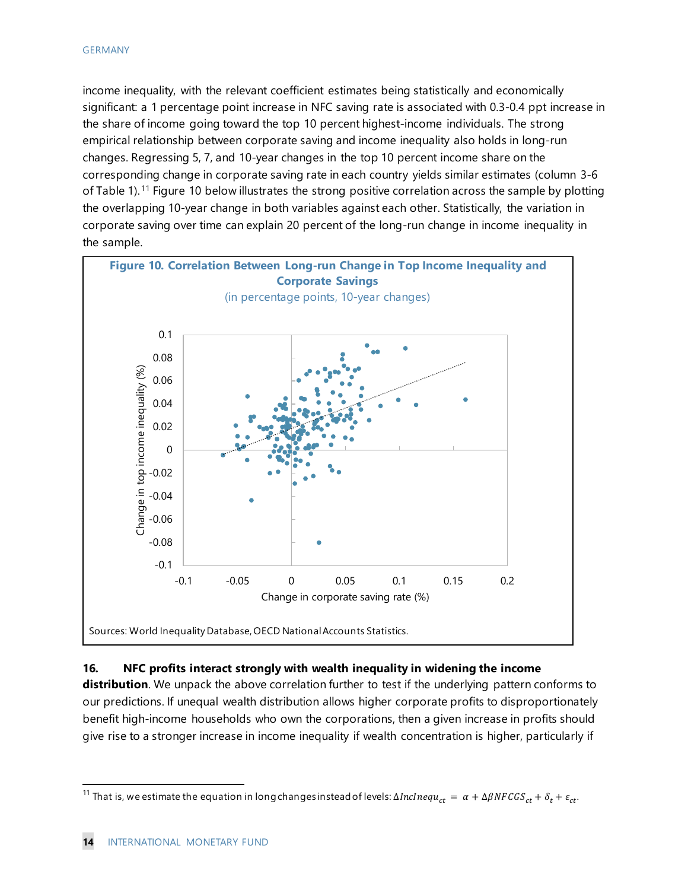income inequality, with the relevant coefficient estimates being statistically and economically significant: a 1 percentage point increase in NFC saving rate is associated with 0.3-0.4 ppt increase in the share of income going toward the top 10 percent highest-income individuals. The strong empirical relationship between corporate saving and income inequality also holds in long-run changes. Regressing 5, 7, and 10-year changes in the top 10 percent income share on the corresponding change in corporate saving rate in each country yields similar estimates (column 3-6 of Table 1).[11] Figure 10 below illustrates the strong positive correlation across the sample by plotting the overlapping 10-year change in both variables against each other. Statistically, the variation in corporate saving over time can explain 20 percent of the long-run change in income inequality in the sample.

**Figure 10. Correlation Between Long-run Change in Top Income Inequality and Corporate Savings**
(in percentage points, 10-year changes)

Sources: World Inequality Database, OECD National Accounts Statistics.

**16. NFC profits interact strongly with wealth inequality in widening the income distribution**. We unpack the above correlation further to test if the underlying pattern conforms to our predictions. If unequal wealth distribution allows higher corporate profits to disproportionately benefit high-income households who own the corporations, then a given increase in profits should give rise to a stronger increase in income inequality if wealth concentration is higher, particularly if

---

[11] That is, we estimate the equation in long changes instead of levels: $\Delta IncInequ_{ct} = \alpha + \Delta\beta NFCGS_{ct} + \delta_t + \varepsilon_{ct}$.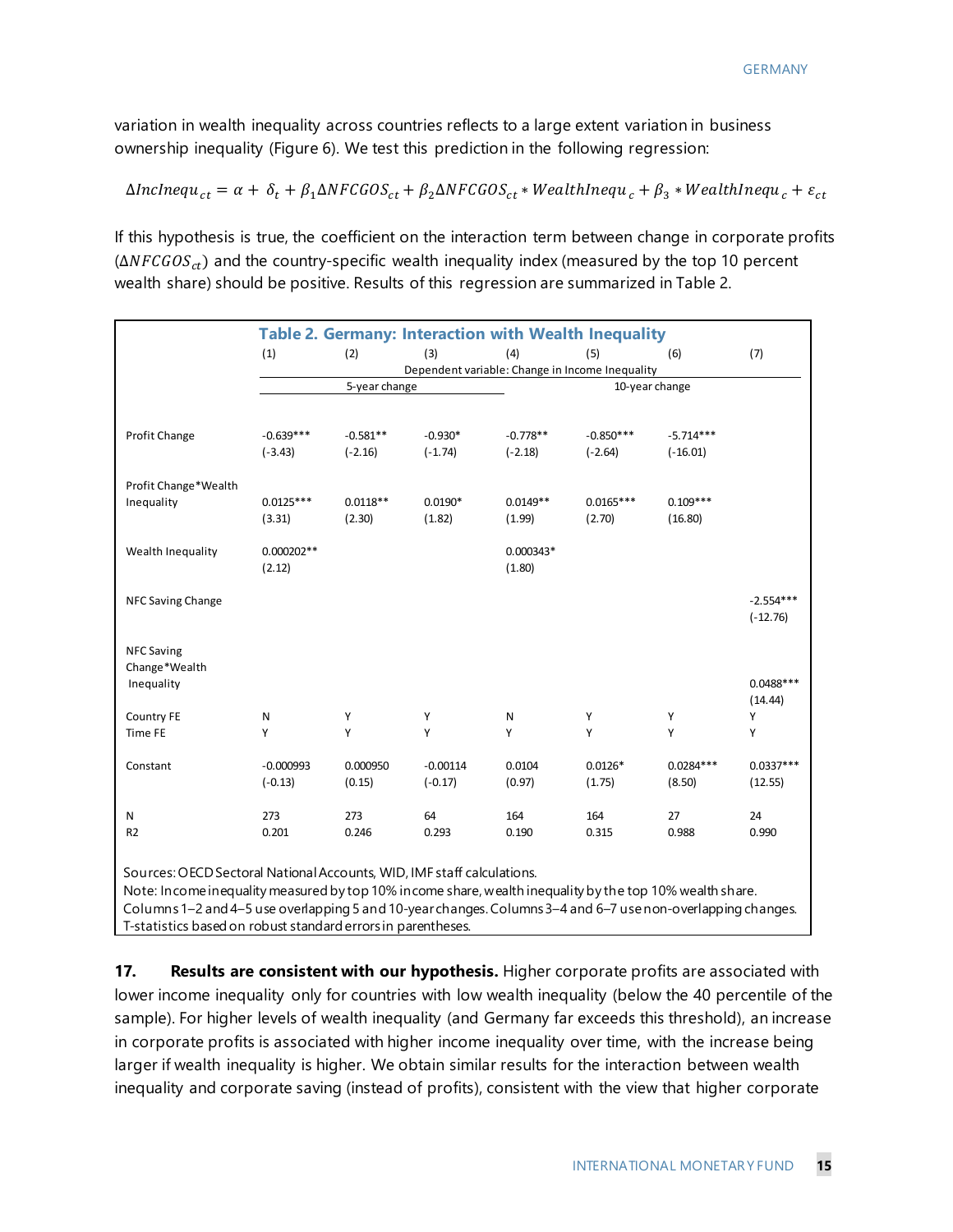variation in wealth inequality across countries reflects to a large extent variation in business ownership inequality (Figure 6). We test this prediction in the following regression:

$$\Delta IncInequ_{ct} = \alpha + \delta_t + \beta_1 \Delta NFCGOS_{ct} + \beta_2 \Delta NFCGOS_{ct} * WealthInequ_c + \beta_3 * WealthInequ_c + \varepsilon_{ct}$$

If this hypothesis is true, the coefficient on the interaction term between change in corporate profits ($\Delta NFCGOS_{ct}$) and the country-specific wealth inequality index (measured by the top 10 percent wealth share) should be positive. Results of this regression are summarized in Table 2.

**Table 2. Germany: Interaction with Wealth Inequality**

| | (1) | (2) | (3) | (4) | (5) | (6) | (7) |
|---|---|---|---|---|---|---|---|
| | Dependent variable: Change in Income Inequality | | | | | | |
| | 5-year change | | | 10-year change | | | |
| Profit Change | -0.639*** | -0.581** | -0.930* | -0.778** | -0.850*** | -5.714*** | |
| | (-3.43) | (-2.16) | (-1.74) | (-2.18) | (-2.64) | (-16.01) | |
| Profit Change*Wealth Inequality | 0.0125*** | 0.0118** | 0.0190* | 0.0149** | 0.0165*** | 0.109*** | |
| | (3.31) | (2.30) | (1.82) | (1.99) | (2.70) | (16.80) | |
| Wealth Inequality | 0.000202** | | | 0.000343* | | | |
| | (2.12) | | | (1.80) | | | |
| NFC Saving Change | | | | | | | -2.554*** |
| | | | | | | | (-12.76) |
| NFC Saving Change*Wealth Inequality | | | | | | | 0.0488*** |
| | | | | | | | (14.44) |
| Country FE | N | Y | Y | N | Y | Y | Y |
| Time FE | Y | Y | Y | Y | Y | Y | Y |
| Constant | -0.000993 | 0.000950 | -0.00114 | 0.0104 | 0.0126* | 0.0284*** | 0.0337*** |
| | (-0.13) | (0.15) | (-0.17) | (0.97) | (1.75) | (8.50) | (12.55) |
| N | 273 | 273 | 64 | 164 | 164 | 27 | 24 |
| R2 | 0.201 | 0.246 | 0.293 | 0.190 | 0.315 | 0.988 | 0.990 |

Sources: OECD Sectoral National Accounts, WID, IMF staff calculations.
Note: Income inequality measured by top 10% income share, wealth inequality by the top 10% wealth share. Columns 1–2 and 4–5 use overlapping 5 and 10-year changes. Columns 3–4 and 6–7 use non-overlapping changes. T-statistics based on robust standard errors in parentheses.

**17. Results are consistent with our hypothesis.** Higher corporate profits are associated with lower income inequality only for countries with low wealth inequality (below the 40 percentile of the sample). For higher levels of wealth inequality (and Germany far exceeds this threshold), an increase in corporate profits is associated with higher income inequality over time, with the increase being larger if wealth inequality is higher. We obtain similar results for the interaction between wealth inequality and corporate saving (instead of profits), consistent with the view that higher corporate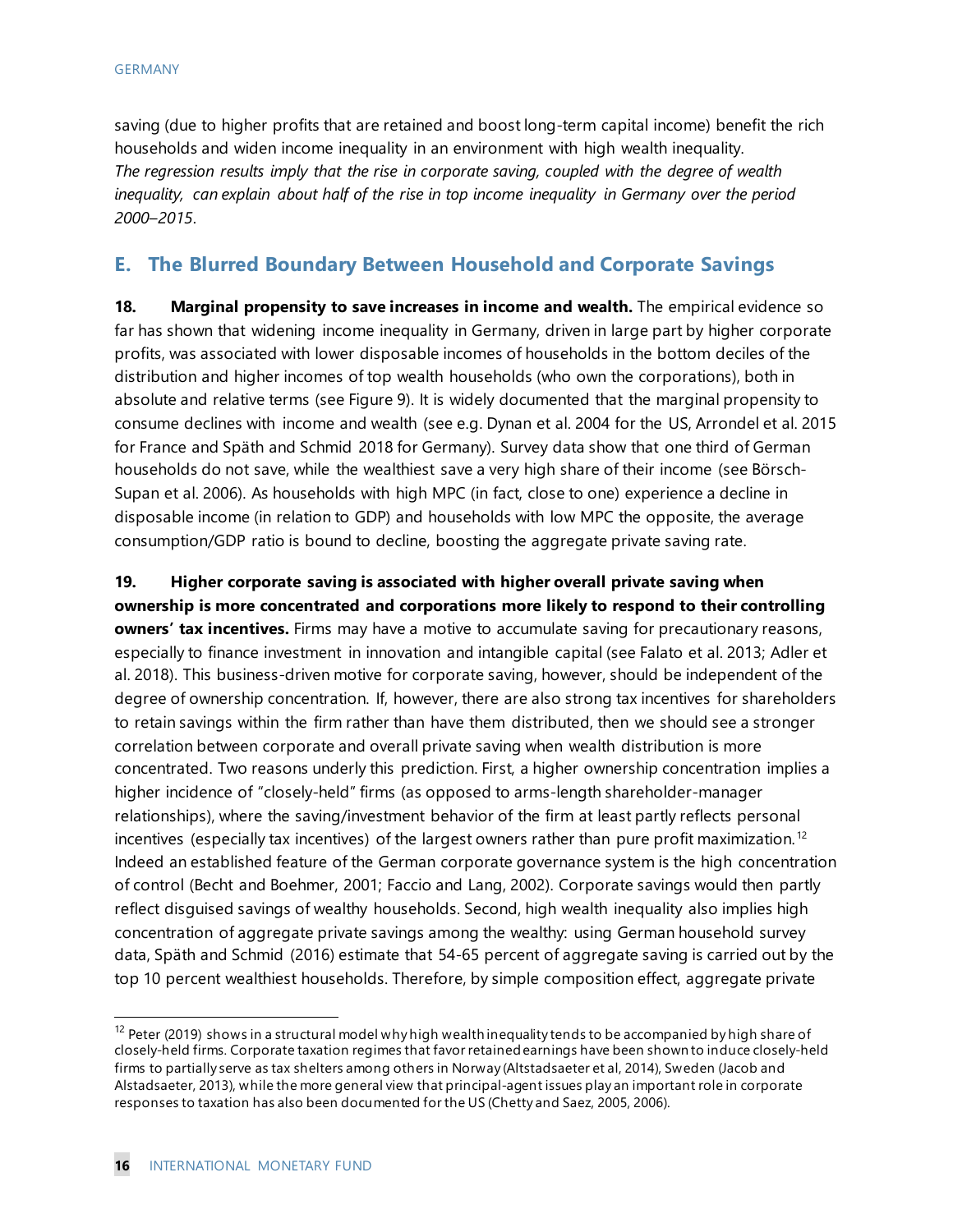saving (due to higher profits that are retained and boost long-term capital income) benefit the rich households and widen income inequality in an environment with high wealth inequality. *The regression results imply that the rise in corporate saving, coupled with the degree of wealth inequality, can explain about half of the rise in top income inequality in Germany over the period 2000–2015.*

## E. The Blurred Boundary Between Household and Corporate Savings

**18. Marginal propensity to save increases in income and wealth.** The empirical evidence so far has shown that widening income inequality in Germany, driven in large part by higher corporate profits, was associated with lower disposable incomes of households in the bottom deciles of the distribution and higher incomes of top wealth households (who own the corporations), both in absolute and relative terms (see Figure 9). It is widely documented that the marginal propensity to consume declines with income and wealth (see e.g. Dynan et al. 2004 for the US, Arrondel et al. 2015 for France and Späth and Schmid 2018 for Germany). Survey data show that one third of German households do not save, while the wealthiest save a very high share of their income (see Börsch-Supan et al. 2006). As households with high MPC (in fact, close to one) experience a decline in disposable income (in relation to GDP) and households with low MPC the opposite, the average consumption/GDP ratio is bound to decline, boosting the aggregate private saving rate.

**19. Higher corporate saving is associated with higher overall private saving when ownership is more concentrated and corporations more likely to respond to their controlling owners' tax incentives.** Firms may have a motive to accumulate saving for precautionary reasons, especially to finance investment in innovation and intangible capital (see Falato et al. 2013; Adler et al. 2018). This business-driven motive for corporate saving, however, should be independent of the degree of ownership concentration. If, however, there are also strong tax incentives for shareholders to retain savings within the firm rather than have them distributed, then we should see a stronger correlation between corporate and overall private saving when wealth distribution is more concentrated. Two reasons underly this prediction. First, a higher ownership concentration implies a higher incidence of "closely-held" firms (as opposed to arms-length shareholder-manager relationships), where the saving/investment behavior of the firm at least partly reflects personal incentives (especially tax incentives) of the largest owners rather than pure profit maximization.[12] Indeed an established feature of the German corporate governance system is the high concentration of control (Becht and Boehmer, 2001; Faccio and Lang, 2002). Corporate savings would then partly reflect disguised savings of wealthy households. Second, high wealth inequality also implies high concentration of aggregate private savings among the wealthy: using German household survey data, Späth and Schmid (2016) estimate that 54-65 percent of aggregate saving is carried out by the top 10 percent wealthiest households. Therefore, by simple composition effect, aggregate private

[12] Peter (2019) shows in a structural model why high wealth inequality tends to be accompanied by high share of closely-held firms. Corporate taxation regimes that favor retained earnings have been shown to induce closely-held firms to partially serve as tax shelters among others in Norway (Altstadsaeter et al, 2014), Sweden (Jacob and Alstadsaeter, 2013), while the more general view that principal-agent issues play an important role in corporate responses to taxation has also been documented for the US (Chetty and Saez, 2005, 2006).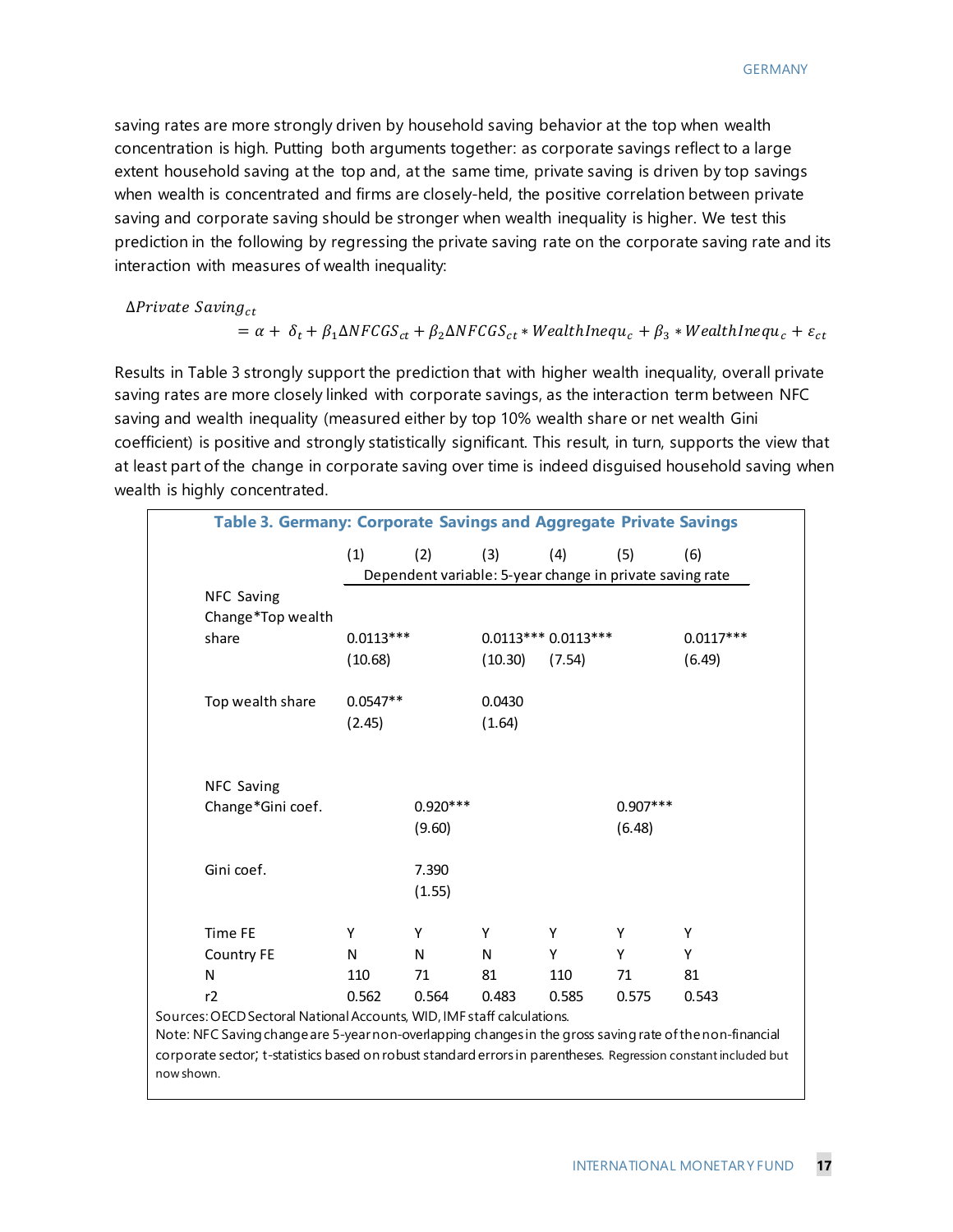saving rates are more strongly driven by household saving behavior at the top when wealth concentration is high. Putting both arguments together: as corporate savings reflect to a large extent household saving at the top and, at the same time, private saving is driven by top savings when wealth is concentrated and firms are closely-held, the positive correlation between private saving and corporate saving should be stronger when wealth inequality is higher. We test this prediction in the following by regressing the private saving rate on the corporate saving rate and its interaction with measures of wealth inequality:

$$\Delta Private\ Saving_{ct} = \alpha + \delta_t + \beta_1 \Delta NFCGS_{ct} + \beta_2 \Delta NFCGS_{ct} * WealthInequ_c + \beta_3 * WealthInequ_c + \varepsilon_{ct}$$

Results in Table 3 strongly support the prediction that with higher wealth inequality, overall private saving rates are more closely linked with corporate savings, as the interaction term between NFC saving and wealth inequality (measured either by top 10% wealth share or net wealth Gini coefficient) is positive and strongly statistically significant. This result, in turn, supports the view that at least part of the change in corporate saving over time is indeed disguised household saving when wealth is highly concentrated.

**Table 3. Germany: Corporate Savings and Aggregate Private Savings**

| | (1) | (2) | (3) | (4) | (5) | (6) |
|---|---|---|---|---|---|---|
| | Dependent variable: 5-year change in private saving rate | | | | | |
| NFC Saving Change*Top wealth share | 0.0113*** | | 0.0113*** | 0.0113*** | | 0.0117*** |
| | (10.68) | | (10.30) | (7.54) | | (6.49) |
| Top wealth share | 0.0547** | | 0.0430 | | | |
| | (2.45) | | (1.64) | | | |
| NFC Saving Change*Gini coef. | | 0.920*** | | | 0.907*** | |
| | | (9.60) | | | (6.48) | |
| Gini coef. | | 7.390 | | | | |
| | | (1.55) | | | | |
| Time FE | Y | Y | Y | Y | Y | Y |
| Country FE | N | N | N | Y | Y | Y |
| N | 110 | 71 | 81 | 110 | 71 | 81 |
| r2 | 0.562 | 0.564 | 0.483 | 0.585 | 0.575 | 0.543 |

Sources: OECD Sectoral National Accounts, WID, IMF staff calculations.

Note: NFC Saving change are 5-year non-overlapping changes in the gross saving rate of the non-financial corporate sector; t-statistics based on robust standard errors in parentheses. Regression constant included but now shown.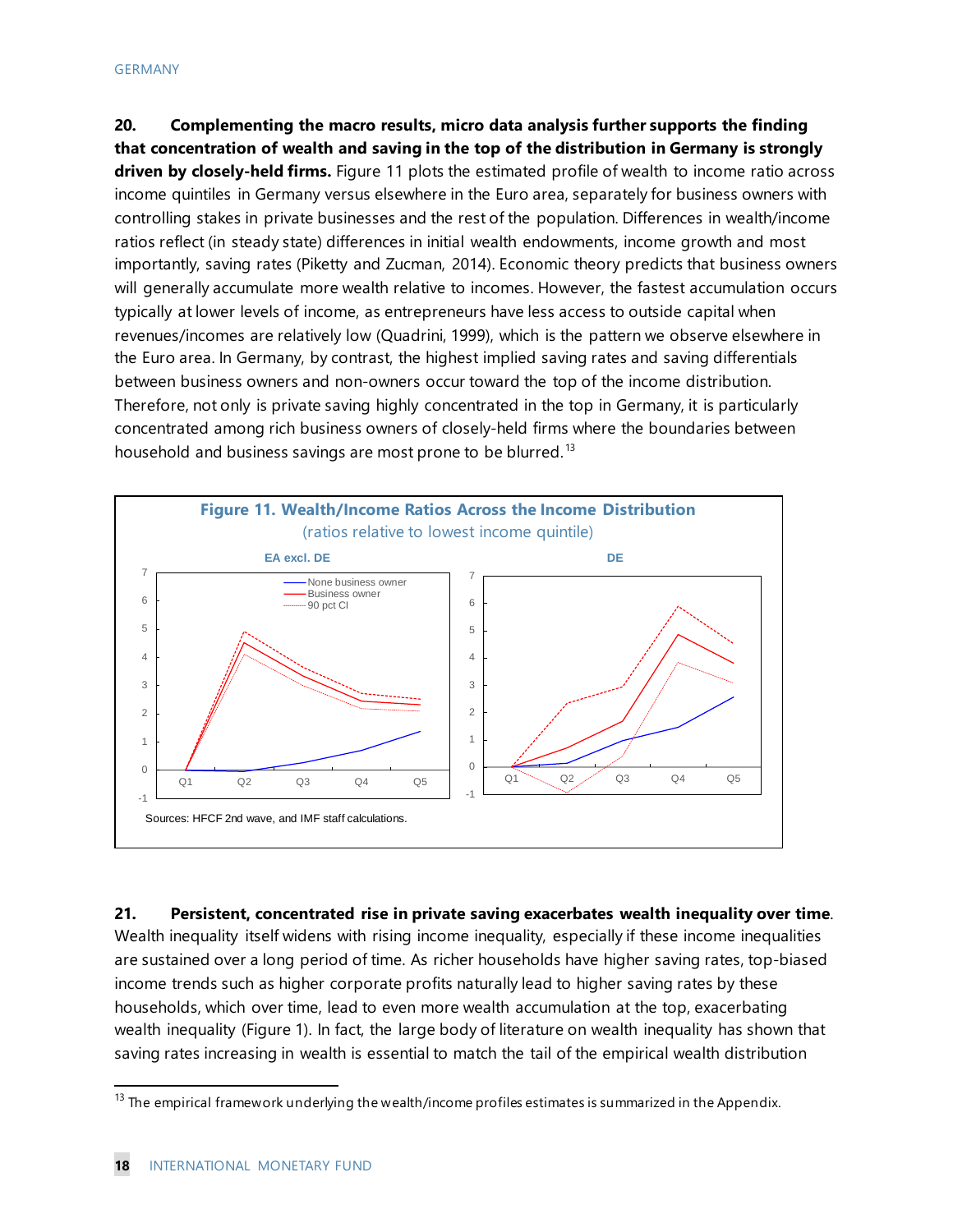**20. Complementing the macro results, micro data analysis further supports the finding that concentration of wealth and saving in the top of the distribution in Germany is strongly driven by closely-held firms.** Figure 11 plots the estimated profile of wealth to income ratio across income quintiles in Germany versus elsewhere in the Euro area, separately for business owners with controlling stakes in private businesses and the rest of the population. Differences in wealth/income ratios reflect (in steady state) differences in initial wealth endowments, income growth and most importantly, saving rates (Piketty and Zucman, 2014). Economic theory predicts that business owners will generally accumulate more wealth relative to incomes. However, the fastest accumulation occurs typically at lower levels of income, as entrepreneurs have less access to outside capital when revenues/incomes are relatively low (Quadrini, 1999), which is the pattern we observe elsewhere in the Euro area. In Germany, by contrast, the highest implied saving rates and saving differentials between business owners and non-owners occur toward the top of the income distribution. Therefore, not only is private saving highly concentrated in the top in Germany, it is particularly concentrated among rich business owners of closely-held firms where the boundaries between household and business savings are most prone to be blurred.[13]

**Figure 11. Wealth/Income Ratios Across the Income Distribution**

(ratios relative to lowest income quintile)

Sources: HFCF 2nd wave, and IMF staff calculations.

**21. Persistent, concentrated rise in private saving exacerbates wealth inequality over time**. Wealth inequality itself widens with rising income inequality, especially if these income inequalities are sustained over a long period of time. As richer households have higher saving rates, top-biased income trends such as higher corporate profits naturally lead to higher saving rates by these households, which over time, lead to even more wealth accumulation at the top, exacerbating wealth inequality (Figure 1). In fact, the large body of literature on wealth inequality has shown that saving rates increasing in wealth is essential to match the tail of the empirical wealth distribution

[13] The empirical framework underlying the wealth/income profiles estimates is summarized in the Appendix.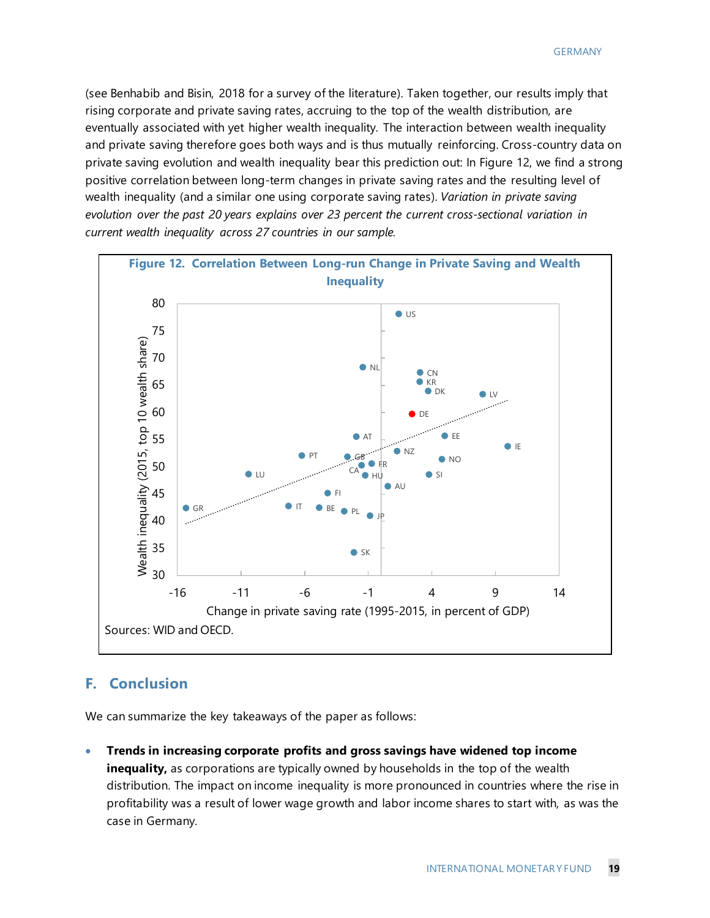(see Benhabib and Bisin, 2018 for a survey of the literature). Taken together, our results imply that rising corporate and private saving rates, accruing to the top of the wealth distribution, are eventually associated with yet higher wealth inequality. The interaction between wealth inequality and private saving therefore goes both ways and is thus mutually reinforcing. Cross-country data on private saving evolution and wealth inequality bear this prediction out: In Figure 12, we find a strong positive correlation between long-term changes in private saving rates and the resulting level of wealth inequality (and a similar one using corporate saving rates). *Variation in private saving evolution over the past 20 years explains over 23 percent the current cross-sectional variation in current wealth inequality across 27 countries in our sample.*

**Figure 12. Correlation Between Long-run Change in Private Saving and Wealth Inequality**

Sources: WID and OECD.

## F. Conclusion

We can summarize the key takeaways of the paper as follows:

- **Trends in increasing corporate profits and gross savings have widened top income inequality,** as corporations are typically owned by households in the top of the wealth distribution. The impact on income inequality is more pronounced in countries where the rise in profitability was a result of lower wage growth and labor income shares to start with, as was the case in Germany.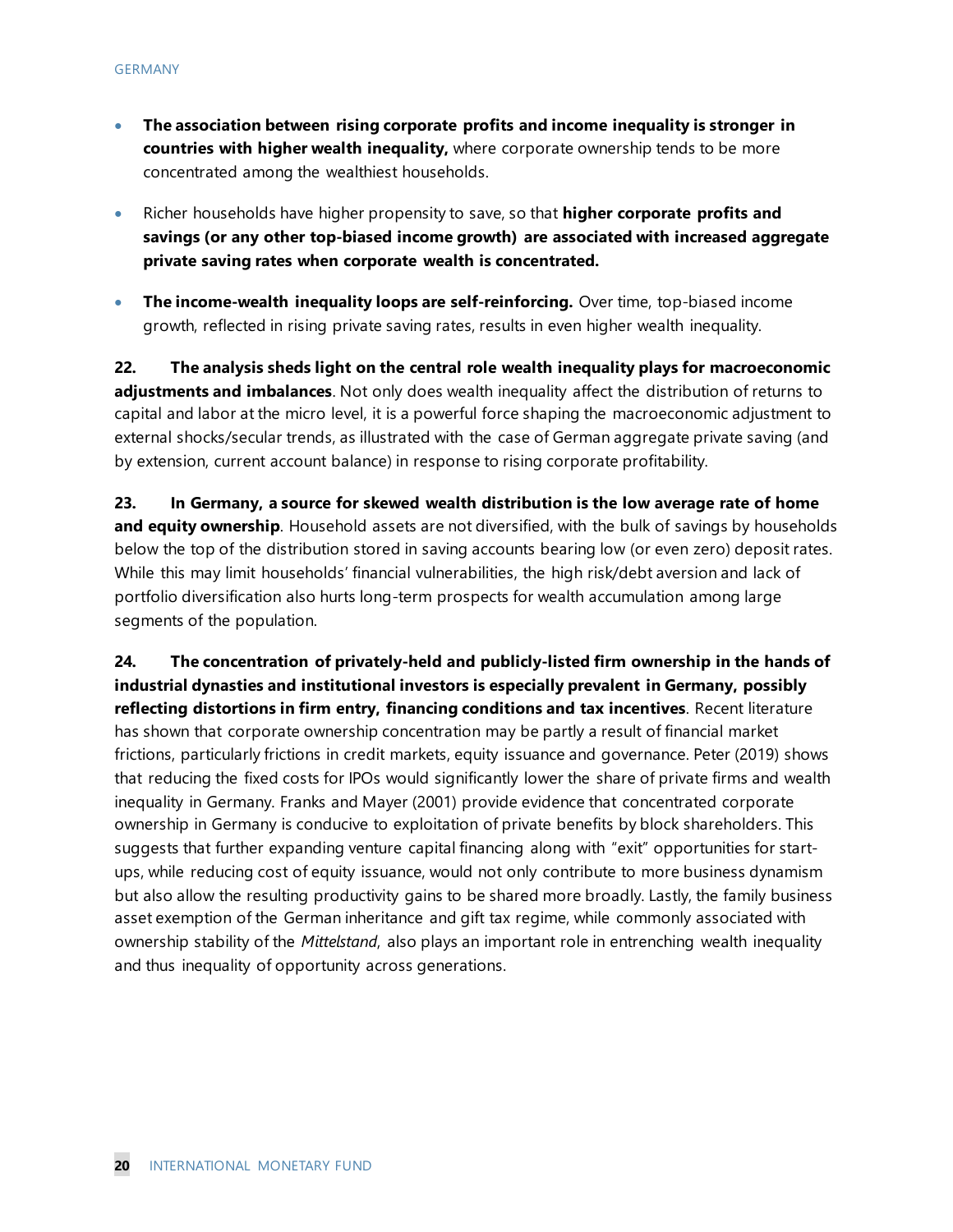- **The association between rising corporate profits and income inequality is stronger in countries with higher wealth inequality,** where corporate ownership tends to be more concentrated among the wealthiest households.

- Richer households have higher propensity to save, so that **higher corporate profits and savings (or any other top-biased income growth) are associated with increased aggregate private saving rates when corporate wealth is concentrated.**

- **The income-wealth inequality loops are self-reinforcing.** Over time, top-biased income growth, reflected in rising private saving rates, results in even higher wealth inequality.

**22. The analysis sheds light on the central role wealth inequality plays for macroeconomic adjustments and imbalances**. Not only does wealth inequality affect the distribution of returns to capital and labor at the micro level, it is a powerful force shaping the macroeconomic adjustment to external shocks/secular trends, as illustrated with the case of German aggregate private saving (and by extension, current account balance) in response to rising corporate profitability.

**23. In Germany, a source for skewed wealth distribution is the low average rate of home and equity ownership**. Household assets are not diversified, with the bulk of savings by households below the top of the distribution stored in saving accounts bearing low (or even zero) deposit rates. While this may limit households' financial vulnerabilities, the high risk/debt aversion and lack of portfolio diversification also hurts long-term prospects for wealth accumulation among large segments of the population.

**24. The concentration of privately-held and publicly-listed firm ownership in the hands of industrial dynasties and institutional investors is especially prevalent in Germany, possibly reflecting distortions in firm entry, financing conditions and tax incentives**. Recent literature has shown that corporate ownership concentration may be partly a result of financial market frictions, particularly frictions in credit markets, equity issuance and governance. Peter (2019) shows that reducing the fixed costs for IPOs would significantly lower the share of private firms and wealth inequality in Germany. Franks and Mayer (2001) provide evidence that concentrated corporate ownership in Germany is conducive to exploitation of private benefits by block shareholders. This suggests that further expanding venture capital financing along with "exit" opportunities for start-ups, while reducing cost of equity issuance, would not only contribute to more business dynamism but also allow the resulting productivity gains to be shared more broadly. Lastly, the family business asset exemption of the German inheritance and gift tax regime, while commonly associated with ownership stability of the *Mittelstand*, also plays an important role in entrenching wealth inequality and thus inequality of opportunity across generations.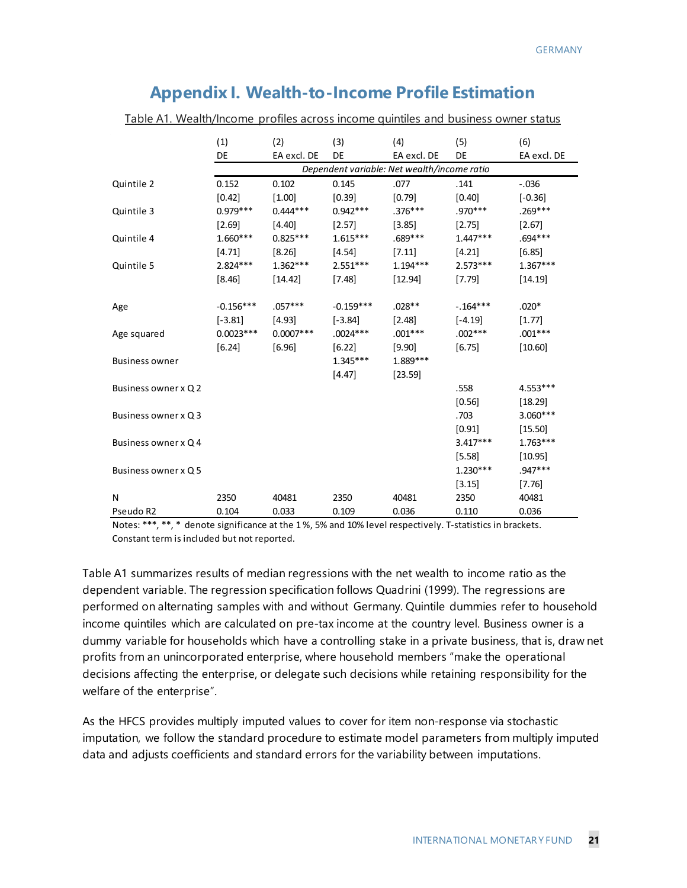# Appendix I. Wealth-to-Income Profile Estimation

Table A1. Wealth/Income profiles across income quintiles and business owner status

| | (1) | (2) | (3) | (4) | (5) | (6) |
|---|---|---|---|---|---|---|
| | DE | EA excl. DE | DE | EA excl. DE | DE | EA excl. DE |
| | *Dependent variable: Net wealth/income ratio* | | | | | |
| Quintile 2 | 0.152 | 0.102 | 0.145 | .077 | .141 | -.036 |
| | [0.42] | [1.00] | [0.39] | [0.79] | [0.40] | [-0.36] |
| Quintile 3 | 0.979*** | 0.444*** | 0.942*** | .376*** | .970*** | .269*** |
| | [2.69] | [4.40] | [2.57] | [3.85] | [2.75] | [2.67] |
| Quintile 4 | 1.660*** | 0.825*** | 1.615*** | .689*** | 1.447*** | .694*** |
| | [4.71] | [8.26] | [4.54] | [7.11] | [4.21] | [6.85] |
| Quintile 5 | 2.824*** | 1.362*** | 2.551*** | 1.194*** | 2.573*** | 1.367*** |
| | [8.46] | [14.42] | [7.48] | [12.94] | [7.79] | [14.19] |
| Age | -0.156*** | .057*** | -0.159*** | .028** | -.164*** | .020* |
| | [-3.81] | [4.93] | [-3.84] | [2.48] | [-4.19] | [1.77] |
| Age squared | 0.0023*** | 0.0007*** | .0024*** | .001*** | .002*** | .001*** |
| | [6.24] | [6.96] | [6.22] | [9.90] | [6.75] | [10.60] |
| Business owner | | | 1.345*** | 1.889*** | | |
| | | | [4.47] | [23.59] | | |
| Business owner x Q 2 | | | | | .558 | 4.553*** |
| | | | | | [0.56] | [18.29] |
| Business owner x Q 3 | | | | | .703 | 3.060*** |
| | | | | | [0.91] | [15.50] |
| Business owner x Q 4 | | | | | 3.417*** | 1.763*** |
| | | | | | [5.58] | [10.95] |
| Business owner x Q 5 | | | | | 1.230*** | .947*** |
| | | | | | [3.15] | [7.76] |
| N | 2350 | 40481 | 2350 | 40481 | 2350 | 40481 |
| Pseudo R2 | 0.104 | 0.033 | 0.109 | 0.036 | 0.110 | 0.036 |

Notes: ***, **, * denote significance at the 1 %, 5% and 10% level respectively. T-statistics in brackets. Constant term is included but not reported.

Table A1 summarizes results of median regressions with the net wealth to income ratio as the dependent variable. The regression specification follows Quadrini (1999). The regressions are performed on alternating samples with and without Germany. Quintile dummies refer to household income quintiles which are calculated on pre-tax income at the country level. Business owner is a dummy variable for households which have a controlling stake in a private business, that is, draw net profits from an unincorporated enterprise, where household members "make the operational decisions affecting the enterprise, or delegate such decisions while retaining responsibility for the welfare of the enterprise".

As the HFCS provides multiply imputed values to cover for item non-response via stochastic imputation, we follow the standard procedure to estimate model parameters from multiply imputed data and adjusts coefficients and standard errors for the variability between imputations.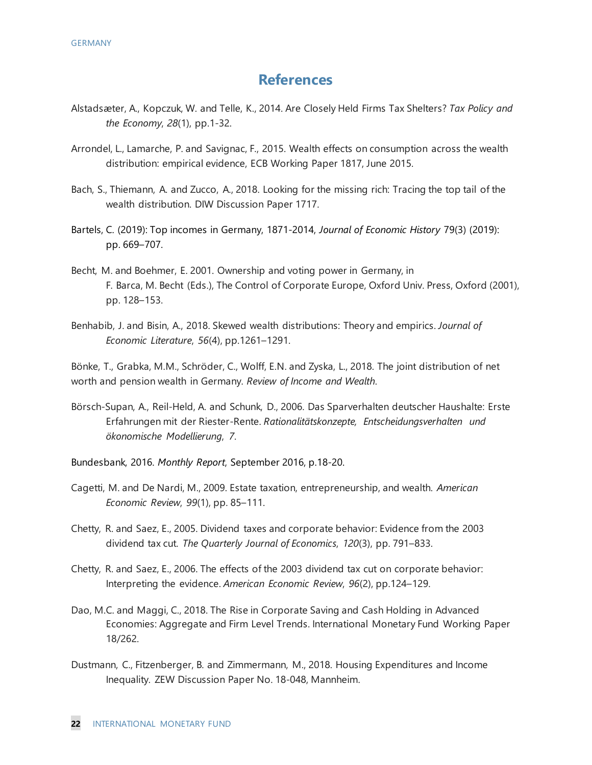## References

Alstadsæter, A., Kopczuk, W. and Telle, K., 2014. Are Closely Held Firms Tax Shelters? *Tax Policy and the Economy*, *28*(1), pp.1-32.

Arrondel, L., Lamarche, P. and Savignac, F., 2015. Wealth effects on consumption across the wealth distribution: empirical evidence, ECB Working Paper 1817, June 2015.

Bach, S., Thiemann, A. and Zucco, A., 2018. Looking for the missing rich: Tracing the top tail of the wealth distribution. DIW Discussion Paper 1717.

Bartels, C. (2019): Top incomes in Germany, 1871-2014, *Journal of Economic History* 79(3) (2019): pp. 669–707.

Becht, M. and Boehmer, E. 2001. Ownership and voting power in Germany, in F. Barca, M. Becht (Eds.), The Control of Corporate Europe, Oxford Univ. Press, Oxford (2001), pp. 128–153.

Benhabib, J. and Bisin, A., 2018. Skewed wealth distributions: Theory and empirics. *Journal of Economic Literature*, *56*(4), pp.1261–1291.

Bönke, T., Grabka, M.M., Schröder, C., Wolff, E.N. and Zyska, L., 2018. The joint distribution of net worth and pension wealth in Germany. *Review of Income and Wealth*.

Börsch-Supan, A., Reil-Held, A. and Schunk, D., 2006. Das Sparverhalten deutscher Haushalte: Erste Erfahrungen mit der Riester-Rente. *Rationalitätskonzepte, Entscheidungsverhalten und ökonomische Modellierung*, *7*.

Bundesbank, 2016. *Monthly Report*, September 2016, p.18-20.

Cagetti, M. and De Nardi, M., 2009. Estate taxation, entrepreneurship, and wealth. *American Economic Review*, *99*(1), pp. 85–111.

Chetty, R. and Saez, E., 2005. Dividend taxes and corporate behavior: Evidence from the 2003 dividend tax cut. *The Quarterly Journal of Economics*, *120*(3), pp. 791–833.

Chetty, R. and Saez, E., 2006. The effects of the 2003 dividend tax cut on corporate behavior: Interpreting the evidence. *American Economic Review*, *96*(2), pp.124–129.

Dao, M.C. and Maggi, C., 2018. The Rise in Corporate Saving and Cash Holding in Advanced Economies: Aggregate and Firm Level Trends. International Monetary Fund Working Paper 18/262.

Dustmann, C., Fitzenberger, B. and Zimmermann, M., 2018. Housing Expenditures and Income Inequality. ZEW Discussion Paper No. 18-048, Mannheim.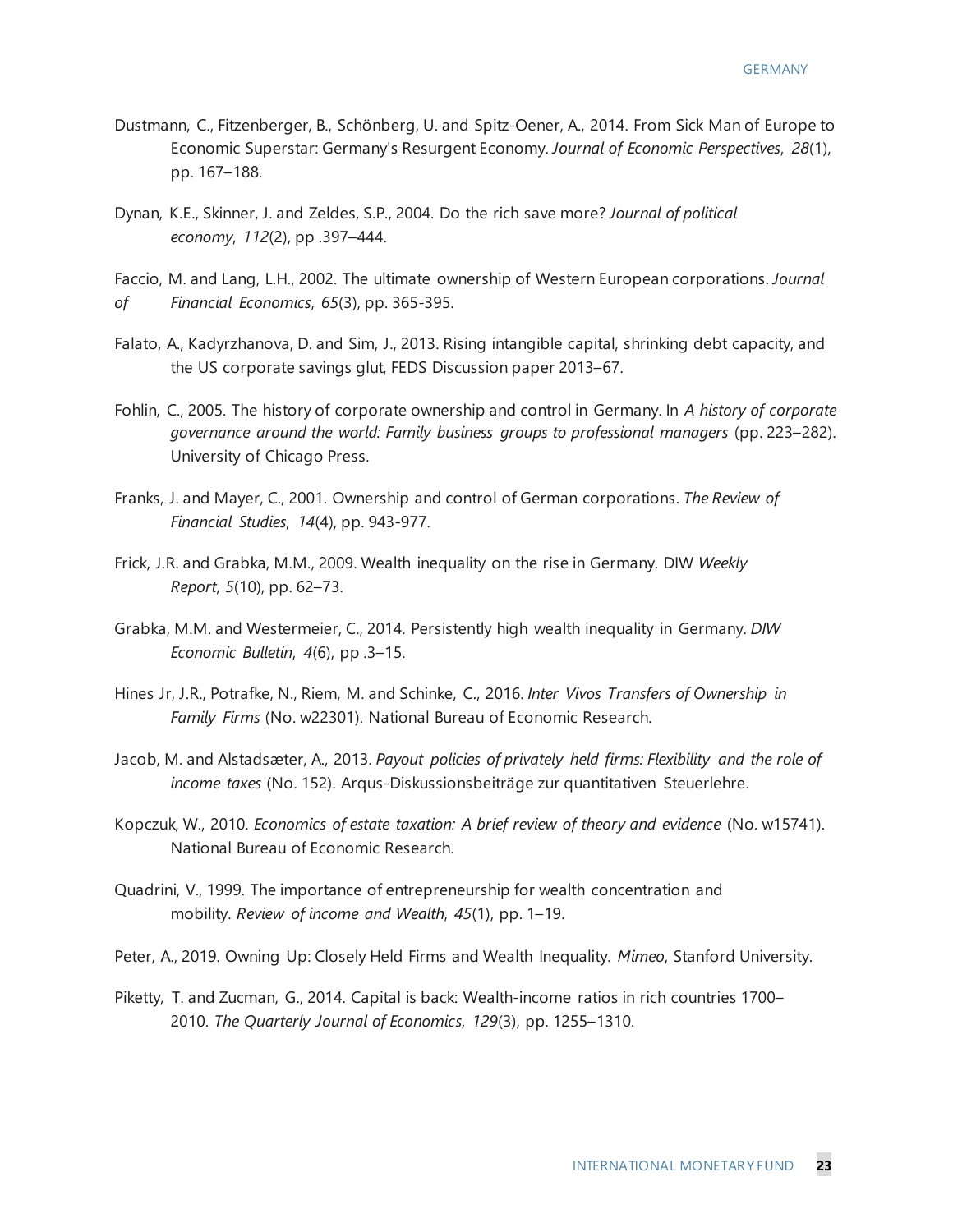Dustmann, C., Fitzenberger, B., Schönberg, U. and Spitz-Oener, A., 2014. From Sick Man of Europe to Economic Superstar: Germany's Resurgent Economy. *Journal of Economic Perspectives*, *28*(1), pp. 167–188.

Dynan, K.E., Skinner, J. and Zeldes, S.P., 2004. Do the rich save more? *Journal of political economy*, *112*(2), pp .397–444.

Faccio, M. and Lang, L.H., 2002. The ultimate ownership of Western European corporations. *Journal of Financial Economics*, *65*(3), pp. 365-395.

Falato, A., Kadyrzhanova, D. and Sim, J., 2013. Rising intangible capital, shrinking debt capacity, and the US corporate savings glut, FEDS Discussion paper 2013–67.

Fohlin, C., 2005. The history of corporate ownership and control in Germany. In *A history of corporate governance around the world: Family business groups to professional managers* (pp. 223–282). University of Chicago Press.

Franks, J. and Mayer, C., 2001. Ownership and control of German corporations. *The Review of Financial Studies*, *14*(4), pp. 943-977.

Frick, J.R. and Grabka, M.M., 2009. Wealth inequality on the rise in Germany. DIW *Weekly Report*, *5*(10), pp. 62–73.

Grabka, M.M. and Westermeier, C., 2014. Persistently high wealth inequality in Germany. *DIW Economic Bulletin*, *4*(6), pp .3–15.

Hines Jr, J.R., Potrafke, N., Riem, M. and Schinke, C., 2016. *Inter Vivos Transfers of Ownership in Family Firms* (No. w22301). National Bureau of Economic Research.

Jacob, M. and Alstadsæter, A., 2013. *Payout policies of privately held firms: Flexibility and the role of income taxes* (No. 152). Arqus-Diskussionsbeiträge zur quantitativen Steuerlehre.

Kopczuk, W., 2010. *Economics of estate taxation: A brief review of theory and evidence* (No. w15741). National Bureau of Economic Research.

Quadrini, V., 1999. The importance of entrepreneurship for wealth concentration and mobility. *Review of income and Wealth*, *45*(1), pp. 1–19.

Peter, A., 2019. Owning Up: Closely Held Firms and Wealth Inequality. *Mimeo*, Stanford University.

Piketty, T. and Zucman, G., 2014. Capital is back: Wealth-income ratios in rich countries 1700–2010. *The Quarterly Journal of Economics*, *129*(3), pp. 1255–1310.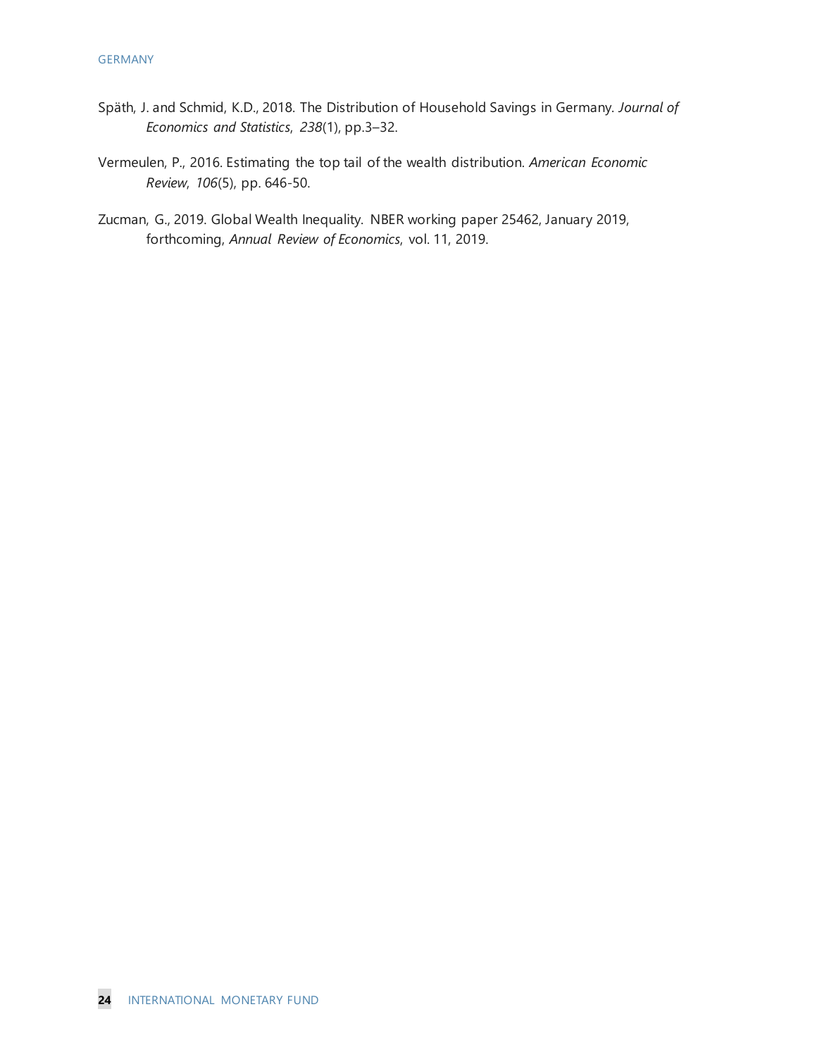Späth, J. and Schmid, K.D., 2018. The Distribution of Household Savings in Germany. *Journal of Economics and Statistics*, *238*(1), pp.3–32.

Vermeulen, P., 2016. Estimating the top tail of the wealth distribution. *American Economic Review*, *106*(5), pp. 646-50.

Zucman, G., 2019. Global Wealth Inequality. NBER working paper 25462, January 2019, forthcoming, *Annual Review of Economics*, vol. 11, 2019.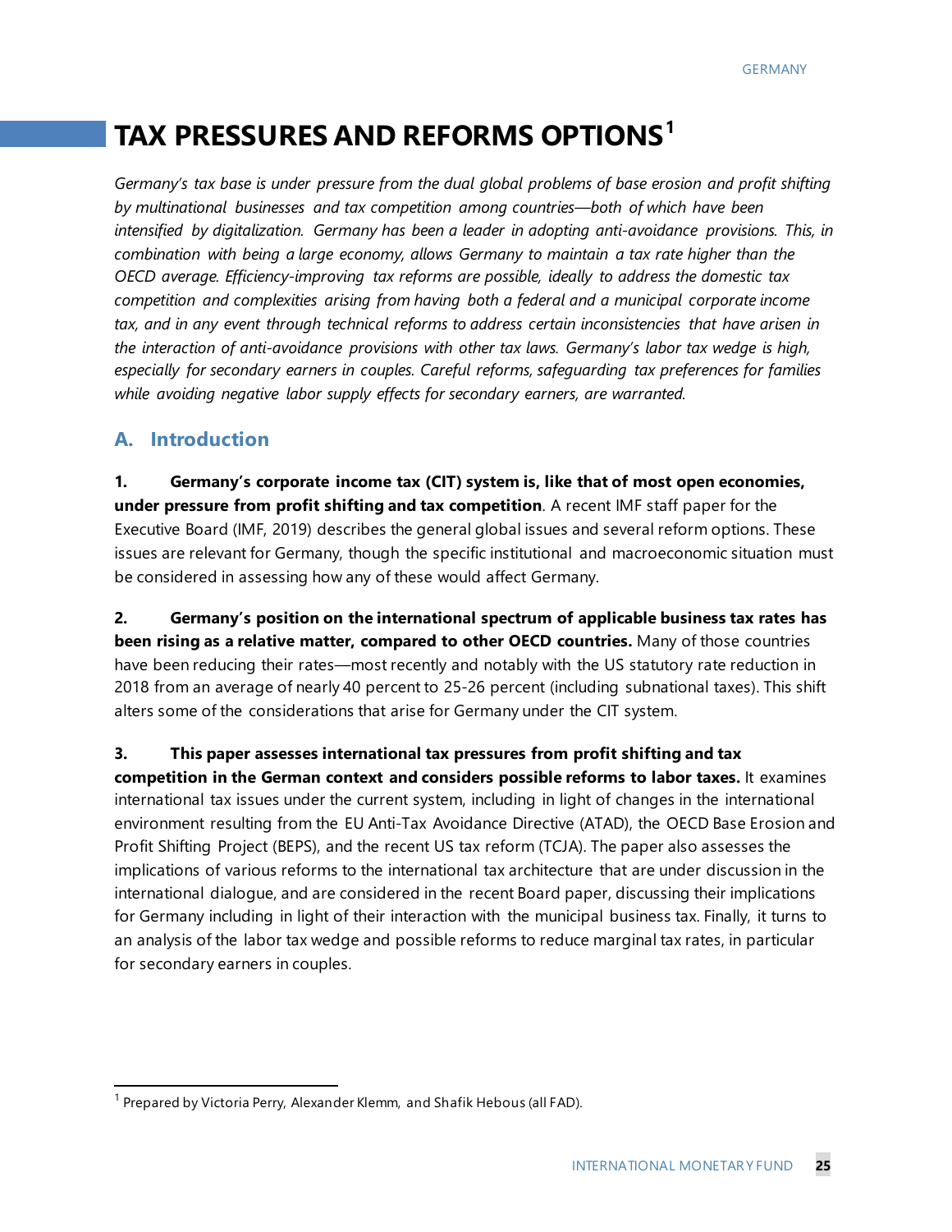# TAX PRESSURES AND REFORMS OPTIONS[1]

*Germany's tax base is under pressure from the dual global problems of base erosion and profit shifting by multinational businesses and tax competition among countries—both of which have been intensified by digitalization. Germany has been a leader in adopting anti-avoidance provisions. This, in combination with being a large economy, allows Germany to maintain a tax rate higher than the OECD average. Efficiency-improving tax reforms are possible, ideally to address the domestic tax competition and complexities arising from having both a federal and a municipal corporate income tax, and in any event through technical reforms to address certain inconsistencies that have arisen in the interaction of anti-avoidance provisions with other tax laws. Germany's labor tax wedge is high, especially for secondary earners in couples. Careful reforms, safeguarding tax preferences for families while avoiding negative labor supply effects for secondary earners, are warranted.*

## A. Introduction

**1. Germany's corporate income tax (CIT) system is, like that of most open economies, under pressure from profit shifting and tax competition**. A recent IMF staff paper for the Executive Board (IMF, 2019) describes the general global issues and several reform options. These issues are relevant for Germany, though the specific institutional and macroeconomic situation must be considered in assessing how any of these would affect Germany.

**2. Germany's position on the international spectrum of applicable business tax rates has been rising as a relative matter, compared to other OECD countries.** Many of those countries have been reducing their rates—most recently and notably with the US statutory rate reduction in 2018 from an average of nearly 40 percent to 25-26 percent (including subnational taxes). This shift alters some of the considerations that arise for Germany under the CIT system.

**3. This paper assesses international tax pressures from profit shifting and tax competition in the German context and considers possible reforms to labor taxes.** It examines international tax issues under the current system, including in light of changes in the international environment resulting from the EU Anti-Tax Avoidance Directive (ATAD), the OECD Base Erosion and Profit Shifting Project (BEPS), and the recent US tax reform (TCJA). The paper also assesses the implications of various reforms to the international tax architecture that are under discussion in the international dialogue, and are considered in the recent Board paper, discussing their implications for Germany including in light of their interaction with the municipal business tax. Finally, it turns to an analysis of the labor tax wedge and possible reforms to reduce marginal tax rates, in particular for secondary earners in couples.

---

[1] Prepared by Victoria Perry, Alexander Klemm, and Shafik Hebous (all FAD).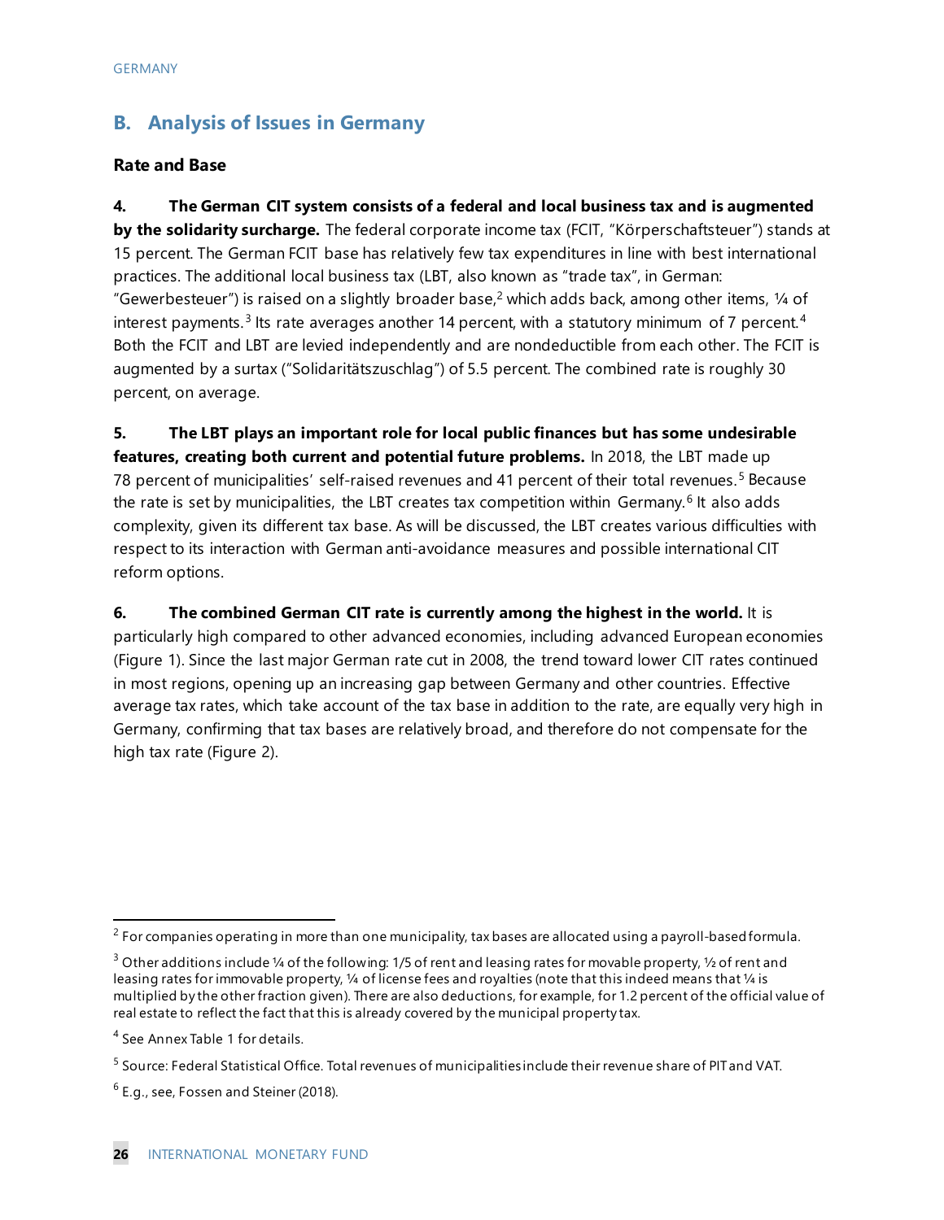## B. Analysis of Issues in Germany

### Rate and Base

**4. The German CIT system consists of a federal and local business tax and is augmented by the solidarity surcharge.** The federal corporate income tax (FCIT, "Körperschaftsteuer") stands at 15 percent. The German FCIT base has relatively few tax expenditures in line with best international practices. The additional local business tax (LBT, also known as "trade tax", in German: "Gewerbesteuer") is raised on a slightly broader base,[2] which adds back, among other items, ¼ of interest payments.[3] Its rate averages another 14 percent, with a statutory minimum of 7 percent.[4] Both the FCIT and LBT are levied independently and are nondeductible from each other. The FCIT is augmented by a surtax ("Solidaritätszuschlag") of 5.5 percent. The combined rate is roughly 30 percent, on average.

**5. The LBT plays an important role for local public finances but has some undesirable features, creating both current and potential future problems.** In 2018, the LBT made up 78 percent of municipalities' self-raised revenues and 41 percent of their total revenues.[5] Because the rate is set by municipalities, the LBT creates tax competition within Germany.[6] It also adds complexity, given its different tax base. As will be discussed, the LBT creates various difficulties with respect to its interaction with German anti-avoidance measures and possible international CIT reform options.

**6. The combined German CIT rate is currently among the highest in the world.** It is particularly high compared to other advanced economies, including advanced European economies (Figure 1). Since the last major German rate cut in 2008, the trend toward lower CIT rates continued in most regions, opening up an increasing gap between Germany and other countries. Effective average tax rates, which take account of the tax base in addition to the rate, are equally very high in Germany, confirming that tax bases are relatively broad, and therefore do not compensate for the high tax rate (Figure 2).

---

[2] For companies operating in more than one municipality, tax bases are allocated using a payroll-based formula.

[3] Other additions include ¼ of the following: 1/5 of rent and leasing rates for movable property, ½ of rent and leasing rates for immovable property, ¼ of license fees and royalties (note that this indeed means that ¼ is multiplied by the other fraction given). There are also deductions, for example, for 1.2 percent of the official value of real estate to reflect the fact that this is already covered by the municipal property tax.

[4] See Annex Table 1 for details.

[5] Source: Federal Statistical Office. Total revenues of municipalities include their revenue share of PIT and VAT.

[6] E.g., see, Fossen and Steiner (2018).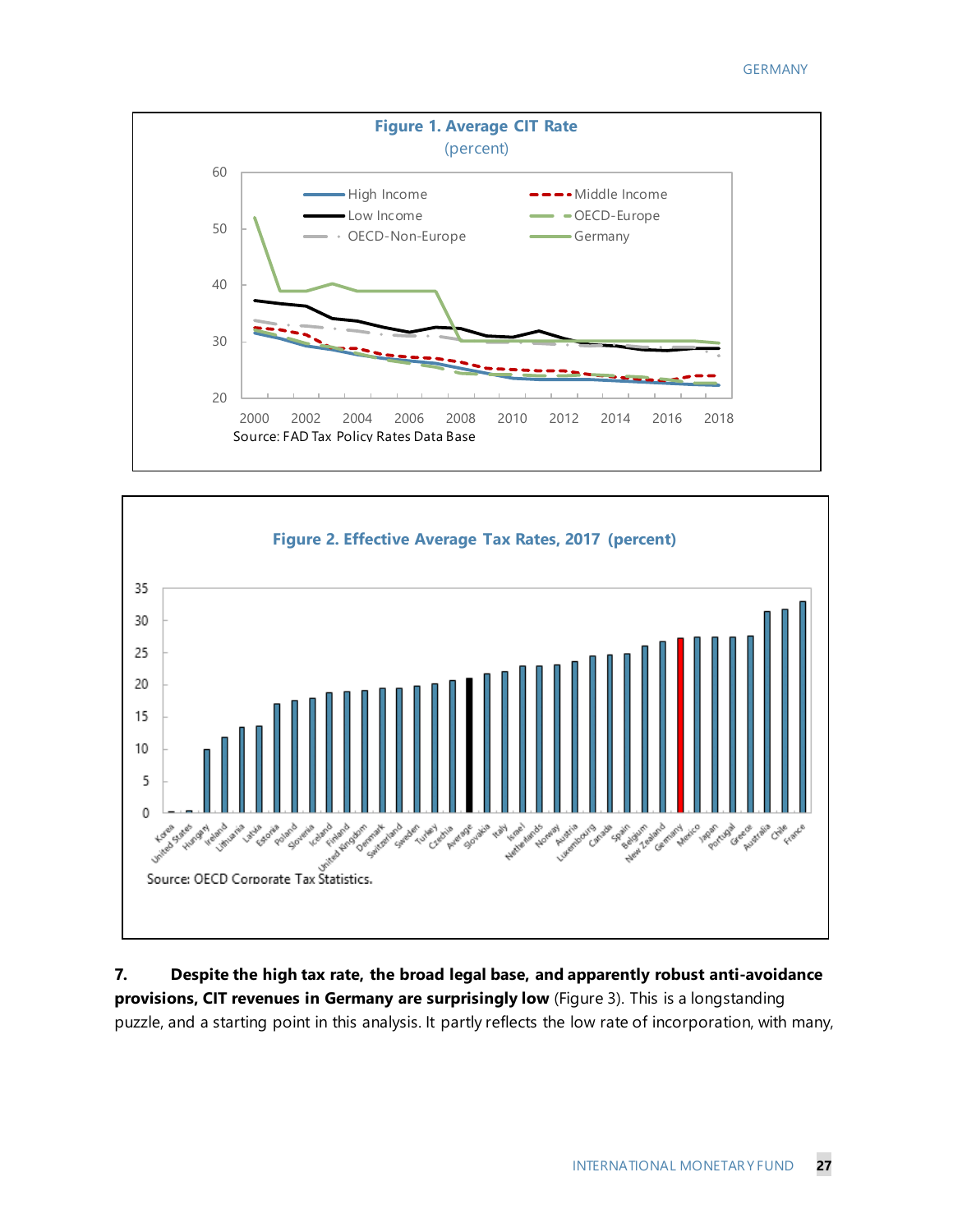**Figure 1. Average CIT Rate**
(percent)

Source: FAD Tax Policy Rates Data Base

**Figure 2. Effective Average Tax Rates, 2017 (percent)**

Source: OECD Corporate Tax Statistics.

7. **Despite the high tax rate, the broad legal base, and apparently robust anti-avoidance provisions, CIT revenues in Germany are surprisingly low** (Figure 3). This is a longstanding puzzle, and a starting point in this analysis. It partly reflects the low rate of incorporation, with many,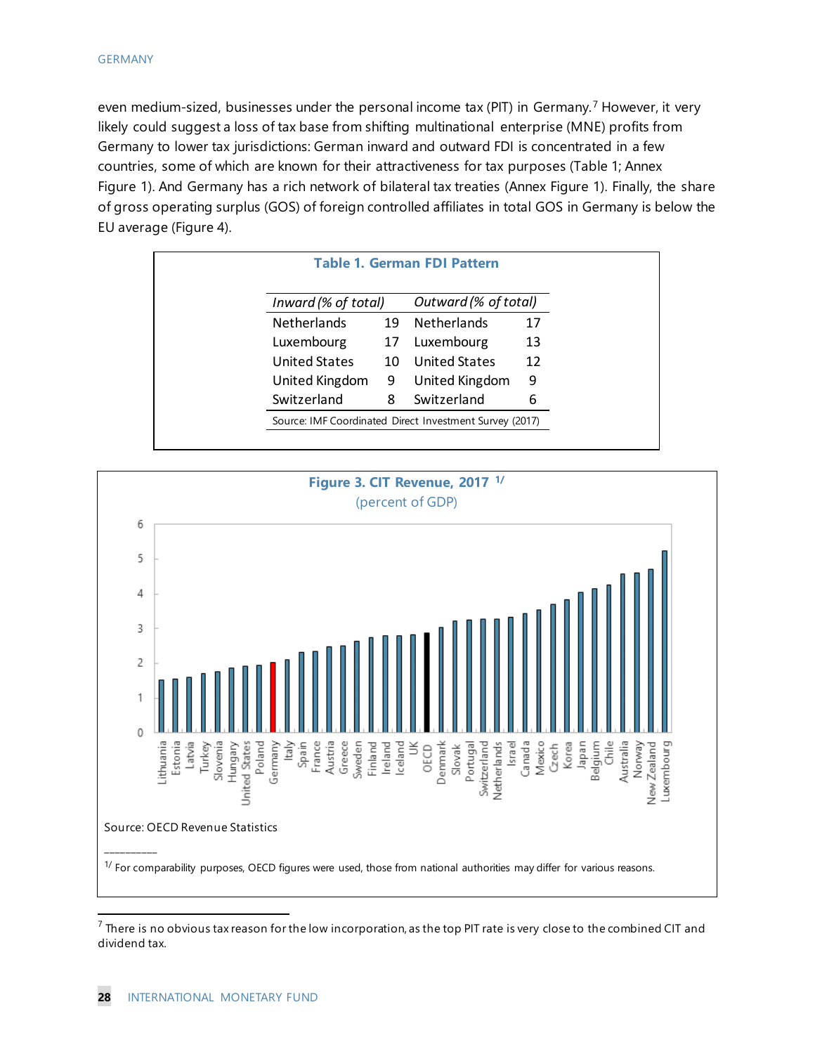even medium-sized, businesses under the personal income tax (PIT) in Germany.[7] However, it very likely could suggest a loss of tax base from shifting multinational enterprise (MNE) profits from Germany to lower tax jurisdictions: German inward and outward FDI is concentrated in a few countries, some of which are known for their attractiveness for tax purposes (Table 1; Annex Figure 1). And Germany has a rich network of bilateral tax treaties (Annex Figure 1). Finally, the share of gross operating surplus (GOS) of foreign controlled affiliates in total GOS in Germany is below the EU average (Figure 4).

**Table 1. German FDI Pattern**

| *Inward (% of total)* | | *Outward (% of total)* | |
|---|---|---|---|
| Netherlands | 19 | Netherlands | 17 |
| Luxembourg | 17 | Luxembourg | 13 |
| United States | 10 | United States | 12 |
| United Kingdom | 9 | United Kingdom | 9 |
| Switzerland | 8 | Switzerland | 6 |

Source: IMF Coordinated Direct Investment Survey (2017)

**Figure 3. CIT Revenue, 2017** [1/]
(percent of GDP)

Source: OECD Revenue Statistics

[1/] For comparability purposes, OECD figures were used, those from national authorities may differ for various reasons.

---

[7] There is no obvious tax reason for the low incorporation, as the top PIT rate is very close to the combined CIT and dividend tax.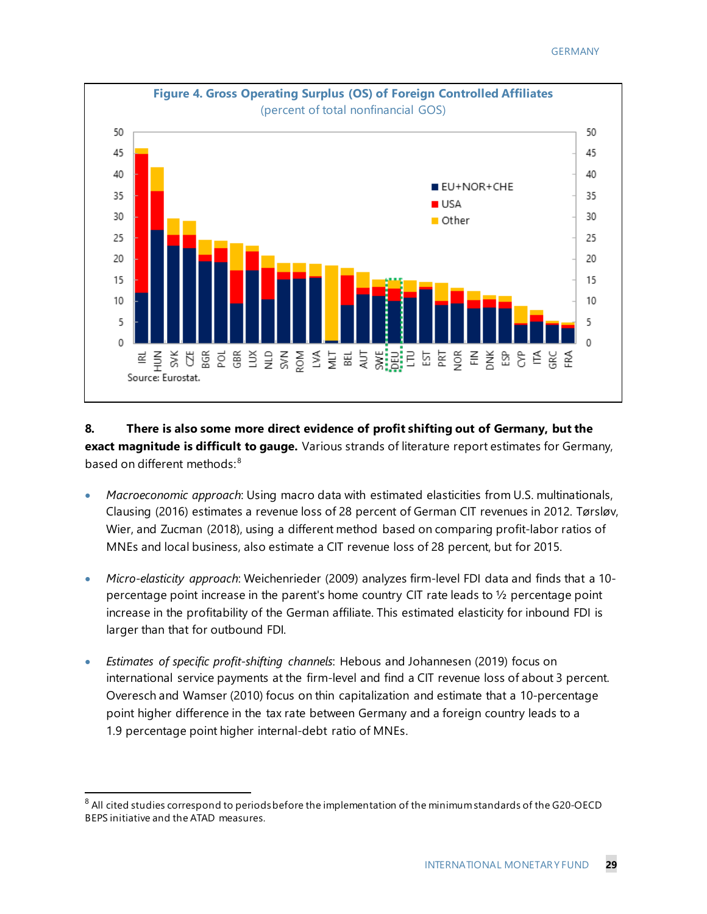**Figure 4. Gross Operating Surplus (OS) of Foreign Controlled Affiliates**
(percent of total nonfinancial GOS)

Source: Eurostat.

**8. There is also some more direct evidence of profit shifting out of Germany, but the exact magnitude is difficult to gauge.** Various strands of literature report estimates for Germany, based on different methods:[8]

- *Macroeconomic approach*: Using macro data with estimated elasticities from U.S. multinationals, Clausing (2016) estimates a revenue loss of 28 percent of German CIT revenues in 2012. Tørsløv, Wier, and Zucman (2018), using a different method based on comparing profit-labor ratios of MNEs and local business, also estimate a CIT revenue loss of 28 percent, but for 2015.

- *Micro-elasticity approach*: Weichenrieder (2009) analyzes firm-level FDI data and finds that a 10-percentage point increase in the parent's home country CIT rate leads to ½ percentage point increase in the profitability of the German affiliate. This estimated elasticity for inbound FDI is larger than that for outbound FDI.

- *Estimates of specific profit-shifting channels*: Hebous and Johannesen (2019) focus on international service payments at the firm-level and find a CIT revenue loss of about 3 percent. Overesch and Wamser (2010) focus on thin capitalization and estimate that a 10-percentage point higher difference in the tax rate between Germany and a foreign country leads to a 1.9 percentage point higher internal-debt ratio of MNEs.

[8] All cited studies correspond to periods before the implementation of the minimum standards of the G20-OECD BEPS initiative and the ATAD measures.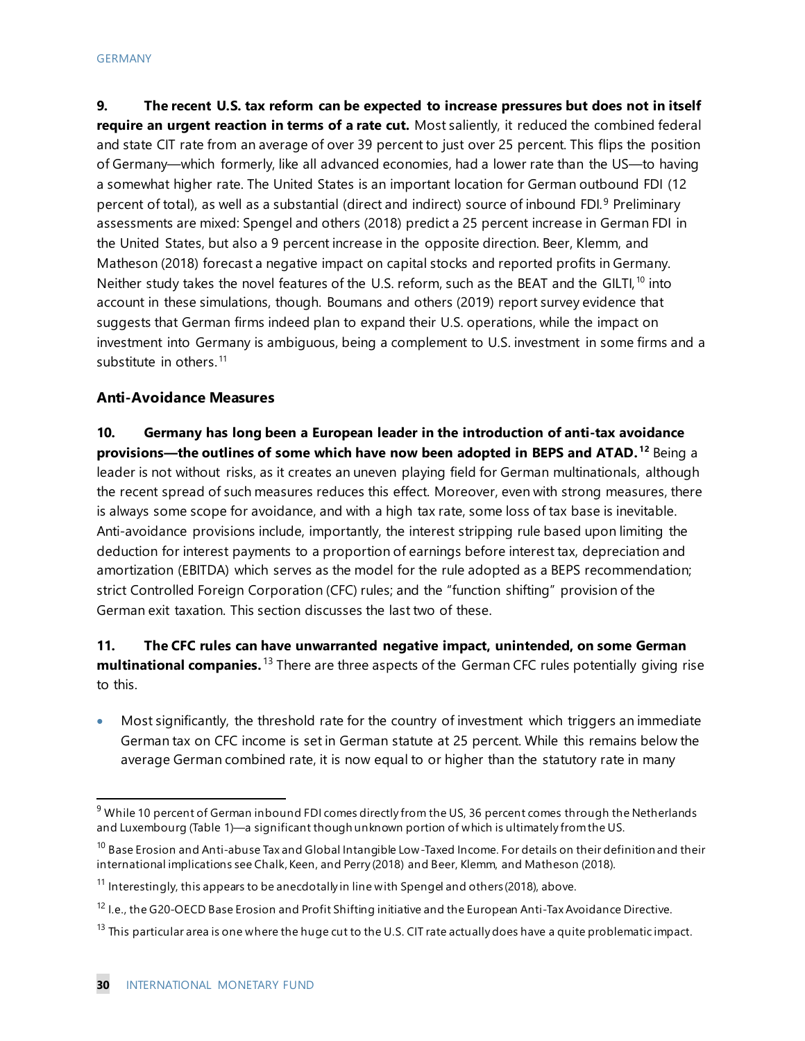**9. The recent U.S. tax reform can be expected to increase pressures but does not in itself require an urgent reaction in terms of a rate cut.** Most saliently, it reduced the combined federal and state CIT rate from an average of over 39 percent to just over 25 percent. This flips the position of Germany—which formerly, like all advanced economies, had a lower rate than the US—to having a somewhat higher rate. The United States is an important location for German outbound FDI (12 percent of total), as well as a substantial (direct and indirect) source of inbound FDI.[9] Preliminary assessments are mixed: Spengel and others (2018) predict a 25 percent increase in German FDI in the United States, but also a 9 percent increase in the opposite direction. Beer, Klemm, and Matheson (2018) forecast a negative impact on capital stocks and reported profits in Germany. Neither study takes the novel features of the U.S. reform, such as the BEAT and the GILTI,[10] into account in these simulations, though. Boumans and others (2019) report survey evidence that suggests that German firms indeed plan to expand their U.S. operations, while the impact on investment into Germany is ambiguous, being a complement to U.S. investment in some firms and a substitute in others.[11]

### Anti-Avoidance Measures

**10. Germany has long been a European leader in the introduction of anti-tax avoidance provisions—the outlines of some which have now been adopted in BEPS and ATAD.[12]** Being a leader is not without risks, as it creates an uneven playing field for German multinationals, although the recent spread of such measures reduces this effect. Moreover, even with strong measures, there is always some scope for avoidance, and with a high tax rate, some loss of tax base is inevitable. Anti-avoidance provisions include, importantly, the interest stripping rule based upon limiting the deduction for interest payments to a proportion of earnings before interest tax, depreciation and amortization (EBITDA) which serves as the model for the rule adopted as a BEPS recommendation; strict Controlled Foreign Corporation (CFC) rules; and the "function shifting" provision of the German exit taxation. This section discusses the last two of these.

**11. The CFC rules can have unwarranted negative impact, unintended, on some German multinational companies.**[13] There are three aspects of the German CFC rules potentially giving rise to this.

- Most significantly, the threshold rate for the country of investment which triggers an immediate German tax on CFC income is set in German statute at 25 percent. While this remains below the average German combined rate, it is now equal to or higher than the statutory rate in many

---

[9] While 10 percent of German inbound FDI comes directly from the US, 36 percent comes through the Netherlands and Luxembourg (Table 1)—a significant though unknown portion of which is ultimately from the US.

[10] Base Erosion and Anti-abuse Tax and Global Intangible Low-Taxed Income. For details on their definition and their international implications see Chalk, Keen, and Perry (2018) and Beer, Klemm, and Matheson (2018).

[11] Interestingly, this appears to be anecdotally in line with Spengel and others (2018), above.

[12] I.e., the G20-OECD Base Erosion and Profit Shifting initiative and the European Anti-Tax Avoidance Directive.

[13] This particular area is one where the huge cut to the U.S. CIT rate actually does have a quite problematic impact.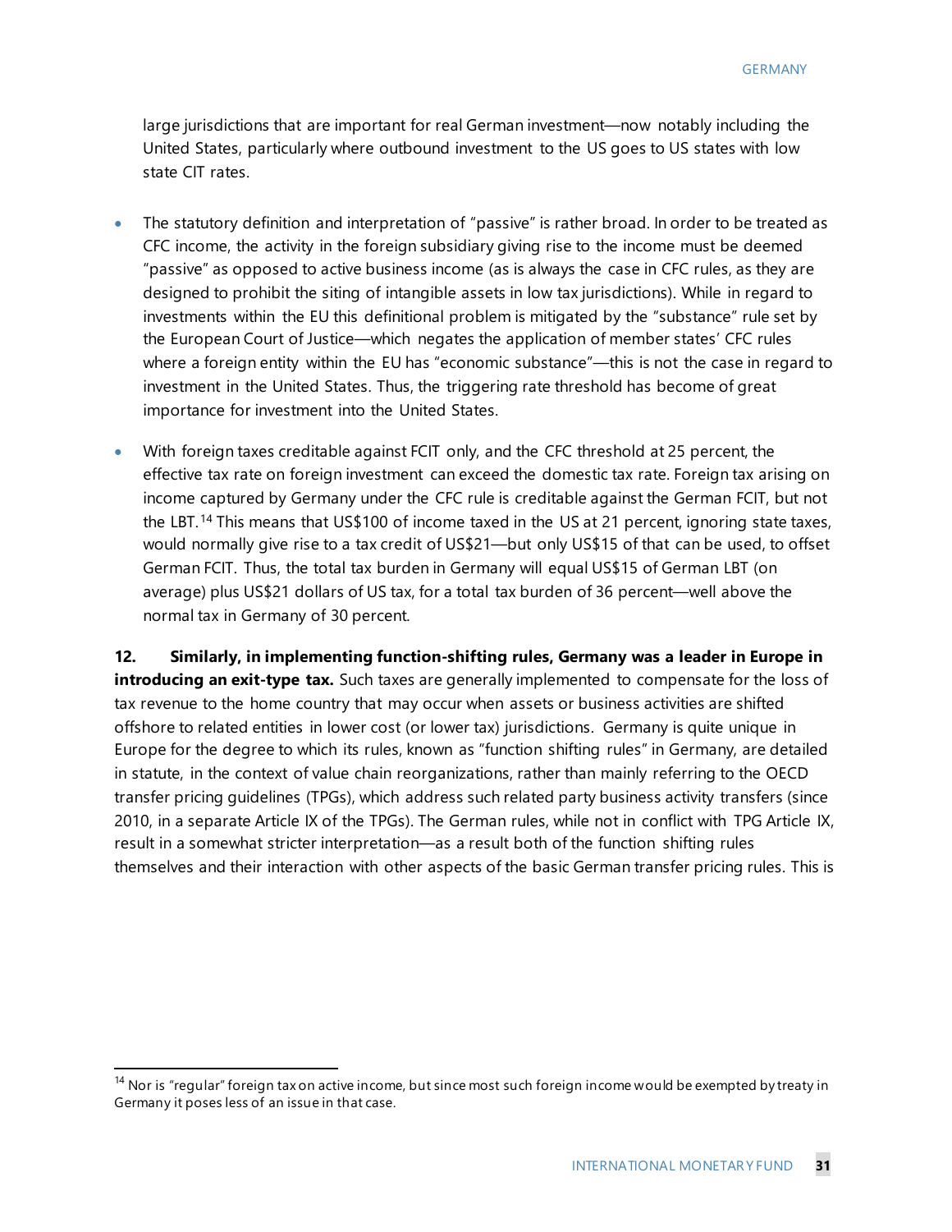large jurisdictions that are important for real German investment—now notably including the United States, particularly where outbound investment to the US goes to US states with low state CIT rates.

- The statutory definition and interpretation of "passive" is rather broad. In order to be treated as CFC income, the activity in the foreign subsidiary giving rise to the income must be deemed "passive" as opposed to active business income (as is always the case in CFC rules, as they are designed to prohibit the siting of intangible assets in low tax jurisdictions). While in regard to investments within the EU this definitional problem is mitigated by the "substance" rule set by the European Court of Justice—which negates the application of member states' CFC rules where a foreign entity within the EU has "economic substance"—this is not the case in regard to investment in the United States. Thus, the triggering rate threshold has become of great importance for investment into the United States.

- With foreign taxes creditable against FCIT only, and the CFC threshold at 25 percent, the effective tax rate on foreign investment can exceed the domestic tax rate. Foreign tax arising on income captured by Germany under the CFC rule is creditable against the German FCIT, but not the LBT.[14] This means that US$100 of income taxed in the US at 21 percent, ignoring state taxes, would normally give rise to a tax credit of US$21—but only US$15 of that can be used, to offset German FCIT. Thus, the total tax burden in Germany will equal US$15 of German LBT (on average) plus US$21 dollars of US tax, for a total tax burden of 36 percent—well above the normal tax in Germany of 30 percent.

**12. Similarly, in implementing function-shifting rules, Germany was a leader in Europe in introducing an exit-type tax.** Such taxes are generally implemented to compensate for the loss of tax revenue to the home country that may occur when assets or business activities are shifted offshore to related entities in lower cost (or lower tax) jurisdictions. Germany is quite unique in Europe for the degree to which its rules, known as "function shifting rules" in Germany, are detailed in statute, in the context of value chain reorganizations, rather than mainly referring to the OECD transfer pricing guidelines (TPGs), which address such related party business activity transfers (since 2010, in a separate Article IX of the TPGs). The German rules, while not in conflict with TPG Article IX, result in a somewhat stricter interpretation—as a result both of the function shifting rules themselves and their interaction with other aspects of the basic German transfer pricing rules. This is

[14] Nor is "regular" foreign tax on active income, but since most such foreign income would be exempted by treaty in Germany it poses less of an issue in that case.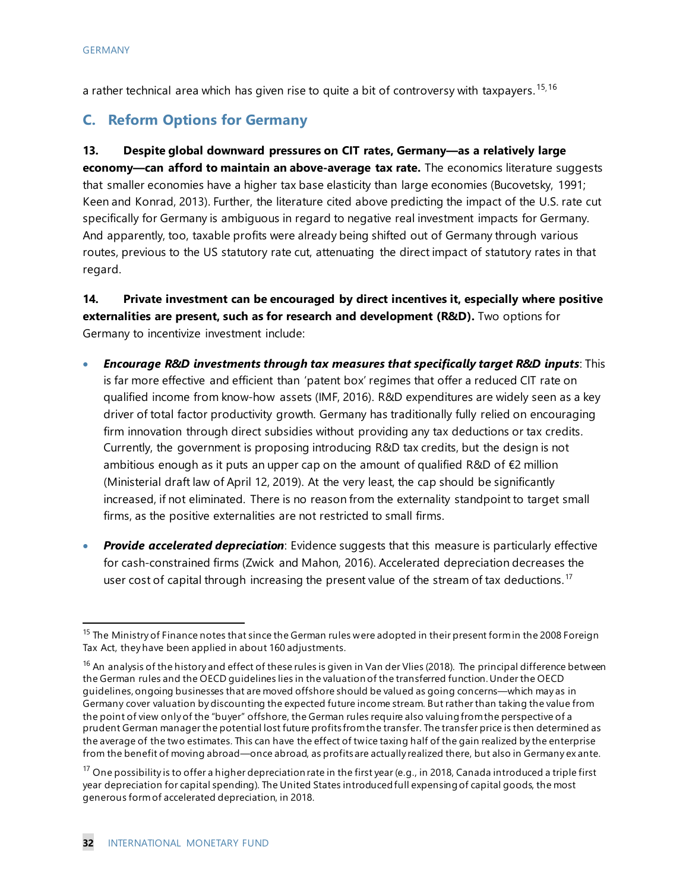a rather technical area which has given rise to quite a bit of controversy with taxpayers.[15,16]

## C. Reform Options for Germany

**13. Despite global downward pressures on CIT rates, Germany—as a relatively large economy—can afford to maintain an above-average tax rate.** The economics literature suggests that smaller economies have a higher tax base elasticity than large economies (Bucovetsky, 1991; Keen and Konrad, 2013). Further, the literature cited above predicting the impact of the U.S. rate cut specifically for Germany is ambiguous in regard to negative real investment impacts for Germany. And apparently, too, taxable profits were already being shifted out of Germany through various routes, previous to the US statutory rate cut, attenuating the direct impact of statutory rates in that regard.

**14. Private investment can be encouraged by direct incentives it, especially where positive externalities are present, such as for research and development (R&D).** Two options for Germany to incentivize investment include:

- ***Encourage R&D investments through tax measures that specifically target R&D inputs***: This is far more effective and efficient than 'patent box' regimes that offer a reduced CIT rate on qualified income from know-how assets (IMF, 2016). R&D expenditures are widely seen as a key driver of total factor productivity growth. Germany has traditionally fully relied on encouraging firm innovation through direct subsidies without providing any tax deductions or tax credits. Currently, the government is proposing introducing R&D tax credits, but the design is not ambitious enough as it puts an upper cap on the amount of qualified R&D of €2 million (Ministerial draft law of April 12, 2019). At the very least, the cap should be significantly increased, if not eliminated. There is no reason from the externality standpoint to target small firms, as the positive externalities are not restricted to small firms.

- ***Provide accelerated depreciation***: Evidence suggests that this measure is particularly effective for cash-constrained firms (Zwick and Mahon, 2016). Accelerated depreciation decreases the user cost of capital through increasing the present value of the stream of tax deductions.[17]

---

[15] The Ministry of Finance notes that since the German rules were adopted in their present form in the 2008 Foreign Tax Act, they have been applied in about 160 adjustments.

[16] An analysis of the history and effect of these rules is given in Van der Vlies (2018). The principal difference between the German rules and the OECD guidelines lies in the valuation of the transferred function. Under the OECD guidelines, ongoing businesses that are moved offshore should be valued as going concerns—which may as in Germany cover valuation by discounting the expected future income stream. But rather than taking the value from the point of view only of the "buyer" offshore, the German rules require also valuing from the perspective of a prudent German manager the potential lost future profits from the transfer. The transfer price is then determined as the average of the two estimates. This can have the effect of twice taxing half of the gain realized by the enterprise from the benefit of moving abroad—once abroad, as profits are actually realized there, but also in Germany ex ante.

[17] One possibility is to offer a higher depreciation rate in the first year (e.g., in 2018, Canada introduced a triple first year depreciation for capital spending). The United States introduced full expensing of capital goods, the most generous form of accelerated depreciation, in 2018.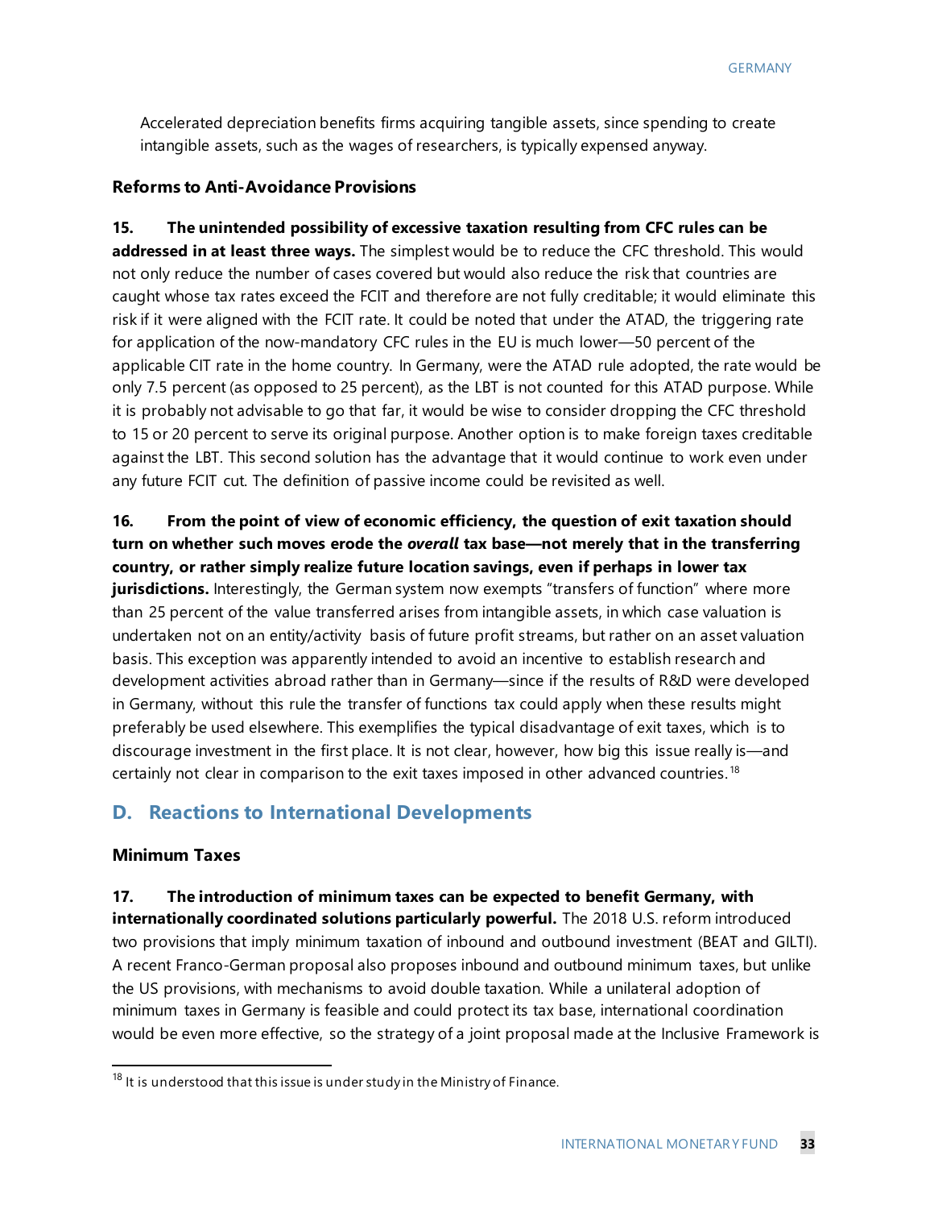Accelerated depreciation benefits firms acquiring tangible assets, since spending to create intangible assets, such as the wages of researchers, is typically expensed anyway.

### Reforms to Anti-Avoidance Provisions

**15. The unintended possibility of excessive taxation resulting from CFC rules can be addressed in at least three ways.** The simplest would be to reduce the CFC threshold. This would not only reduce the number of cases covered but would also reduce the risk that countries are caught whose tax rates exceed the FCIT and therefore are not fully creditable; it would eliminate this risk if it were aligned with the FCIT rate. It could be noted that under the ATAD, the triggering rate for application of the now-mandatory CFC rules in the EU is much lower—50 percent of the applicable CIT rate in the home country. In Germany, were the ATAD rule adopted, the rate would be only 7.5 percent (as opposed to 25 percent), as the LBT is not counted for this ATAD purpose. While it is probably not advisable to go that far, it would be wise to consider dropping the CFC threshold to 15 or 20 percent to serve its original purpose. Another option is to make foreign taxes creditable against the LBT. This second solution has the advantage that it would continue to work even under any future FCIT cut. The definition of passive income could be revisited as well.

**16. From the point of view of economic efficiency, the question of exit taxation should turn on whether such moves erode the *overall* tax base—not merely that in the transferring country, or rather simply realize future location savings, even if perhaps in lower tax jurisdictions.** Interestingly, the German system now exempts "transfers of function" where more than 25 percent of the value transferred arises from intangible assets, in which case valuation is undertaken not on an entity/activity basis of future profit streams, but rather on an asset valuation basis. This exception was apparently intended to avoid an incentive to establish research and development activities abroad rather than in Germany—since if the results of R&D were developed in Germany, without this rule the transfer of functions tax could apply when these results might preferably be used elsewhere. This exemplifies the typical disadvantage of exit taxes, which is to discourage investment in the first place. It is not clear, however, how big this issue really is—and certainly not clear in comparison to the exit taxes imposed in other advanced countries.[18]

## D. Reactions to International Developments

### Minimum Taxes

**17. The introduction of minimum taxes can be expected to benefit Germany, with internationally coordinated solutions particularly powerful.** The 2018 U.S. reform introduced two provisions that imply minimum taxation of inbound and outbound investment (BEAT and GILTI). A recent Franco-German proposal also proposes inbound and outbound minimum taxes, but unlike the US provisions, with mechanisms to avoid double taxation. While a unilateral adoption of minimum taxes in Germany is feasible and could protect its tax base, international coordination would be even more effective, so the strategy of a joint proposal made at the Inclusive Framework is

[18] It is understood that this issue is under study in the Ministry of Finance.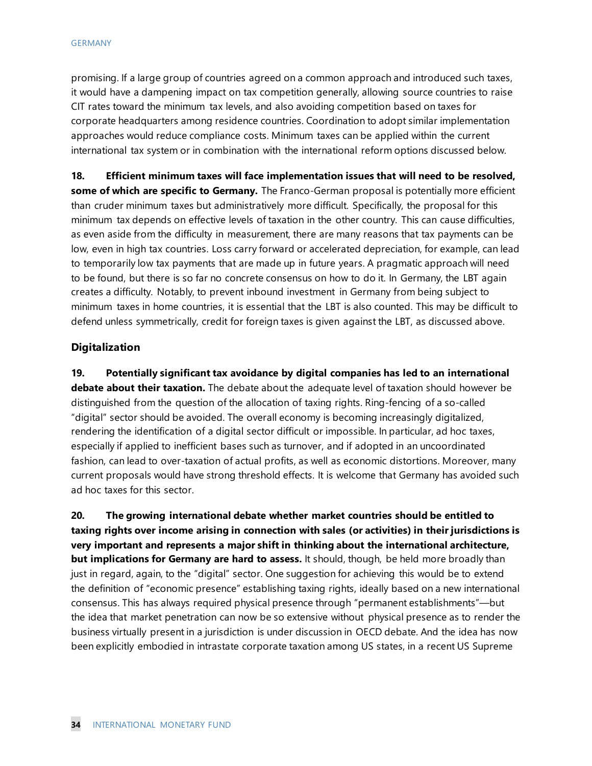promising. If a large group of countries agreed on a common approach and introduced such taxes, it would have a dampening impact on tax competition generally, allowing source countries to raise CIT rates toward the minimum tax levels, and also avoiding competition based on taxes for corporate headquarters among residence countries. Coordination to adopt similar implementation approaches would reduce compliance costs. Minimum taxes can be applied within the current international tax system or in combination with the international reform options discussed below.

**18. Efficient minimum taxes will face implementation issues that will need to be resolved, some of which are specific to Germany.** The Franco-German proposal is potentially more efficient than cruder minimum taxes but administratively more difficult. Specifically, the proposal for this minimum tax depends on effective levels of taxation in the other country. This can cause difficulties, as even aside from the difficulty in measurement, there are many reasons that tax payments can be low, even in high tax countries. Loss carry forward or accelerated depreciation, for example, can lead to temporarily low tax payments that are made up in future years. A pragmatic approach will need to be found, but there is so far no concrete consensus on how to do it. In Germany, the LBT again creates a difficulty. Notably, to prevent inbound investment in Germany from being subject to minimum taxes in home countries, it is essential that the LBT is also counted. This may be difficult to defend unless symmetrically, credit for foreign taxes is given against the LBT, as discussed above.

### Digitalization

**19. Potentially significant tax avoidance by digital companies has led to an international debate about their taxation.** The debate about the adequate level of taxation should however be distinguished from the question of the allocation of taxing rights. Ring-fencing of a so-called "digital" sector should be avoided. The overall economy is becoming increasingly digitalized, rendering the identification of a digital sector difficult or impossible. In particular, ad hoc taxes, especially if applied to inefficient bases such as turnover, and if adopted in an uncoordinated fashion, can lead to over-taxation of actual profits, as well as economic distortions. Moreover, many current proposals would have strong threshold effects. It is welcome that Germany has avoided such ad hoc taxes for this sector.

**20. The growing international debate whether market countries should be entitled to taxing rights over income arising in connection with sales (or activities) in their jurisdictions is very important and represents a major shift in thinking about the international architecture, but implications for Germany are hard to assess.** It should, though, be held more broadly than just in regard, again, to the "digital" sector. One suggestion for achieving this would be to extend the definition of "economic presence" establishing taxing rights, ideally based on a new international consensus. This has always required physical presence through "permanent establishments"—but the idea that market penetration can now be so extensive without physical presence as to render the business virtually present in a jurisdiction is under discussion in OECD debate. And the idea has now been explicitly embodied in intrastate corporate taxation among US states, in a recent US Supreme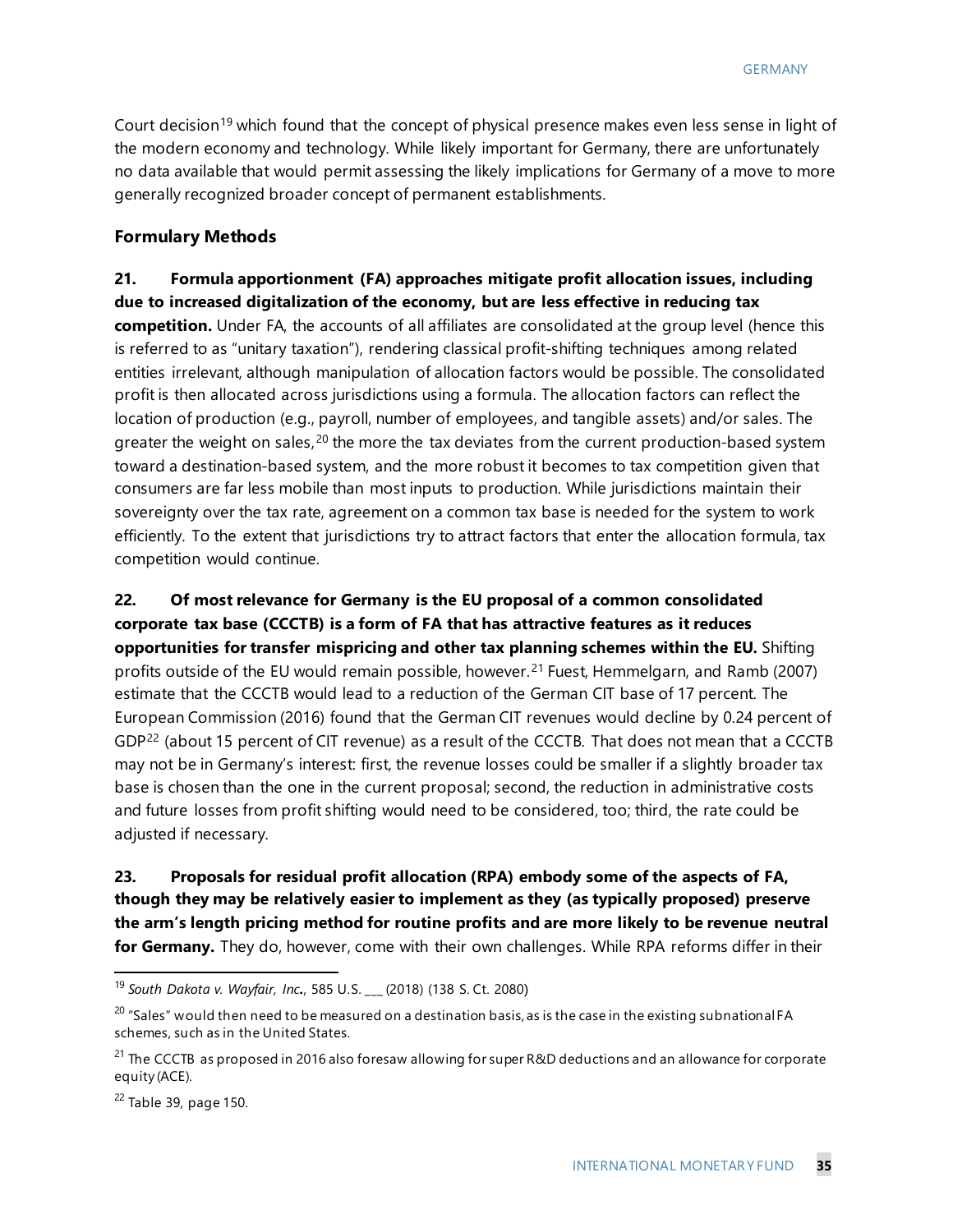Court decision[19] which found that the concept of physical presence makes even less sense in light of the modern economy and technology. While likely important for Germany, there are unfortunately no data available that would permit assessing the likely implications for Germany of a move to more generally recognized broader concept of permanent establishments.

### Formulary Methods

**21. Formula apportionment (FA) approaches mitigate profit allocation issues, including due to increased digitalization of the economy, but are less effective in reducing tax competition.** Under FA, the accounts of all affiliates are consolidated at the group level (hence this is referred to as "unitary taxation"), rendering classical profit-shifting techniques among related entities irrelevant, although manipulation of allocation factors would be possible. The consolidated profit is then allocated across jurisdictions using a formula. The allocation factors can reflect the location of production (e.g., payroll, number of employees, and tangible assets) and/or sales. The greater the weight on sales,[20] the more the tax deviates from the current production-based system toward a destination-based system, and the more robust it becomes to tax competition given that consumers are far less mobile than most inputs to production. While jurisdictions maintain their sovereignty over the tax rate, agreement on a common tax base is needed for the system to work efficiently. To the extent that jurisdictions try to attract factors that enter the allocation formula, tax competition would continue.

**22. Of most relevance for Germany is the EU proposal of a common consolidated corporate tax base (CCCTB) is a form of FA that has attractive features as it reduces opportunities for transfer mispricing and other tax planning schemes within the EU.** Shifting profits outside of the EU would remain possible, however.[21] Fuest, Hemmelgarn, and Ramb (2007) estimate that the CCCTB would lead to a reduction of the German CIT base of 17 percent. The European Commission (2016) found that the German CIT revenues would decline by 0.24 percent of GDP[22] (about 15 percent of CIT revenue) as a result of the CCCTB. That does not mean that a CCCTB may not be in Germany's interest: first, the revenue losses could be smaller if a slightly broader tax base is chosen than the one in the current proposal; second, the reduction in administrative costs and future losses from profit shifting would need to be considered, too; third, the rate could be adjusted if necessary.

**23. Proposals for residual profit allocation (RPA) embody some of the aspects of FA, though they may be relatively easier to implement as they (as typically proposed) preserve the arm's length pricing method for routine profits and are more likely to be revenue neutral for Germany.** They do, however, come with their own challenges. While RPA reforms differ in their

---

[19] *South Dakota v. Wayfair, Inc.*, 585 U.S. ___ (2018) (138 S. Ct. 2080)

[20] "Sales" would then need to be measured on a destination basis, as is the case in the existing subnational FA schemes, such as in the United States.

[21] The CCCTB as proposed in 2016 also foresaw allowing for super R&D deductions and an allowance for corporate equity (ACE).

[22] Table 39, page 150.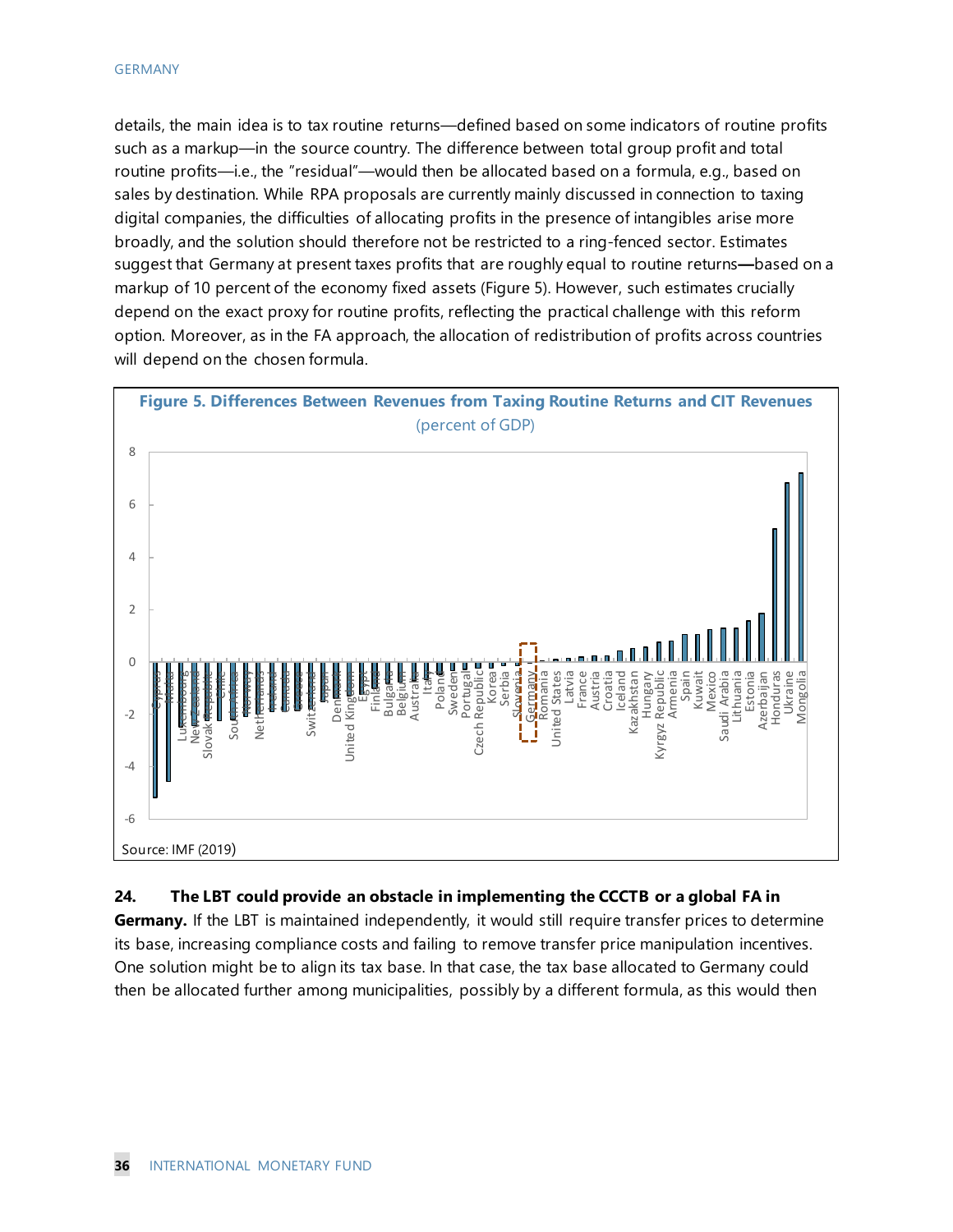details, the main idea is to tax routine returns—defined based on some indicators of routine profits such as a markup—in the source country. The difference between total group profit and total routine profits—i.e., the "residual"—would then be allocated based on a formula, e.g., based on sales by destination. While RPA proposals are currently mainly discussed in connection to taxing digital companies, the difficulties of allocating profits in the presence of intangibles arise more broadly, and the solution should therefore not be restricted to a ring-fenced sector. Estimates suggest that Germany at present taxes profits that are roughly equal to routine returns**—**based on a markup of 10 percent of the economy fixed assets (Figure 5). However, such estimates crucially depend on the exact proxy for routine profits, reflecting the practical challenge with this reform option. Moreover, as in the FA approach, the allocation of redistribution of profits across countries will depend on the chosen formula.

**Figure 5. Differences Between Revenues from Taxing Routine Returns and CIT Revenues**
(percent of GDP)

Source: IMF (2019)

**24. The LBT could provide an obstacle in implementing the CCCTB or a global FA in Germany.** If the LBT is maintained independently, it would still require transfer prices to determine its base, increasing compliance costs and failing to remove transfer price manipulation incentives. One solution might be to align its tax base. In that case, the tax base allocated to Germany could then be allocated further among municipalities, possibly by a different formula, as this would then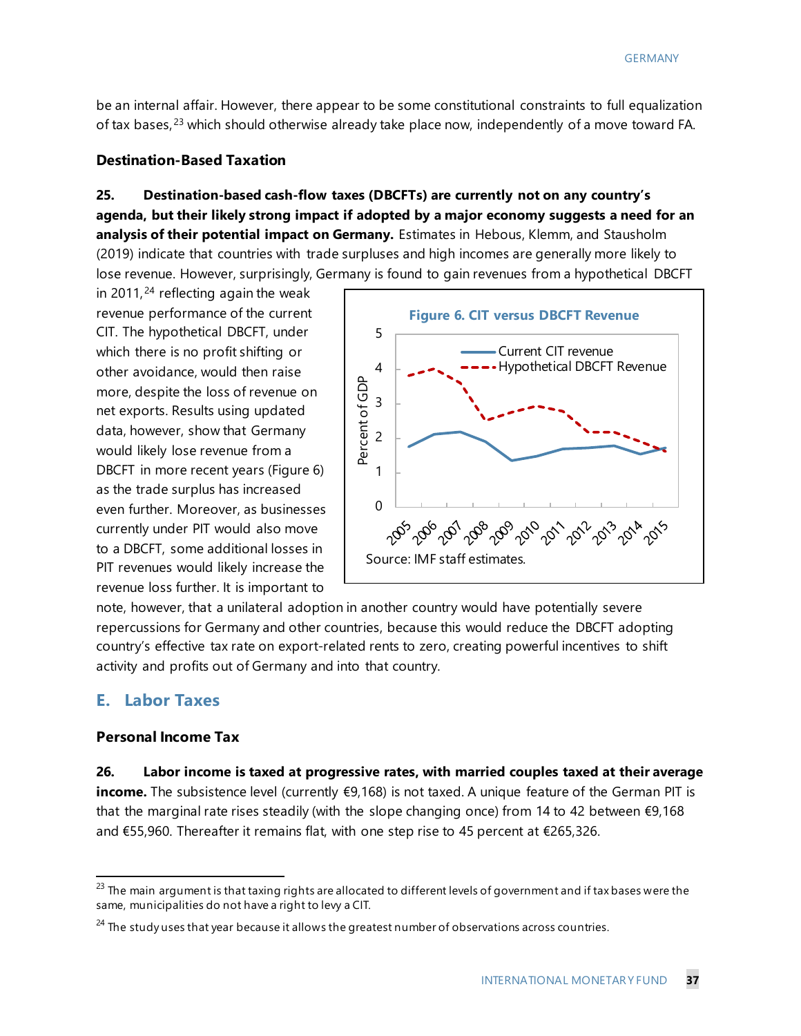be an internal affair. However, there appear to be some constitutional constraints to full equalization of tax bases,[23] which should otherwise already take place now, independently of a move toward FA.

### Destination-Based Taxation

**25. Destination-based cash-flow taxes (DBCFTs) are currently not on any country's agenda, but their likely strong impact if adopted by a major economy suggests a need for an analysis of their potential impact on Germany.** Estimates in Hebous, Klemm, and Stausholm (2019) indicate that countries with trade surpluses and high incomes are generally more likely to lose revenue. However, surprisingly, Germany is found to gain revenues from a hypothetical DBCFT in 2011,[24] reflecting again the weak revenue performance of the current CIT. The hypothetical DBCFT, under which there is no profit shifting or other avoidance, would then raise more, despite the loss of revenue on net exports. Results using updated data, however, show that Germany would likely lose revenue from a DBCFT in more recent years (Figure 6) as the trade surplus has increased even further. Moreover, as businesses currently under PIT would also move to a DBCFT, some additional losses in PIT revenues would likely increase the revenue loss further. It is important to note, however, that a unilateral adoption in another country would have potentially severe repercussions for Germany and other countries, because this would reduce the DBCFT adopting country's effective tax rate on export-related rents to zero, creating powerful incentives to shift activity and profits out of Germany and into that country.

**Figure 6. CIT versus DBCFT Revenue**

Source: IMF staff estimates.

## E. Labor Taxes

### Personal Income Tax

**26. Labor income is taxed at progressive rates, with married couples taxed at their average income.** The subsistence level (currently €9,168) is not taxed. A unique feature of the German PIT is that the marginal rate rises steadily (with the slope changing once) from 14 to 42 between €9,168 and €55,960. Thereafter it remains flat, with one step rise to 45 percent at €265,326.

---

[23] The main argument is that taxing rights are allocated to different levels of government and if tax bases were the same, municipalities do not have a right to levy a CIT.

[24] The study uses that year because it allows the greatest number of observations across countries.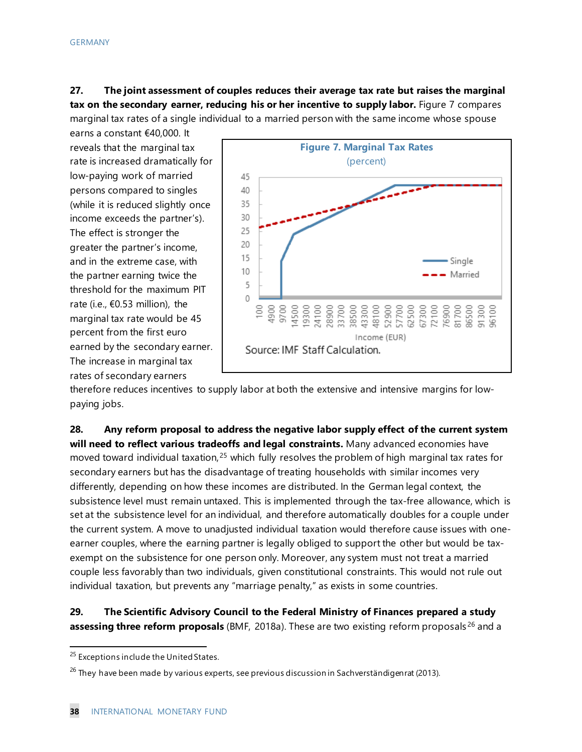**27. The joint assessment of couples reduces their average tax rate but raises the marginal tax on the secondary earner, reducing his or her incentive to supply labor.** Figure 7 compares marginal tax rates of a single individual to a married person with the same income whose spouse earns a constant €40,000. It reveals that the marginal tax rate is increased dramatically for low-paying work of married persons compared to singles (while it is reduced slightly once income exceeds the partner's). The effect is stronger the greater the partner's income, and in the extreme case, with the partner earning twice the threshold for the maximum PIT rate (i.e., €0.53 million), the marginal tax rate would be 45 percent from the first euro earned by the secondary earner. The increase in marginal tax rates of secondary earners therefore reduces incentives to supply labor at both the extensive and intensive margins for low-paying jobs.

**Figure 7. Marginal Tax Rates**
(percent)

Source: IMF Staff Calculation.

**28. Any reform proposal to address the negative labor supply effect of the current system will need to reflect various tradeoffs and legal constraints.** Many advanced economies have moved toward individual taxation,[25] which fully resolves the problem of high marginal tax rates for secondary earners but has the disadvantage of treating households with similar incomes very differently, depending on how these incomes are distributed. In the German legal context, the subsistence level must remain untaxed. This is implemented through the tax-free allowance, which is set at the subsistence level for an individual, and therefore automatically doubles for a couple under the current system. A move to unadjusted individual taxation would therefore cause issues with one-earner couples, where the earning partner is legally obliged to support the other but would be tax-exempt on the subsistence for one person only. Moreover, any system must not treat a married couple less favorably than two individuals, given constitutional constraints. This would not rule out individual taxation, but prevents any "marriage penalty," as exists in some countries.

**29. The Scientific Advisory Council to the Federal Ministry of Finances prepared a study assessing three reform proposals** (BMF, 2018a). These are two existing reform proposals[26] and a

[25] Exceptions include the United States.

[26] They have been made by various experts, see previous discussion in Sachverständigenrat (2013).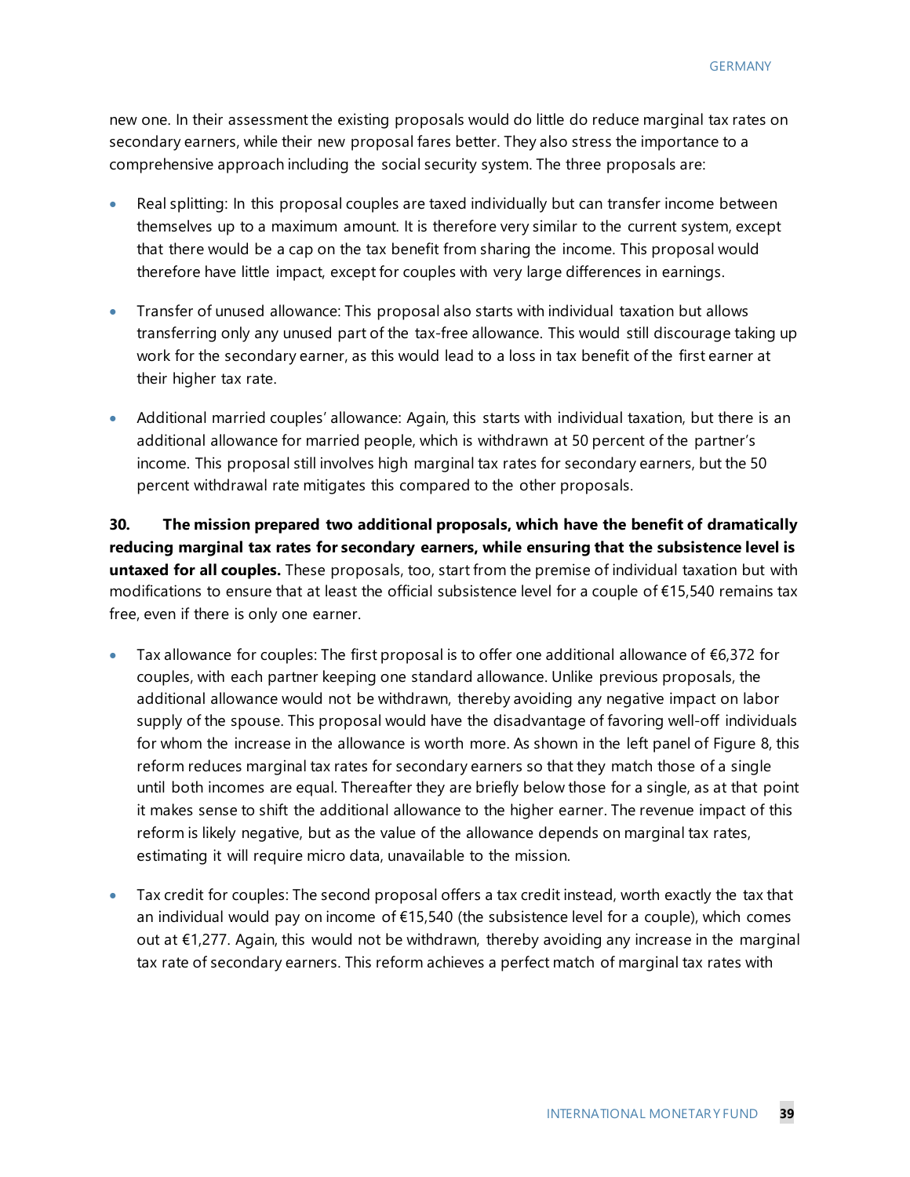new one. In their assessment the existing proposals would do little do reduce marginal tax rates on secondary earners, while their new proposal fares better. They also stress the importance to a comprehensive approach including the social security system. The three proposals are:

- Real splitting: In this proposal couples are taxed individually but can transfer income between themselves up to a maximum amount. It is therefore very similar to the current system, except that there would be a cap on the tax benefit from sharing the income. This proposal would therefore have little impact, except for couples with very large differences in earnings.

- Transfer of unused allowance: This proposal also starts with individual taxation but allows transferring only any unused part of the tax-free allowance. This would still discourage taking up work for the secondary earner, as this would lead to a loss in tax benefit of the first earner at their higher tax rate.

- Additional married couples' allowance: Again, this starts with individual taxation, but there is an additional allowance for married people, which is withdrawn at 50 percent of the partner's income. This proposal still involves high marginal tax rates for secondary earners, but the 50 percent withdrawal rate mitigates this compared to the other proposals.

**30. The mission prepared two additional proposals, which have the benefit of dramatically reducing marginal tax rates for secondary earners, while ensuring that the subsistence level is untaxed for all couples.** These proposals, too, start from the premise of individual taxation but with modifications to ensure that at least the official subsistence level for a couple of €15,540 remains tax free, even if there is only one earner.

- Tax allowance for couples: The first proposal is to offer one additional allowance of €6,372 for couples, with each partner keeping one standard allowance. Unlike previous proposals, the additional allowance would not be withdrawn, thereby avoiding any negative impact on labor supply of the spouse. This proposal would have the disadvantage of favoring well-off individuals for whom the increase in the allowance is worth more. As shown in the left panel of Figure 8, this reform reduces marginal tax rates for secondary earners so that they match those of a single until both incomes are equal. Thereafter they are briefly below those for a single, as at that point it makes sense to shift the additional allowance to the higher earner. The revenue impact of this reform is likely negative, but as the value of the allowance depends on marginal tax rates, estimating it will require micro data, unavailable to the mission.

- Tax credit for couples: The second proposal offers a tax credit instead, worth exactly the tax that an individual would pay on income of €15,540 (the subsistence level for a couple), which comes out at €1,277. Again, this would not be withdrawn, thereby avoiding any increase in the marginal tax rate of secondary earners. This reform achieves a perfect match of marginal tax rates with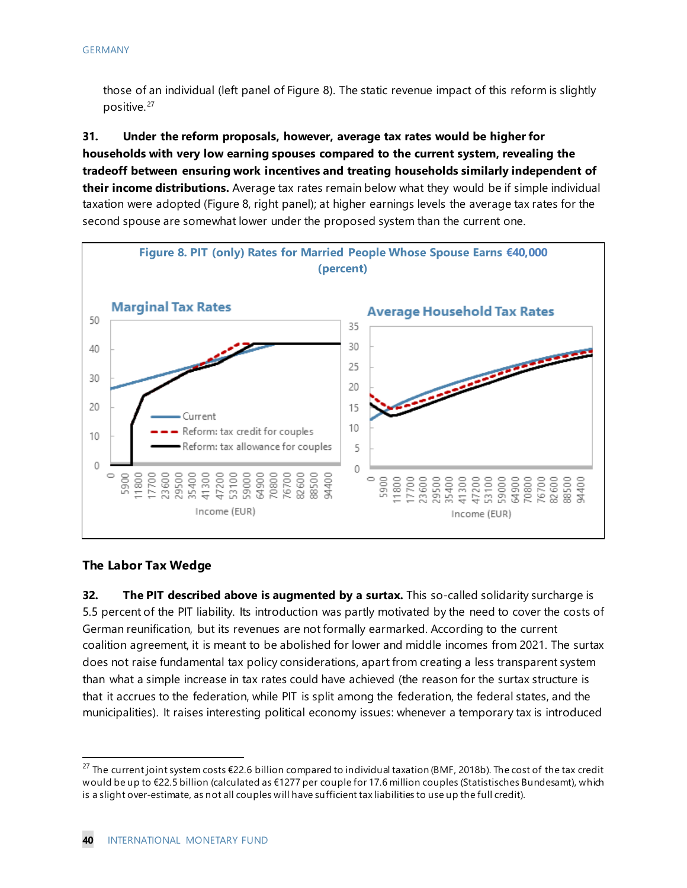those of an individual (left panel of Figure 8). The static revenue impact of this reform is slightly positive.[27]

**31. Under the reform proposals, however, average tax rates would be higher for households with very low earning spouses compared to the current system, revealing the tradeoff between ensuring work incentives and treating households similarly independent of their income distributions.** Average tax rates remain below what they would be if simple individual taxation were adopted (Figure 8, right panel); at higher earnings levels the average tax rates for the second spouse are somewhat lower under the proposed system than the current one.

**Figure 8. PIT (only) Rates for Married People Whose Spouse Earns €40,000 (percent)**

## The Labor Tax Wedge

**32. The PIT described above is augmented by a surtax.** This so-called solidarity surcharge is 5.5 percent of the PIT liability. Its introduction was partly motivated by the need to cover the costs of German reunification, but its revenues are not formally earmarked. According to the current coalition agreement, it is meant to be abolished for lower and middle incomes from 2021. The surtax does not raise fundamental tax policy considerations, apart from creating a less transparent system than what a simple increase in tax rates could have achieved (the reason for the surtax structure is that it accrues to the federation, while PIT is split among the federation, the federal states, and the municipalities). It raises interesting political economy issues: whenever a temporary tax is introduced

---

[27] The current joint system costs €22.6 billion compared to individual taxation (BMF, 2018b). The cost of the tax credit would be up to €22.5 billion (calculated as €1277 per couple for 17.6 million couples (Statistisches Bundesamt), which is a slight over-estimate, as not all couples will have sufficient tax liabilities to use up the full credit).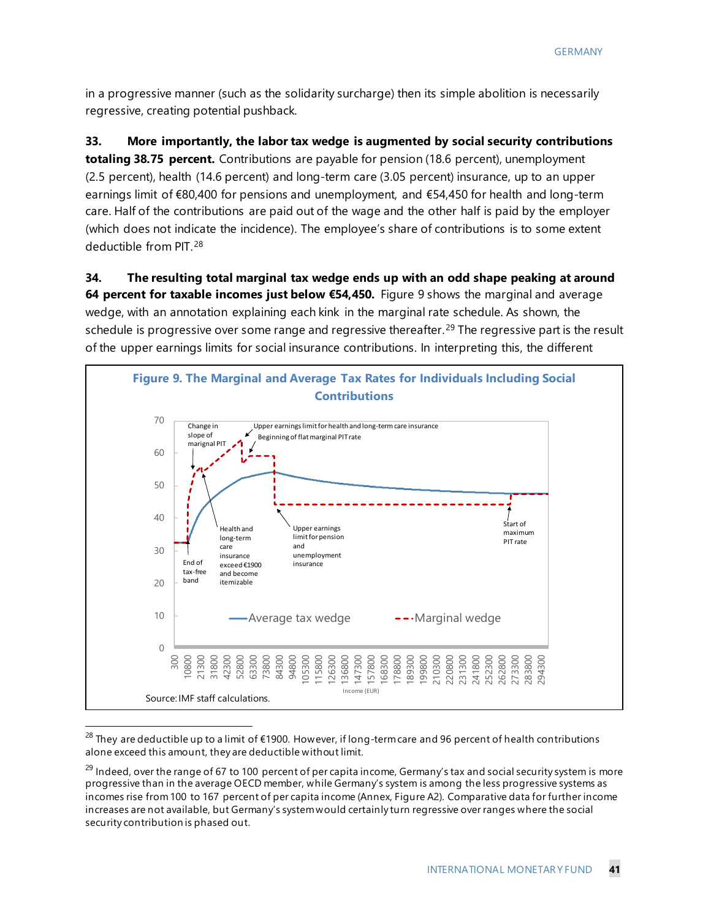in a progressive manner (such as the solidarity surcharge) then its simple abolition is necessarily regressive, creating potential pushback.

**33. More importantly, the labor tax wedge is augmented by social security contributions totaling 38.75 percent.** Contributions are payable for pension (18.6 percent), unemployment (2.5 percent), health (14.6 percent) and long-term care (3.05 percent) insurance, up to an upper earnings limit of €80,400 for pensions and unemployment, and €54,450 for health and long-term care. Half of the contributions are paid out of the wage and the other half is paid by the employer (which does not indicate the incidence). The employee's share of contributions is to some extent deductible from PIT.[28]

**34. The resulting total marginal tax wedge ends up with an odd shape peaking at around 64 percent for taxable incomes just below €54,450.** Figure 9 shows the marginal and average wedge, with an annotation explaining each kink in the marginal rate schedule. As shown, the schedule is progressive over some range and regressive thereafter.[29] The regressive part is the result of the upper earnings limits for social insurance contributions. In interpreting this, the different

**Figure 9. The Marginal and Average Tax Rates for Individuals Including Social Contributions**

Source: IMF staff calculations.

[28] They are deductible up to a limit of €1900. However, if long-term care and 96 percent of health contributions alone exceed this amount, they are deductible without limit.

[29] Indeed, over the range of 67 to 100 percent of per capita income, Germany's tax and social security system is more progressive than in the average OECD member, while Germany's system is among the less progressive systems as incomes rise from 100 to 167 percent of per capita income (Annex, Figure A2). Comparative data for further income increases are not available, but Germany's system would certainly turn regressive over ranges where the social security contribution is phased out.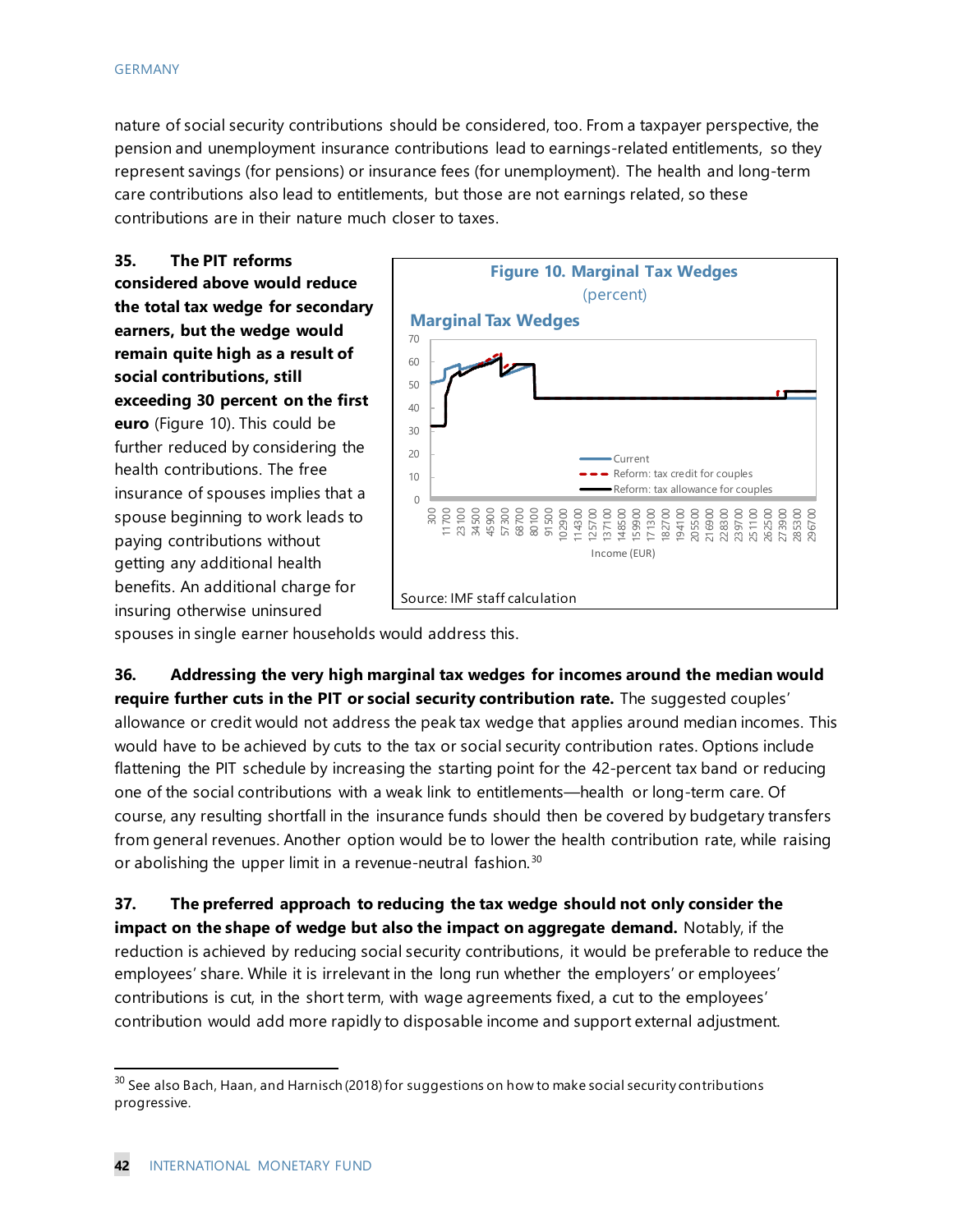nature of social security contributions should be considered, too. From a taxpayer perspective, the pension and unemployment insurance contributions lead to earnings-related entitlements, so they represent savings (for pensions) or insurance fees (for unemployment). The health and long-term care contributions also lead to entitlements, but those are not earnings related, so these contributions are in their nature much closer to taxes.

35. **The PIT reforms considered above would reduce the total tax wedge for secondary earners, but the wedge would remain quite high as a result of social contributions, still exceeding 30 percent on the first euro** (Figure 10). This could be further reduced by considering the health contributions. The free insurance of spouses implies that a spouse beginning to work leads to paying contributions without getting any additional health benefits. An additional charge for insuring otherwise uninsured spouses in single earner households would address this.

**Figure 10. Marginal Tax Wedges**
(percent)

Source: IMF staff calculation

36. **Addressing the very high marginal tax wedges for incomes around the median would require further cuts in the PIT or social security contribution rate.** The suggested couples' allowance or credit would not address the peak tax wedge that applies around median incomes. This would have to be achieved by cuts to the tax or social security contribution rates. Options include flattening the PIT schedule by increasing the starting point for the 42-percent tax band or reducing one of the social contributions with a weak link to entitlements—health or long-term care. Of course, any resulting shortfall in the insurance funds should then be covered by budgetary transfers from general revenues. Another option would be to lower the health contribution rate, while raising or abolishing the upper limit in a revenue-neutral fashion.[30]

37. **The preferred approach to reducing the tax wedge should not only consider the impact on the shape of wedge but also the impact on aggregate demand.** Notably, if the reduction is achieved by reducing social security contributions, it would be preferable to reduce the employees' share. While it is irrelevant in the long run whether the employers' or employees' contributions is cut, in the short term, with wage agreements fixed, a cut to the employees' contribution would add more rapidly to disposable income and support external adjustment.

[30] See also Bach, Haan, and Harnisch (2018) for suggestions on how to make social security contributions progressive.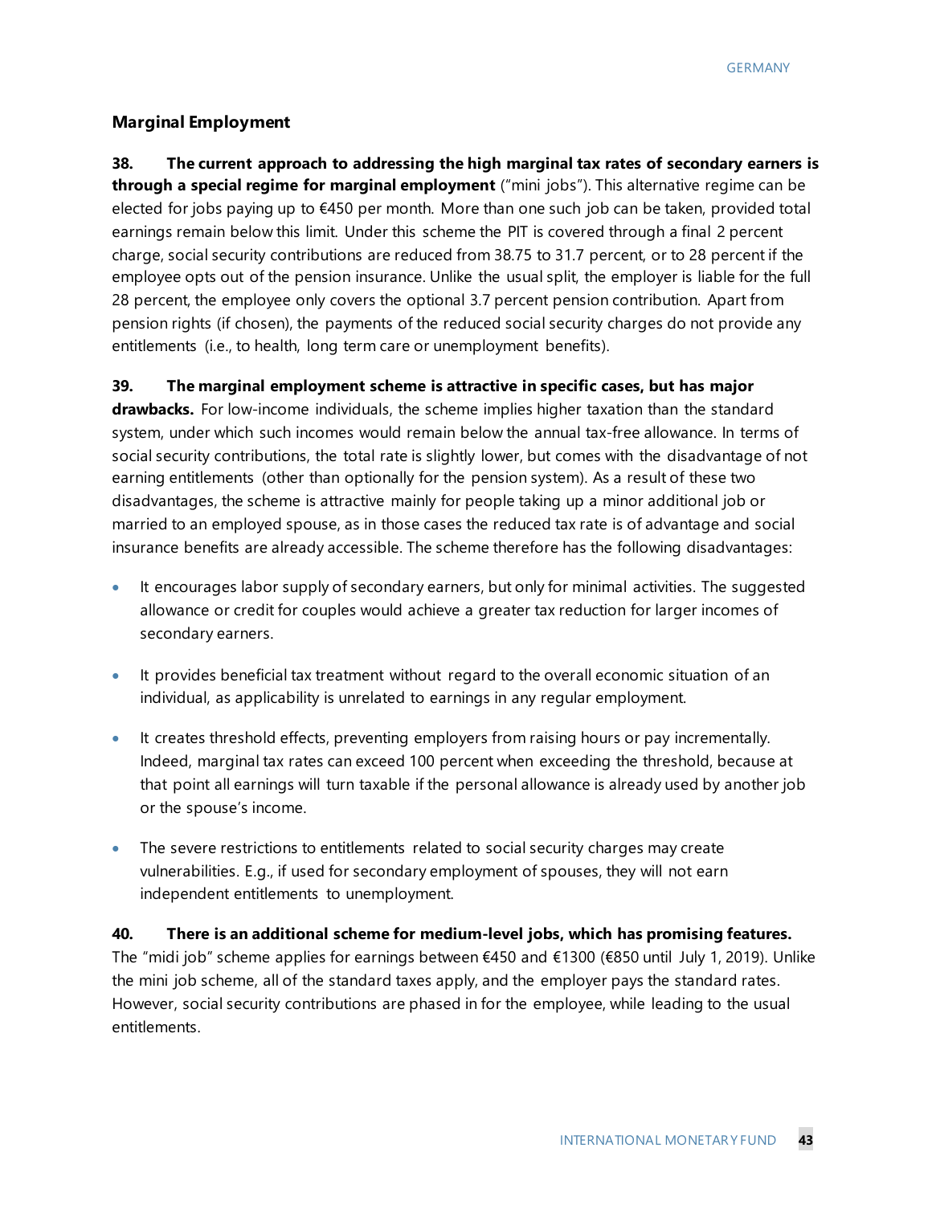### Marginal Employment

**38. The current approach to addressing the high marginal tax rates of secondary earners is through a special regime for marginal employment** ("mini jobs"). This alternative regime can be elected for jobs paying up to €450 per month. More than one such job can be taken, provided total earnings remain below this limit. Under this scheme the PIT is covered through a final 2 percent charge, social security contributions are reduced from 38.75 to 31.7 percent, or to 28 percent if the employee opts out of the pension insurance. Unlike the usual split, the employer is liable for the full 28 percent, the employee only covers the optional 3.7 percent pension contribution. Apart from pension rights (if chosen), the payments of the reduced social security charges do not provide any entitlements (i.e., to health, long term care or unemployment benefits).

**39. The marginal employment scheme is attractive in specific cases, but has major drawbacks.** For low-income individuals, the scheme implies higher taxation than the standard system, under which such incomes would remain below the annual tax-free allowance. In terms of social security contributions, the total rate is slightly lower, but comes with the disadvantage of not earning entitlements (other than optionally for the pension system). As a result of these two disadvantages, the scheme is attractive mainly for people taking up a minor additional job or married to an employed spouse, as in those cases the reduced tax rate is of advantage and social insurance benefits are already accessible. The scheme therefore has the following disadvantages:

- It encourages labor supply of secondary earners, but only for minimal activities. The suggested allowance or credit for couples would achieve a greater tax reduction for larger incomes of secondary earners.
- It provides beneficial tax treatment without regard to the overall economic situation of an individual, as applicability is unrelated to earnings in any regular employment.
- It creates threshold effects, preventing employers from raising hours or pay incrementally. Indeed, marginal tax rates can exceed 100 percent when exceeding the threshold, because at that point all earnings will turn taxable if the personal allowance is already used by another job or the spouse's income.
- The severe restrictions to entitlements related to social security charges may create vulnerabilities. E.g., if used for secondary employment of spouses, they will not earn independent entitlements to unemployment.

**40. There is an additional scheme for medium-level jobs, which has promising features.** The "midi job" scheme applies for earnings between €450 and €1300 (€850 until July 1, 2019). Unlike the mini job scheme, all of the standard taxes apply, and the employer pays the standard rates. However, social security contributions are phased in for the employee, while leading to the usual entitlements.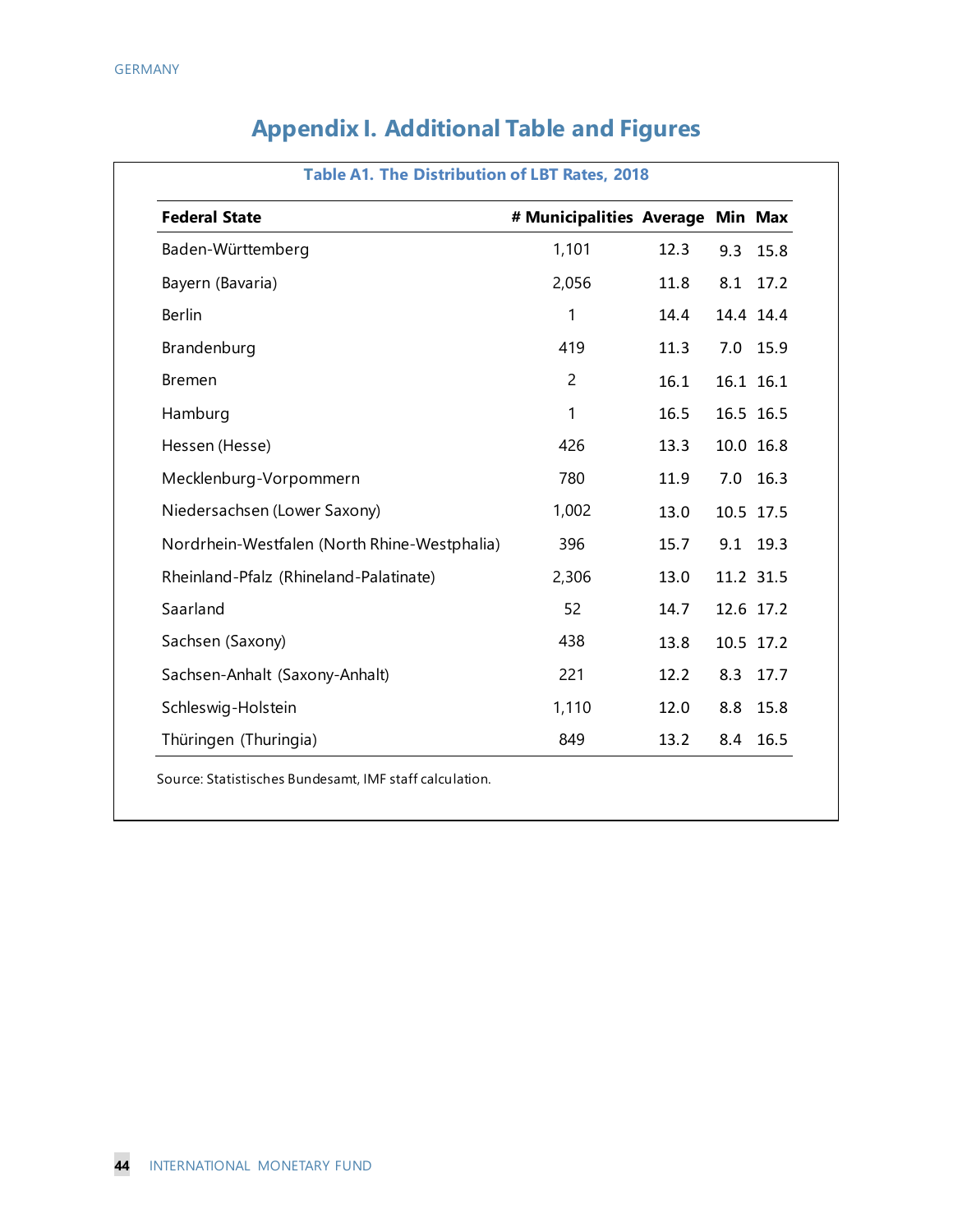# Appendix I. Additional Table and Figures

**Table A1. The Distribution of LBT Rates, 2018**

| Federal State | # Municipalities | Average | Min | Max |
|---|---|---|---|---|
| Baden-Württemberg | 1,101 | 12.3 | 9.3 | 15.8 |
| Bayern (Bavaria) | 2,056 | 11.8 | 8.1 | 17.2 |
| Berlin | 1 | 14.4 | 14.4 | 14.4 |
| Brandenburg | 419 | 11.3 | 7.0 | 15.9 |
| Bremen | 2 | 16.1 | 16.1 | 16.1 |
| Hamburg | 1 | 16.5 | 16.5 | 16.5 |
| Hessen (Hesse) | 426 | 13.3 | 10.0 | 16.8 |
| Mecklenburg-Vorpommern | 780 | 11.9 | 7.0 | 16.3 |
| Niedersachsen (Lower Saxony) | 1,002 | 13.0 | 10.5 | 17.5 |
| Nordrhein-Westfalen (North Rhine-Westphalia) | 396 | 15.7 | 9.1 | 19.3 |
| Rheinland-Pfalz (Rhineland-Palatinate) | 2,306 | 13.0 | 11.2 | 31.5 |
| Saarland | 52 | 14.7 | 12.6 | 17.2 |
| Sachsen (Saxony) | 438 | 13.8 | 10.5 | 17.2 |
| Sachsen-Anhalt (Saxony-Anhalt) | 221 | 12.2 | 8.3 | 17.7 |
| Schleswig-Holstein | 1,110 | 12.0 | 8.8 | 15.8 |
| Thüringen (Thuringia) | 849 | 13.2 | 8.4 | 16.5 |

Source: Statistisches Bundesamt, IMF staff calculation.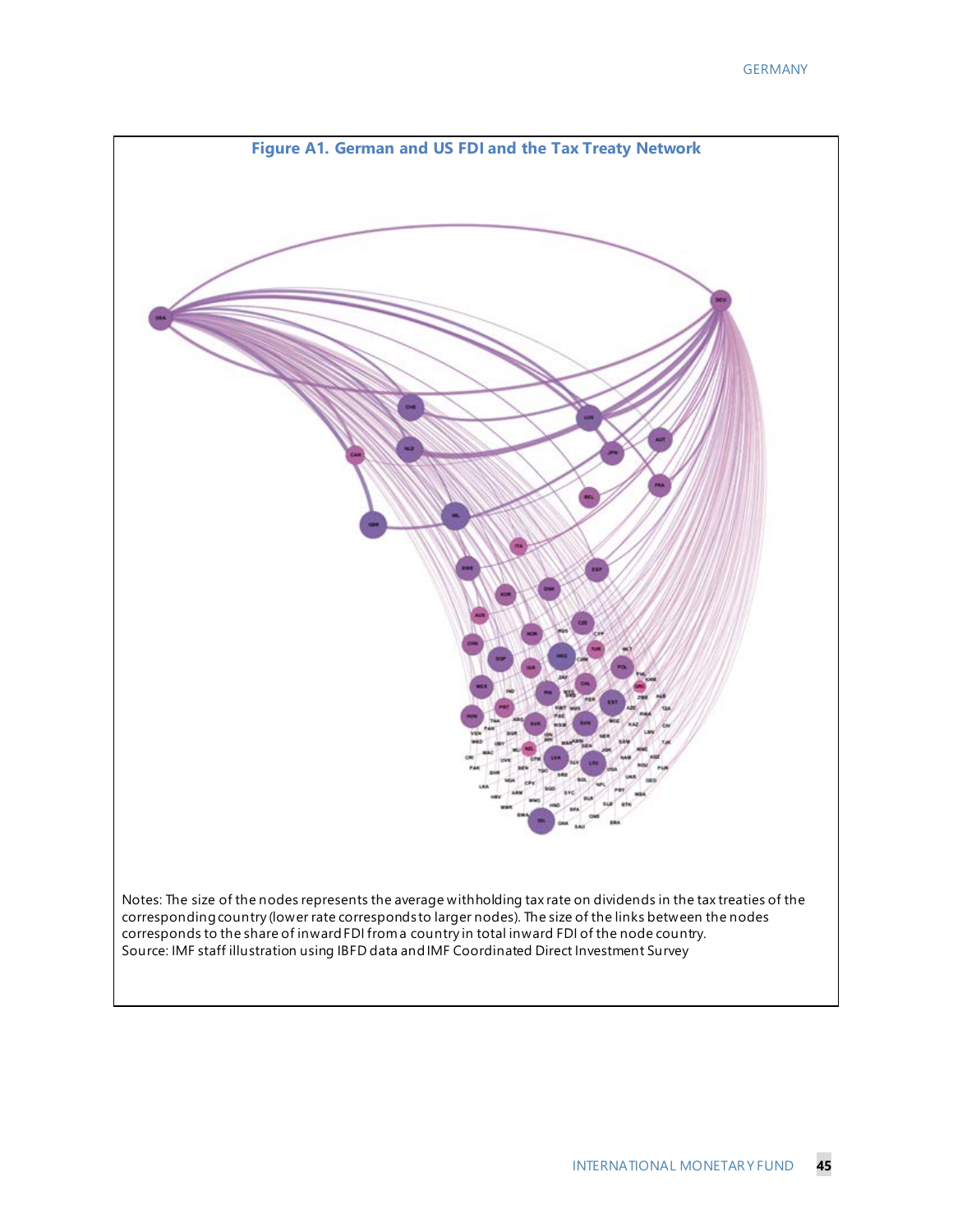**Figure A1. German and US FDI and the Tax Treaty Network**

Notes: The size of the nodes represents the average withholding tax rate on dividends in the tax treaties of the corresponding country (lower rate corresponds to larger nodes). The size of the links between the nodes corresponds to the share of inward FDI from a country in total inward FDI of the node country.
Source: IMF staff illustration using IBFD data and IMF Coordinated Direct Investment Survey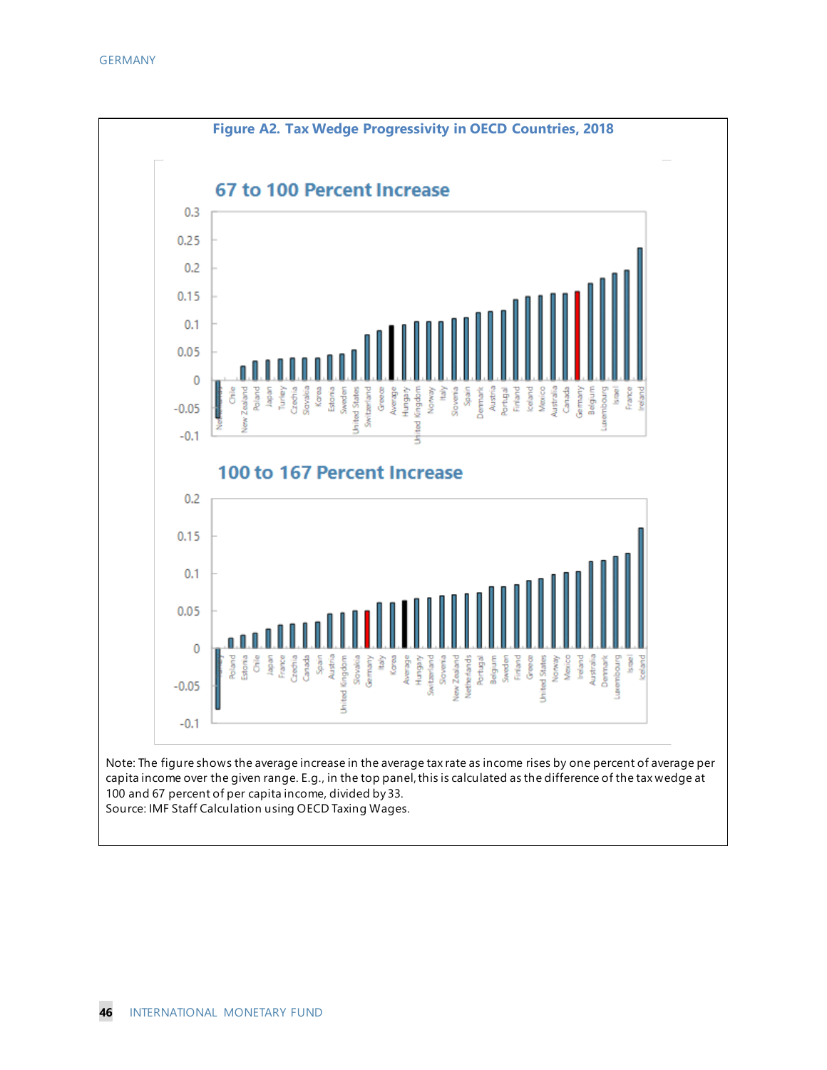**Figure A2. Tax Wedge Progressivity in OECD Countries, 2018**

Note: The figure shows the average increase in the average tax rate as income rises by one percent of average per capita income over the given range. E.g., in the top panel, this is calculated as the difference of the tax wedge at 100 and 67 percent of per capita income, divided by 33.
Source: IMF Staff Calculation using OECD Taxing Wages.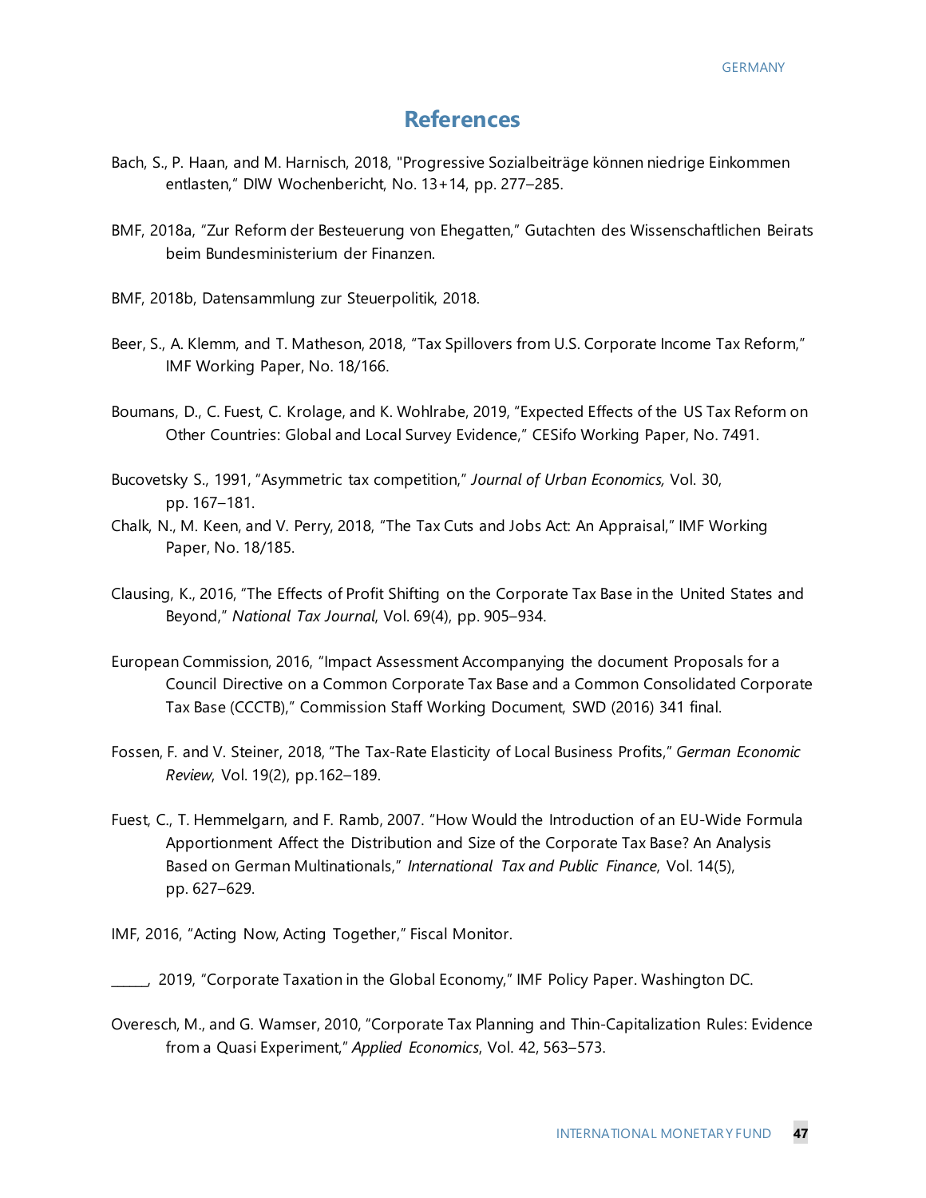# References

Bach, S., P. Haan, and M. Harnisch, 2018, "Progressive Sozialbeiträge können niedrige Einkommen entlasten," DIW Wochenbericht, No. 13+14, pp. 277–285.

BMF, 2018a, "Zur Reform der Besteuerung von Ehegatten," Gutachten des Wissenschaftlichen Beirats beim Bundesministerium der Finanzen.

BMF, 2018b, Datensammlung zur Steuerpolitik, 2018.

Beer, S., A. Klemm, and T. Matheson, 2018, "Tax Spillovers from U.S. Corporate Income Tax Reform," IMF Working Paper, No. 18/166.

Boumans, D., C. Fuest, C. Krolage, and K. Wohlrabe, 2019, "Expected Effects of the US Tax Reform on Other Countries: Global and Local Survey Evidence," CESifo Working Paper, No. 7491.

Bucovetsky S., 1991, "Asymmetric tax competition," *Journal of Urban Economics,* Vol. 30, pp. 167–181.

Chalk, N., M. Keen, and V. Perry, 2018, "The Tax Cuts and Jobs Act: An Appraisal," IMF Working Paper, No. 18/185.

Clausing, K., 2016, "The Effects of Profit Shifting on the Corporate Tax Base in the United States and Beyond," *National Tax Journal*, Vol. 69(4), pp. 905–934.

European Commission, 2016, "Impact Assessment Accompanying the document Proposals for a Council Directive on a Common Corporate Tax Base and a Common Consolidated Corporate Tax Base (CCCTB)," Commission Staff Working Document, SWD (2016) 341 final.

Fossen, F. and V. Steiner, 2018, "The Tax-Rate Elasticity of Local Business Profits," *German Economic Review*, Vol. 19(2), pp.162–189.

Fuest, C., T. Hemmelgarn, and F. Ramb, 2007. "How Would the Introduction of an EU-Wide Formula Apportionment Affect the Distribution and Size of the Corporate Tax Base? An Analysis Based on German Multinationals," *International Tax and Public Finance*, Vol. 14(5), pp. 627–629.

IMF, 2016, "Acting Now, Acting Together," Fiscal Monitor.

_____, 2019, "Corporate Taxation in the Global Economy," IMF Policy Paper. Washington DC.

Overesch, M., and G. Wamser, 2010, "Corporate Tax Planning and Thin-Capitalization Rules: Evidence from a Quasi Experiment," *Applied Economics*, Vol. 42, 563–573.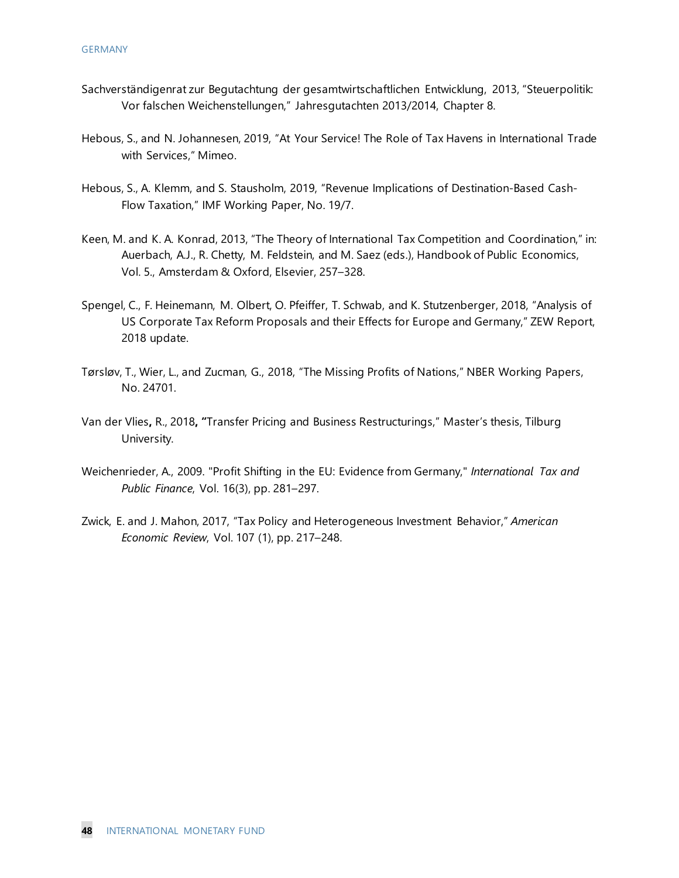Sachverständigenrat zur Begutachtung der gesamtwirtschaftlichen Entwicklung, 2013, "Steuerpolitik: Vor falschen Weichenstellungen," Jahresgutachten 2013/2014, Chapter 8.

Hebous, S., and N. Johannesen, 2019, "At Your Service! The Role of Tax Havens in International Trade with Services," Mimeo.

Hebous, S., A. Klemm, and S. Stausholm, 2019, "Revenue Implications of Destination-Based Cash-Flow Taxation," IMF Working Paper, No. 19/7.

Keen, M. and K. A. Konrad, 2013, "The Theory of International Tax Competition and Coordination," in: Auerbach, A.J., R. Chetty, M. Feldstein, and M. Saez (eds.), Handbook of Public Economics, Vol. 5., Amsterdam & Oxford, Elsevier, 257–328.

Spengel, C., F. Heinemann, M. Olbert, O. Pfeiffer, T. Schwab, and K. Stutzenberger, 2018, "Analysis of US Corporate Tax Reform Proposals and their Effects for Europe and Germany," ZEW Report, 2018 update.

Tørsløv, T., Wier, L., and Zucman, G., 2018, "The Missing Profits of Nations," NBER Working Papers, No. 24701.

Van der Vlies**,** R., 2018**, "**Transfer Pricing and Business Restructurings," Master's thesis, Tilburg University.

Weichenrieder, A., 2009. "Profit Shifting in the EU: Evidence from Germany," *International Tax and Public Finance*, Vol. 16(3), pp. 281–297.

Zwick, E. and J. Mahon, 2017, "Tax Policy and Heterogeneous Investment Behavior," *American Economic Review*, Vol. 107 (1), pp. 217–248.